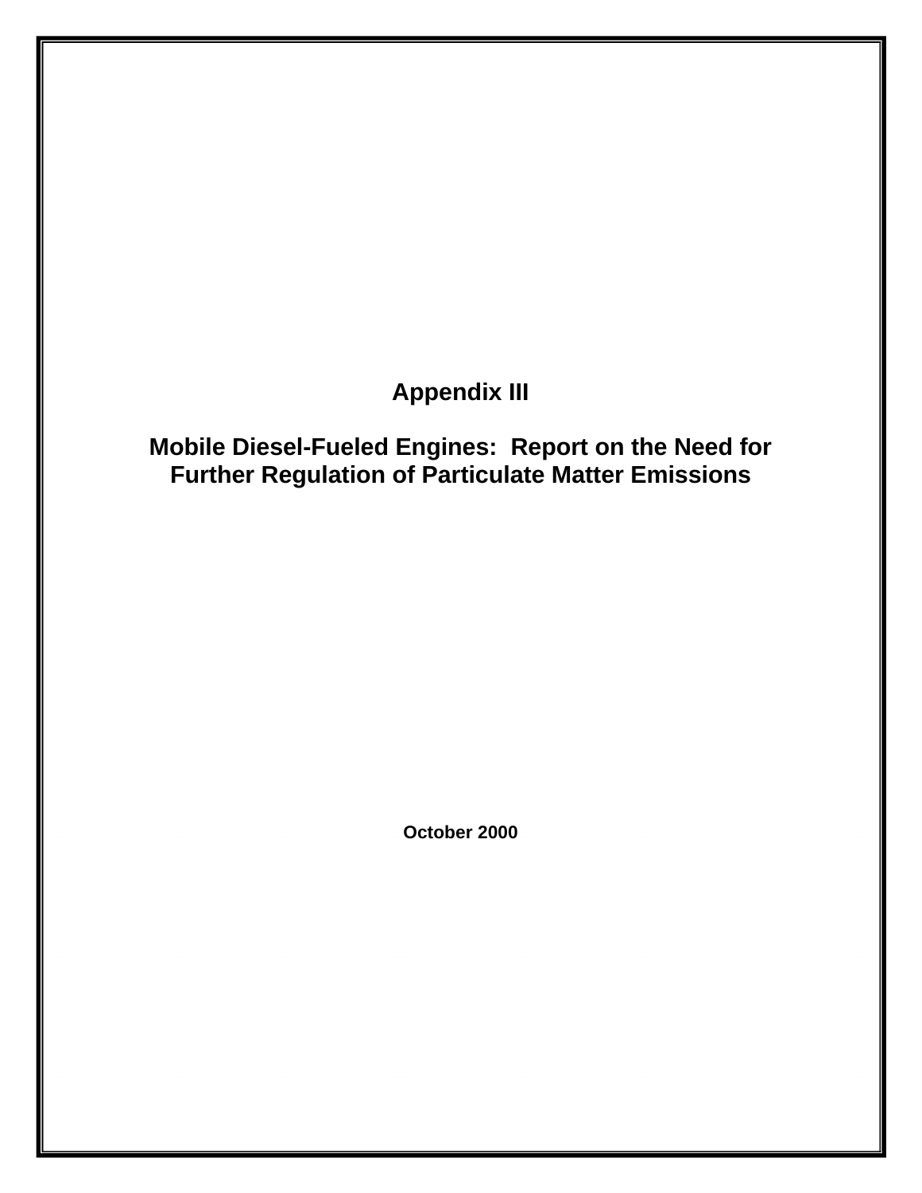# Appendix III

## Mobile Diesel-Fueled Engines: Report on the Need for Further Regulation of Particulate Matter Emissions

**October 2000**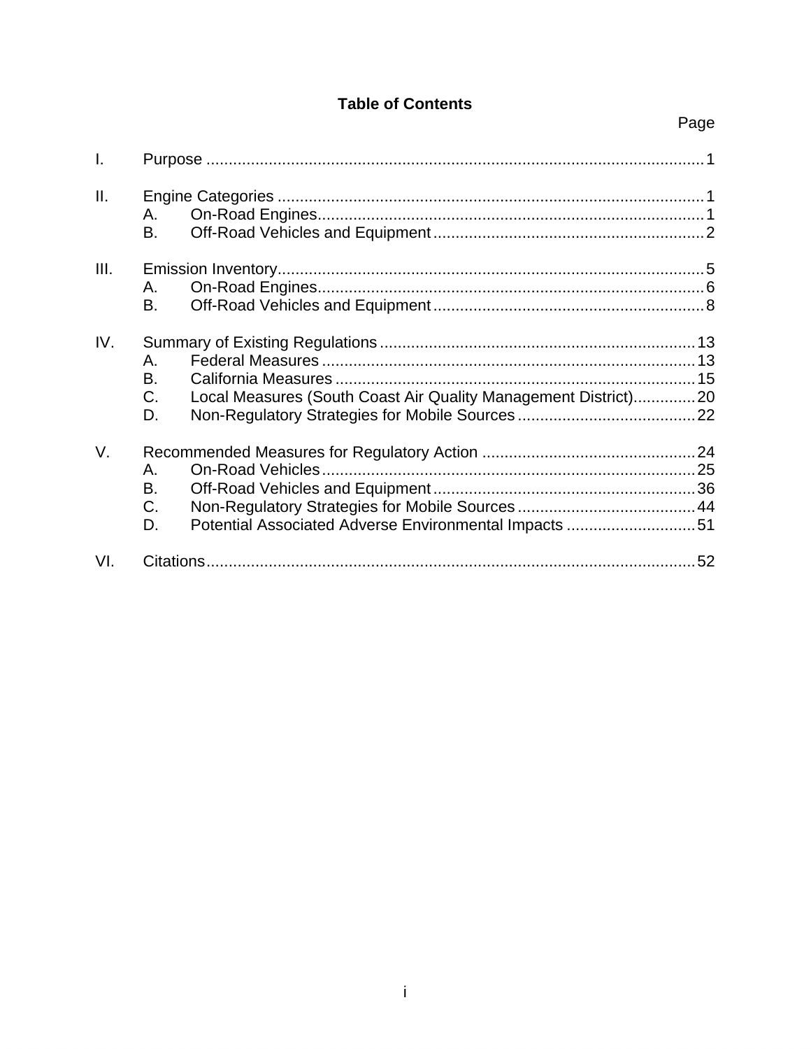# Table of Contents

Page

I. Purpose ........................................................................................................ 1

II. Engine Categories ........................................................................................ 1
   A. On-Road Engines ...................................................................................... 1
   B. Off-Road Vehicles and Equipment ............................................................. 2

III. Emission Inventory ....................................................................................... 5
   A. On-Road Engines ...................................................................................... 6
   B. Off-Road Vehicles and Equipment ............................................................. 8

IV. Summary of Existing Regulations ................................................................ 13
   A. Federal Measures .................................................................................... 13
   B. California Measures ................................................................................. 15
   C. Local Measures (South Coast Air Quality Management District) .............. 20
   D. Non-Regulatory Strategies for Mobile Sources ........................................ 22

V. Recommended Measures for Regulatory Action .......................................... 24
   A. On-Road Vehicles .................................................................................... 25
   B. Off-Road Vehicles and Equipment ........................................................... 36
   C. Non-Regulatory Strategies for Mobile Sources ........................................ 44
   D. Potential Associated Adverse Environmental Impacts ............................. 51

VI. Citations ...................................................................................................... 52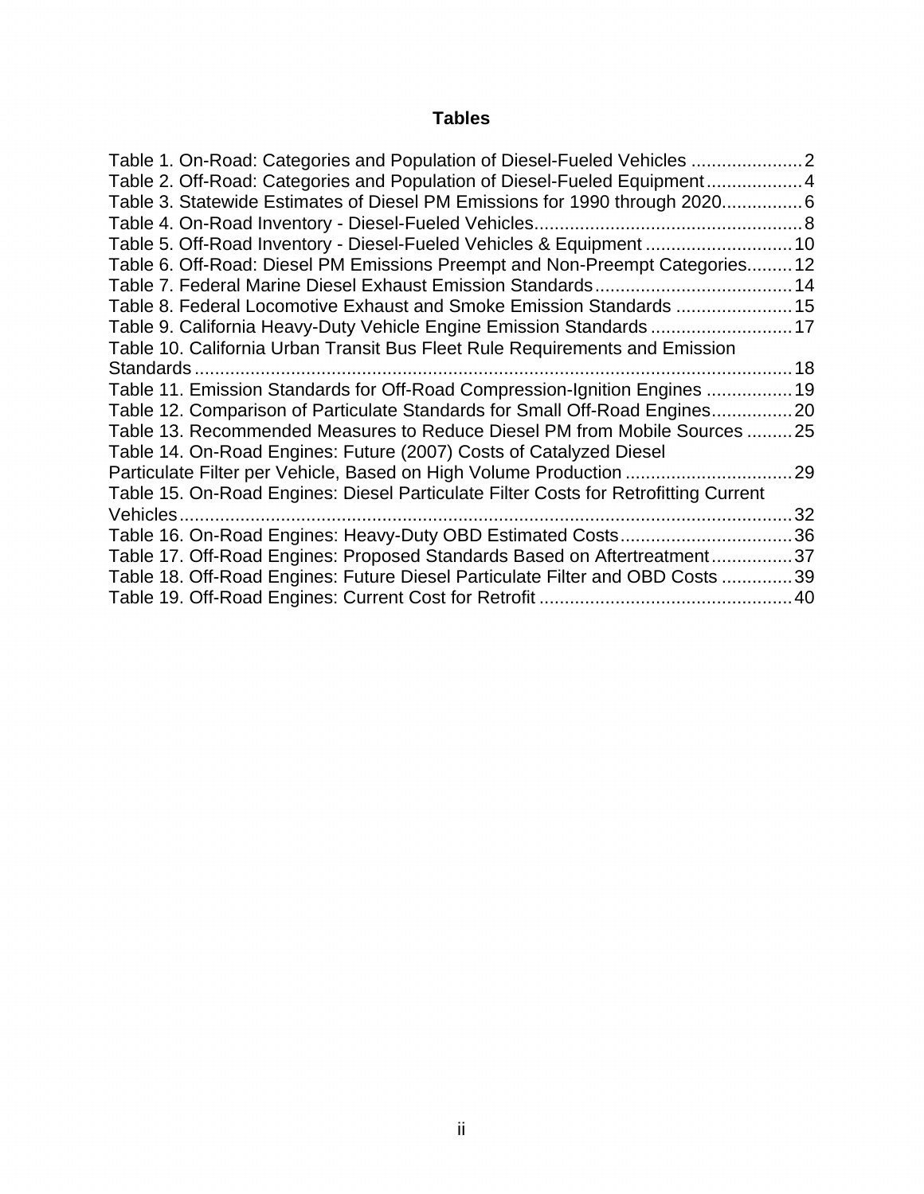## Tables

Table 1. On-Road: Categories and Population of Diesel-Fueled Vehicles ...................... 2
Table 2. Off-Road: Categories and Population of Diesel-Fueled Equipment ................... 4
Table 3. Statewide Estimates of Diesel PM Emissions for 1990 through 2020 ................ 6
Table 4. On-Road Inventory - Diesel-Fueled Vehicles ..................................................... 8
Table 5. Off-Road Inventory - Diesel-Fueled Vehicles & Equipment ............................. 10
Table 6. Off-Road: Diesel PM Emissions Preempt and Non-Preempt Categories ......... 12
Table 7. Federal Marine Diesel Exhaust Emission Standards ....................................... 14
Table 8. Federal Locomotive Exhaust and Smoke Emission Standards ....................... 15
Table 9. California Heavy-Duty Vehicle Engine Emission Standards ............................ 17
Table 10. California Urban Transit Bus Fleet Rule Requirements and Emission Standards ....................................................................................................................... 18
Table 11. Emission Standards for Off-Road Compression-Ignition Engines ................. 19
Table 12. Comparison of Particulate Standards for Small Off-Road Engines ................ 20
Table 13. Recommended Measures to Reduce Diesel PM from Mobile Sources ......... 25
Table 14. On-Road Engines: Future (2007) Costs of Catalyzed Diesel Particulate Filter per Vehicle, Based on High Volume Production ................................. 29
Table 15. On-Road Engines: Diesel Particulate Filter Costs for Retrofitting Current Vehicles .......................................................................................................................... 32
Table 16. On-Road Engines: Heavy-Duty OBD Estimated Costs .................................. 36
Table 17. Off-Road Engines: Proposed Standards Based on Aftertreatment ................ 37
Table 18. Off-Road Engines: Future Diesel Particulate Filter and OBD Costs .............. 39
Table 19. Off-Road Engines: Current Cost for Retrofit .................................................. 40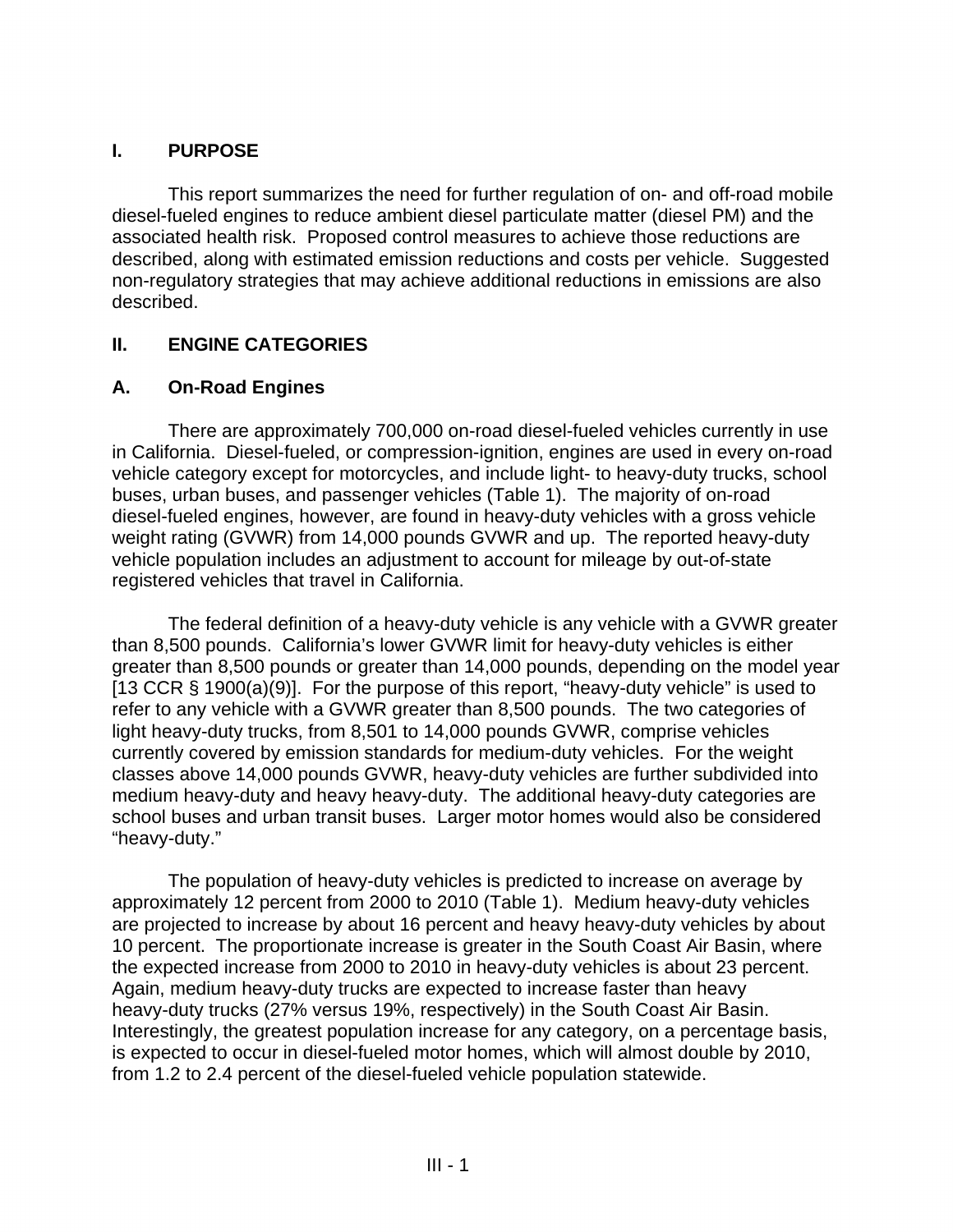## I. PURPOSE

This report summarizes the need for further regulation of on- and off-road mobile diesel-fueled engines to reduce ambient diesel particulate matter (diesel PM) and the associated health risk. Proposed control measures to achieve those reductions are described, along with estimated emission reductions and costs per vehicle. Suggested non-regulatory strategies that may achieve additional reductions in emissions are also described.

## II. ENGINE CATEGORIES

### A. On-Road Engines

There are approximately 700,000 on-road diesel-fueled vehicles currently in use in California. Diesel-fueled, or compression-ignition, engines are used in every on-road vehicle category except for motorcycles, and include light- to heavy-duty trucks, school buses, urban buses, and passenger vehicles (Table 1). The majority of on-road diesel-fueled engines, however, are found in heavy-duty vehicles with a gross vehicle weight rating (GVWR) from 14,000 pounds GVWR and up. The reported heavy-duty vehicle population includes an adjustment to account for mileage by out-of-state registered vehicles that travel in California.

The federal definition of a heavy-duty vehicle is any vehicle with a GVWR greater than 8,500 pounds. California's lower GVWR limit for heavy-duty vehicles is either greater than 8,500 pounds or greater than 14,000 pounds, depending on the model year [13 CCR § 1900(a)(9)]. For the purpose of this report, "heavy-duty vehicle" is used to refer to any vehicle with a GVWR greater than 8,500 pounds. The two categories of light heavy-duty trucks, from 8,501 to 14,000 pounds GVWR, comprise vehicles currently covered by emission standards for medium-duty vehicles. For the weight classes above 14,000 pounds GVWR, heavy-duty vehicles are further subdivided into medium heavy-duty and heavy heavy-duty. The additional heavy-duty categories are school buses and urban transit buses. Larger motor homes would also be considered "heavy-duty."

The population of heavy-duty vehicles is predicted to increase on average by approximately 12 percent from 2000 to 2010 (Table 1). Medium heavy-duty vehicles are projected to increase by about 16 percent and heavy heavy-duty vehicles by about 10 percent. The proportionate increase is greater in the South Coast Air Basin, where the expected increase from 2000 to 2010 in heavy-duty vehicles is about 23 percent. Again, medium heavy-duty trucks are expected to increase faster than heavy heavy-duty trucks (27% versus 19%, respectively) in the South Coast Air Basin. Interestingly, the greatest population increase for any category, on a percentage basis, is expected to occur in diesel-fueled motor homes, which will almost double by 2010, from 1.2 to 2.4 percent of the diesel-fueled vehicle population statewide.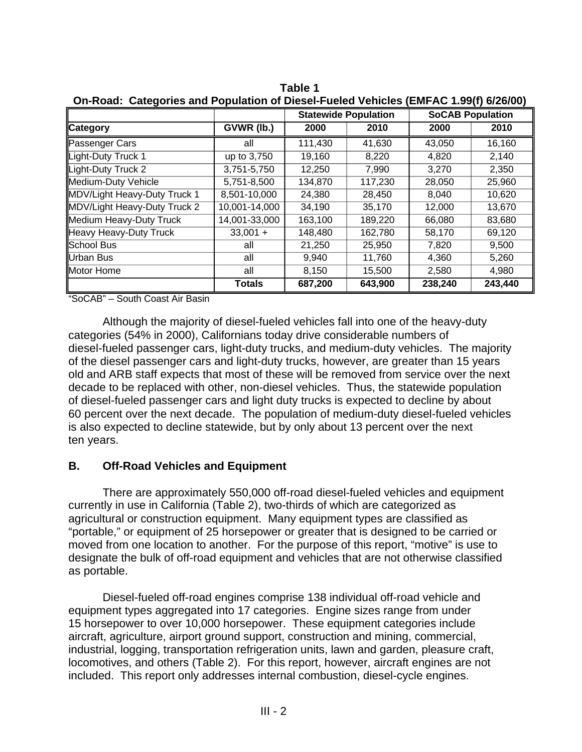**Table 1**
**On-Road: Categories and Population of Diesel-Fueled Vehicles (EMFAC 1.99(f) 6/26/00)**

| | | Statewide Population | | SoCAB Population | |
|---|---|---|---|---|---|
| **Category** | **GVWR (lb.)** | **2000** | **2010** | **2000** | **2010** |
| Passenger Cars | all | 111,430 | 41,630 | 43,050 | 16,160 |
| Light-Duty Truck 1 | up to 3,750 | 19,160 | 8,220 | 4,820 | 2,140 |
| Light-Duty Truck 2 | 3,751-5,750 | 12,250 | 7,990 | 3,270 | 2,350 |
| Medium-Duty Vehicle | 5,751-8,500 | 134,870 | 117,230 | 28,050 | 25,960 |
| MDV/Light Heavy-Duty Truck 1 | 8,501-10,000 | 24,380 | 28,450 | 8,040 | 10,620 |
| MDV/Light Heavy-Duty Truck 2 | 10,001-14,000 | 34,190 | 35,170 | 12,000 | 13,670 |
| Medium Heavy-Duty Truck | 14,001-33,000 | 163,100 | 189,220 | 66,080 | 83,680 |
| Heavy Heavy-Duty Truck | 33,001 + | 148,480 | 162,780 | 58,170 | 69,120 |
| School Bus | all | 21,250 | 25,950 | 7,820 | 9,500 |
| Urban Bus | all | 9,940 | 11,760 | 4,360 | 5,260 |
| Motor Home | all | 8,150 | 15,500 | 2,580 | 4,980 |
| | **Totals** | **687,200** | **643,900** | **238,240** | **243,440** |

"SoCAB" – South Coast Air Basin

Although the majority of diesel-fueled vehicles fall into one of the heavy-duty categories (54% in 2000), Californians today drive considerable numbers of diesel-fueled passenger cars, light-duty trucks, and medium-duty vehicles. The majority of the diesel passenger cars and light-duty trucks, however, are greater than 15 years old and ARB staff expects that most of these will be removed from service over the next decade to be replaced with other, non-diesel vehicles. Thus, the statewide population of diesel-fueled passenger cars and light duty trucks is expected to decline by about 60 percent over the next decade. The population of medium-duty diesel-fueled vehicles is also expected to decline statewide, but by only about 13 percent over the next ten years.

## B. Off-Road Vehicles and Equipment

There are approximately 550,000 off-road diesel-fueled vehicles and equipment currently in use in California (Table 2), two-thirds of which are categorized as agricultural or construction equipment. Many equipment types are classified as "portable," or equipment of 25 horsepower or greater that is designed to be carried or moved from one location to another. For the purpose of this report, "motive" is use to designate the bulk of off-road equipment and vehicles that are not otherwise classified as portable.

Diesel-fueled off-road engines comprise 138 individual off-road vehicle and equipment types aggregated into 17 categories. Engine sizes range from under 15 horsepower to over 10,000 horsepower. These equipment categories include aircraft, agriculture, airport ground support, construction and mining, commercial, industrial, logging, transportation refrigeration units, lawn and garden, pleasure craft, locomotives, and others (Table 2). For this report, however, aircraft engines are not included. This report only addresses internal combustion, diesel-cycle engines.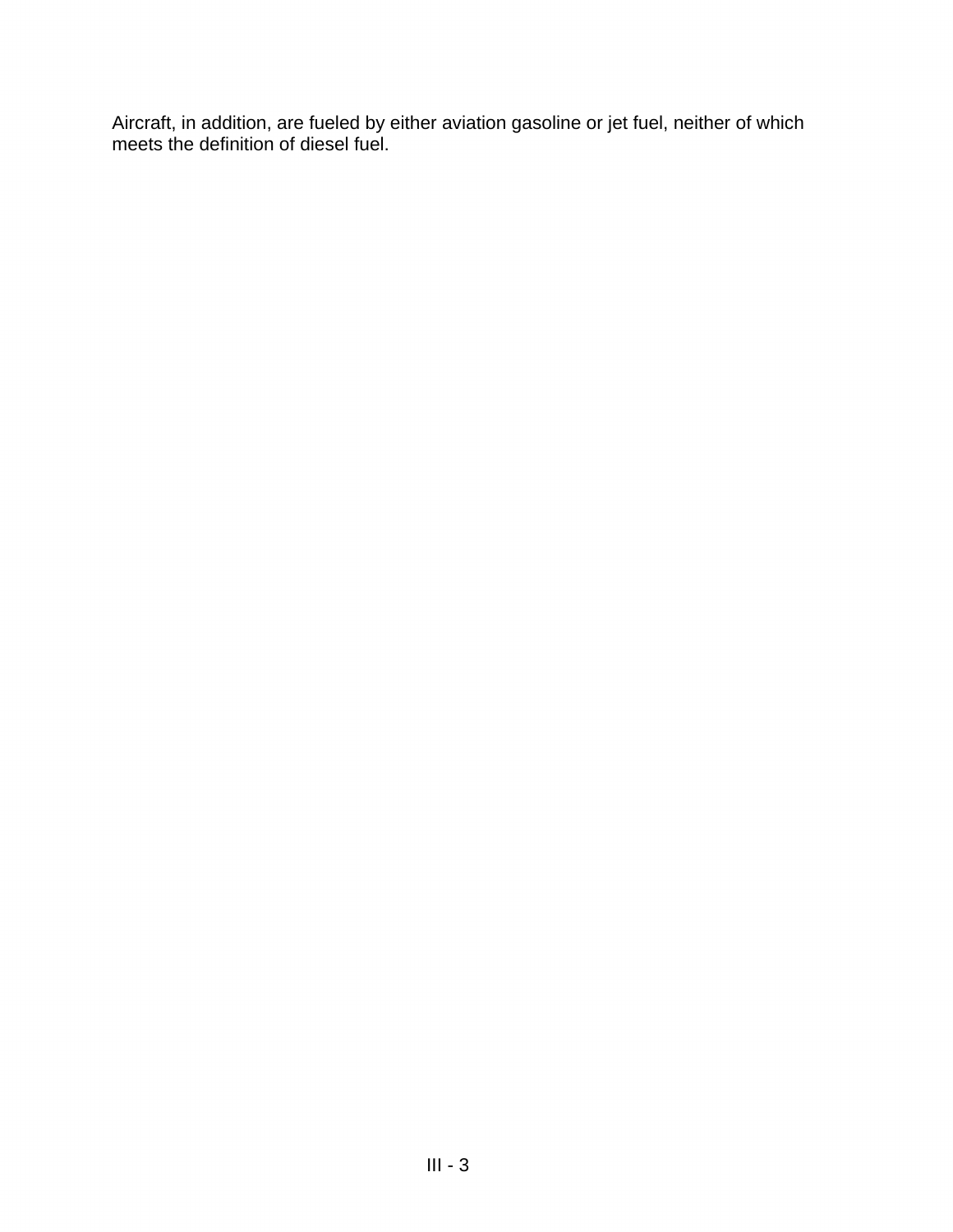Aircraft, in addition, are fueled by either aviation gasoline or jet fuel, neither of which meets the definition of diesel fuel.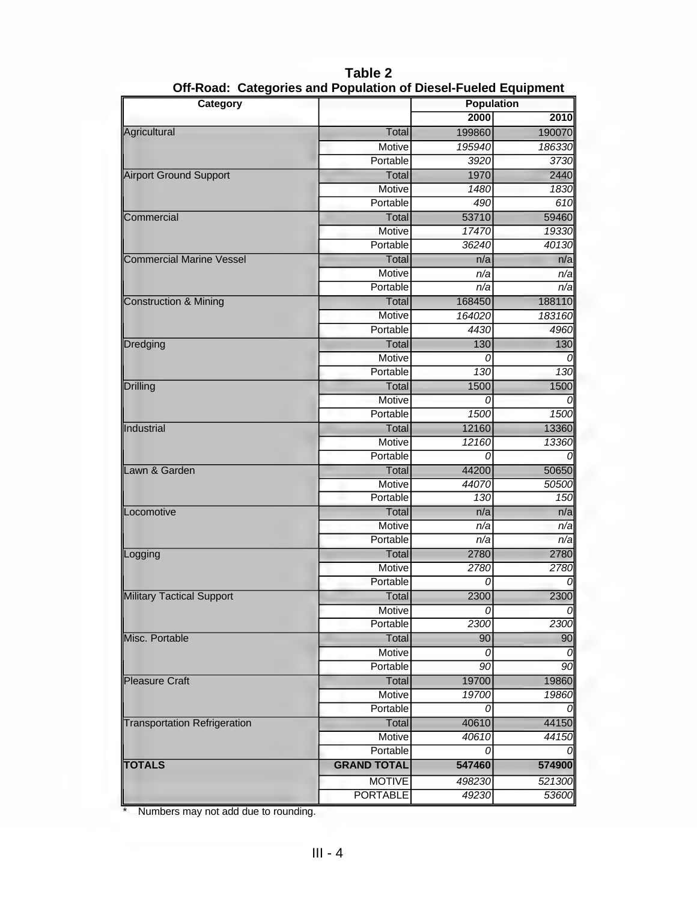**Table 2**
**Off-Road: Categories and Population of Diesel-Fueled Equipment**

| Category | | Population | |
|---|---|---|---|
| | | 2000 | 2010 |
| Agricultural | Total | 199860 | 190070 |
| | Motive | *195940* | *186330* |
| | Portable | *3920* | *3730* |
| Airport Ground Support | Total | 1970 | 2440 |
| | Motive | *1480* | *1830* |
| | Portable | *490* | *610* |
| Commercial | Total | 53710 | 59460 |
| | Motive | *17470* | *19330* |
| | Portable | *36240* | *40130* |
| Commercial Marine Vessel | Total | n/a | n/a |
| | Motive | *n/a* | *n/a* |
| | Portable | *n/a* | *n/a* |
| Construction & Mining | Total | 168450 | 188110 |
| | Motive | *164020* | *183160* |
| | Portable | *4430* | *4960* |
| Dredging | Total | 130 | 130 |
| | Motive | *0* | *0* |
| | Portable | *130* | *130* |
| Drilling | Total | 1500 | 1500 |
| | Motive | *0* | *0* |
| | Portable | *1500* | *1500* |
| Industrial | Total | 12160 | 13360 |
| | Motive | *12160* | *13360* |
| | Portable | *0* | *0* |
| Lawn & Garden | Total | 44200 | 50650 |
| | Motive | *44070* | *50500* |
| | Portable | *130* | *150* |
| Locomotive | Total | n/a | n/a |
| | Motive | *n/a* | *n/a* |
| | Portable | *n/a* | *n/a* |
| Logging | Total | 2780 | 2780 |
| | Motive | *2780* | *2780* |
| | Portable | *0* | *0* |
| Military Tactical Support | Total | 2300 | 2300 |
| | Motive | *0* | *0* |
| | Portable | *2300* | *2300* |
| Misc. Portable | Total | 90 | 90 |
| | Motive | *0* | *0* |
| | Portable | *90* | *90* |
| Pleasure Craft | Total | 19700 | 19860 |
| | Motive | *19700* | *19860* |
| | Portable | *0* | *0* |
| Transportation Refrigeration | Total | 40610 | 44150 |
| | Motive | *40610* | *44150* |
| | Portable | *0* | *0* |
| **TOTALS** | **GRAND TOTAL** | **547460** | **574900** |
| | MOTIVE | *498230* | *521300* |
| | PORTABLE | *49230* | *53600* |

\* Numbers may not add due to rounding.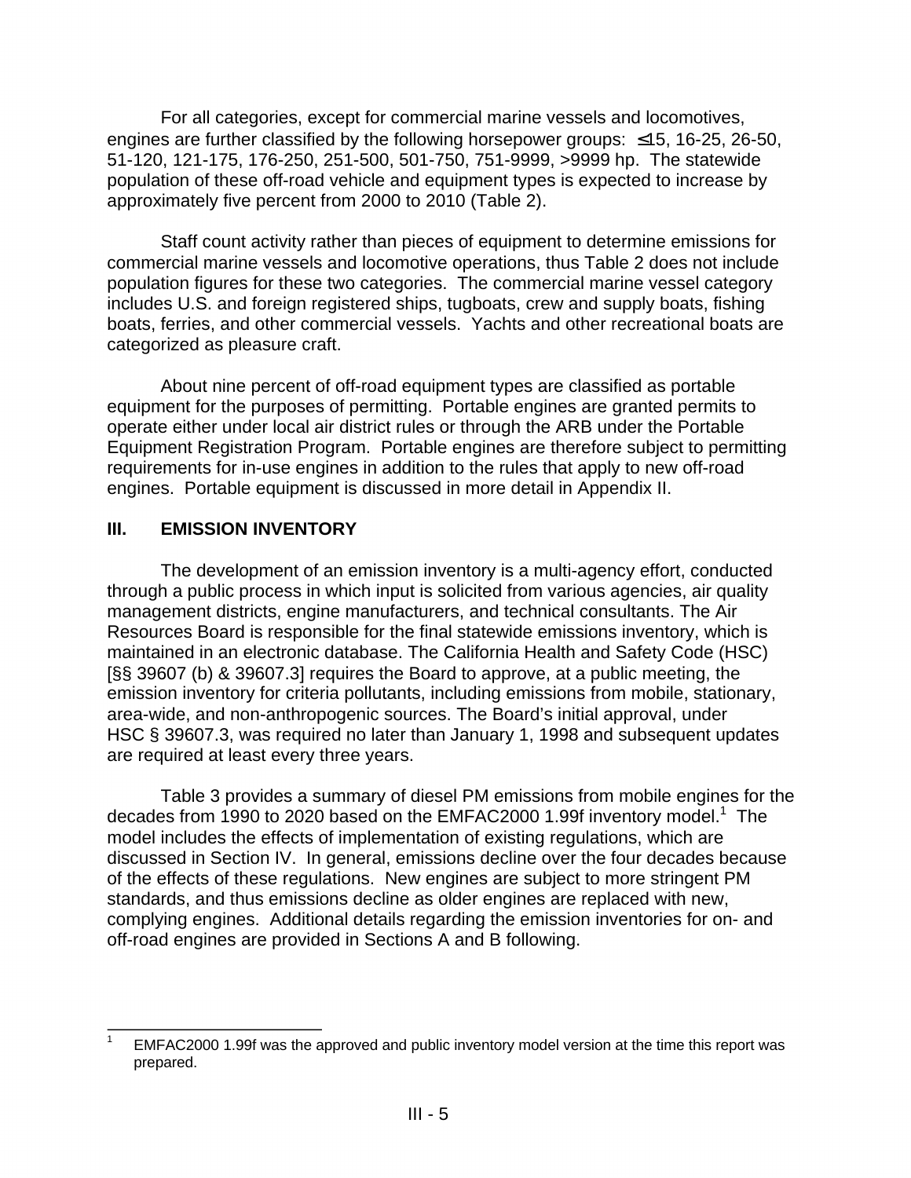For all categories, except for commercial marine vessels and locomotives, engines are further classified by the following horsepower groups: ≤15, 16-25, 26-50, 51-120, 121-175, 176-250, 251-500, 501-750, 751-9999, >9999 hp. The statewide population of these off-road vehicle and equipment types is expected to increase by approximately five percent from 2000 to 2010 (Table 2).

Staff count activity rather than pieces of equipment to determine emissions for commercial marine vessels and locomotive operations, thus Table 2 does not include population figures for these two categories. The commercial marine vessel category includes U.S. and foreign registered ships, tugboats, crew and supply boats, fishing boats, ferries, and other commercial vessels. Yachts and other recreational boats are categorized as pleasure craft.

About nine percent of off-road equipment types are classified as portable equipment for the purposes of permitting. Portable engines are granted permits to operate either under local air district rules or through the ARB under the Portable Equipment Registration Program. Portable engines are therefore subject to permitting requirements for in-use engines in addition to the rules that apply to new off-road engines. Portable equipment is discussed in more detail in Appendix II.

## III. EMISSION INVENTORY

The development of an emission inventory is a multi-agency effort, conducted through a public process in which input is solicited from various agencies, air quality management districts, engine manufacturers, and technical consultants. The Air Resources Board is responsible for the final statewide emissions inventory, which is maintained in an electronic database. The California Health and Safety Code (HSC) [§§ 39607 (b) & 39607.3] requires the Board to approve, at a public meeting, the emission inventory for criteria pollutants, including emissions from mobile, stationary, area-wide, and non-anthropogenic sources. The Board's initial approval, under HSC § 39607.3, was required no later than January 1, 1998 and subsequent updates are required at least every three years.

Table 3 provides a summary of diesel PM emissions from mobile engines for the decades from 1990 to 2020 based on the EMFAC2000 1.99f inventory model.[1] The model includes the effects of implementation of existing regulations, which are discussed in Section IV. In general, emissions decline over the four decades because of the effects of these regulations. New engines are subject to more stringent PM standards, and thus emissions decline as older engines are replaced with new, complying engines. Additional details regarding the emission inventories for on- and off-road engines are provided in Sections A and B following.

---

[1] EMFAC2000 1.99f was the approved and public inventory model version at the time this report was prepared.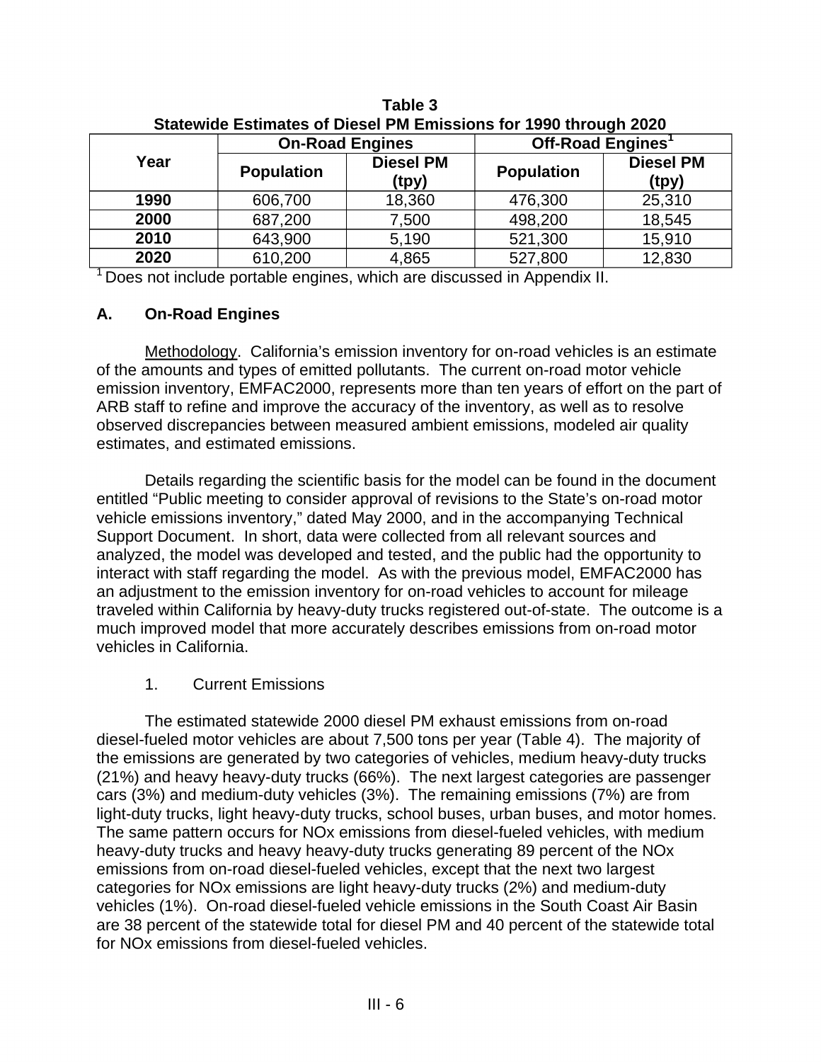**Table 3**
**Statewide Estimates of Diesel PM Emissions for 1990 through 2020**

| Year | On-Road Engines | | Off-Road Engines[1] | |
|---|---|---|---|---|
| | Population | Diesel PM (tpy) | Population | Diesel PM (tpy) |
| **1990** | 606,700 | 18,360 | 476,300 | 25,310 |
| **2000** | 687,200 | 7,500 | 498,200 | 18,545 |
| **2010** | 643,900 | 5,190 | 521,300 | 15,910 |
| **2020** | 610,200 | 4,865 | 527,800 | 12,830 |

[1] Does not include portable engines, which are discussed in Appendix II.

## A. On-Road Engines

Methodology. California's emission inventory for on-road vehicles is an estimate of the amounts and types of emitted pollutants. The current on-road motor vehicle emission inventory, EMFAC2000, represents more than ten years of effort on the part of ARB staff to refine and improve the accuracy of the inventory, as well as to resolve observed discrepancies between measured ambient emissions, modeled air quality estimates, and estimated emissions.

Details regarding the scientific basis for the model can be found in the document entitled "Public meeting to consider approval of revisions to the State's on-road motor vehicle emissions inventory," dated May 2000, and in the accompanying Technical Support Document. In short, data were collected from all relevant sources and analyzed, the model was developed and tested, and the public had the opportunity to interact with staff regarding the model. As with the previous model, EMFAC2000 has an adjustment to the emission inventory for on-road vehicles to account for mileage traveled within California by heavy-duty trucks registered out-of-state. The outcome is a much improved model that more accurately describes emissions from on-road motor vehicles in California.

### 1. Current Emissions

The estimated statewide 2000 diesel PM exhaust emissions from on-road diesel-fueled motor vehicles are about 7,500 tons per year (Table 4). The majority of the emissions are generated by two categories of vehicles, medium heavy-duty trucks (21%) and heavy heavy-duty trucks (66%). The next largest categories are passenger cars (3%) and medium-duty vehicles (3%). The remaining emissions (7%) are from light-duty trucks, light heavy-duty trucks, school buses, urban buses, and motor homes. The same pattern occurs for NOx emissions from diesel-fueled vehicles, with medium heavy-duty trucks and heavy heavy-duty trucks generating 89 percent of the NOx emissions from on-road diesel-fueled vehicles, except that the next two largest categories for NOx emissions are light heavy-duty trucks (2%) and medium-duty vehicles (1%). On-road diesel-fueled vehicle emissions in the South Coast Air Basin are 38 percent of the statewide total for diesel PM and 40 percent of the statewide total for NOx emissions from diesel-fueled vehicles.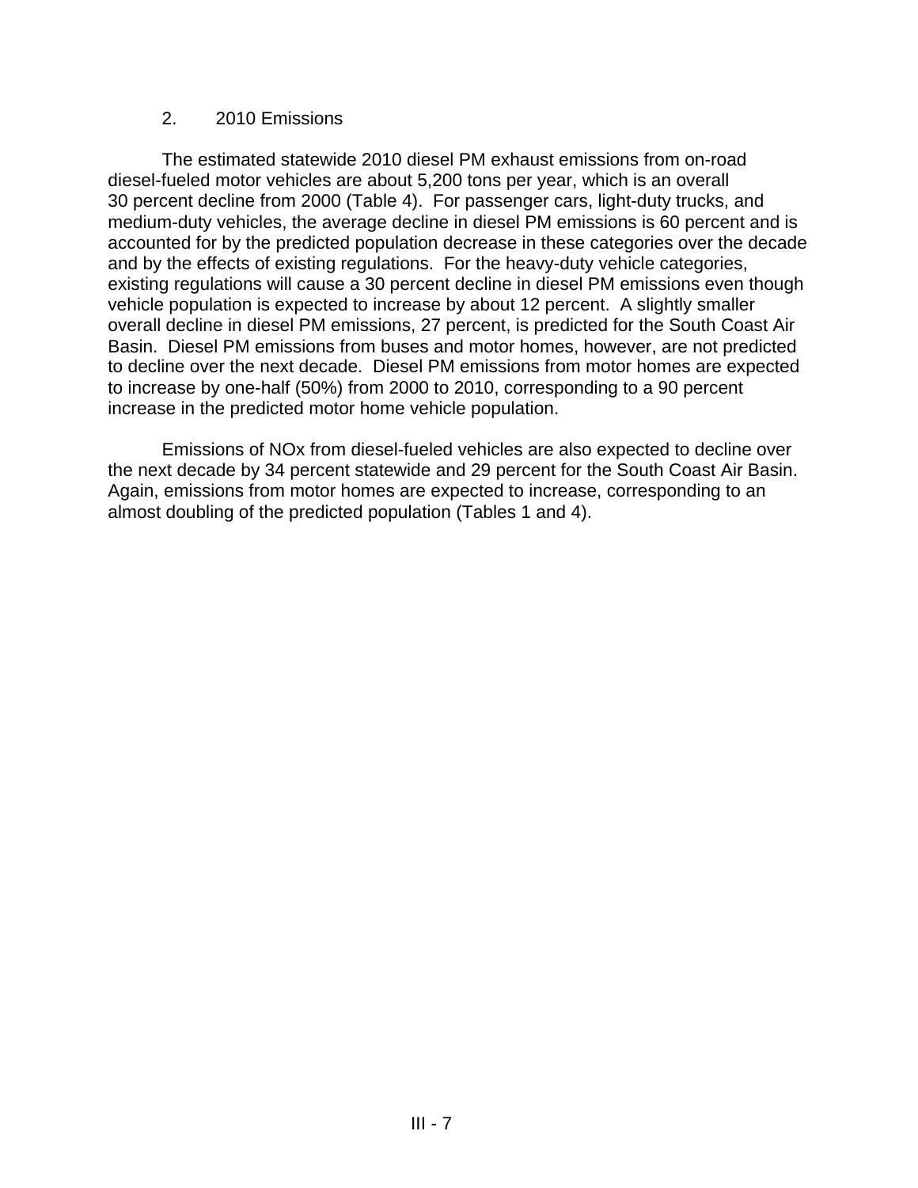## 2. 2010 Emissions

The estimated statewide 2010 diesel PM exhaust emissions from on-road diesel-fueled motor vehicles are about 5,200 tons per year, which is an overall 30 percent decline from 2000 (Table 4). For passenger cars, light-duty trucks, and medium-duty vehicles, the average decline in diesel PM emissions is 60 percent and is accounted for by the predicted population decrease in these categories over the decade and by the effects of existing regulations. For the heavy-duty vehicle categories, existing regulations will cause a 30 percent decline in diesel PM emissions even though vehicle population is expected to increase by about 12 percent. A slightly smaller overall decline in diesel PM emissions, 27 percent, is predicted for the South Coast Air Basin. Diesel PM emissions from buses and motor homes, however, are not predicted to decline over the next decade. Diesel PM emissions from motor homes are expected to increase by one-half (50%) from 2000 to 2010, corresponding to a 90 percent increase in the predicted motor home vehicle population.

Emissions of NOx from diesel-fueled vehicles are also expected to decline over the next decade by 34 percent statewide and 29 percent for the South Coast Air Basin. Again, emissions from motor homes are expected to increase, corresponding to an almost doubling of the predicted population (Tables 1 and 4).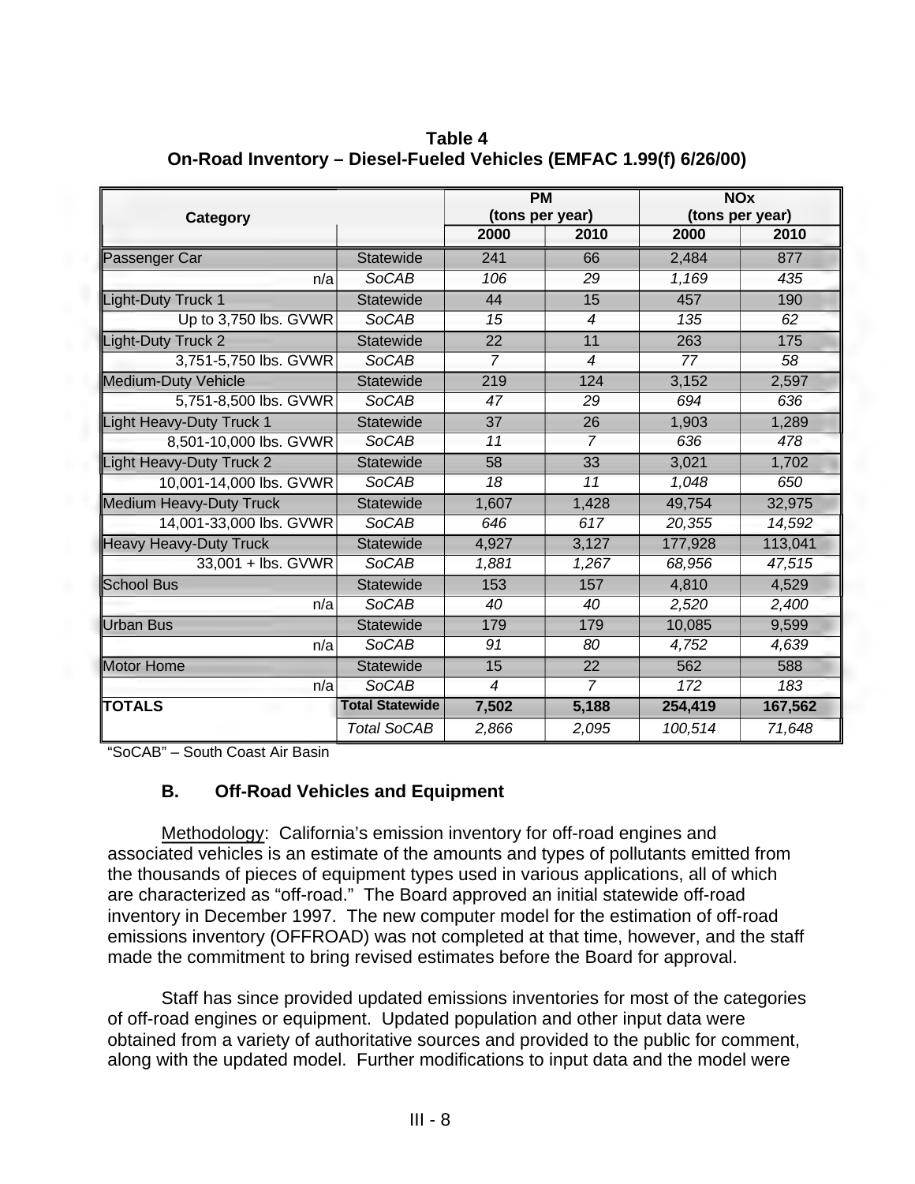**Table 4**
**On-Road Inventory – Diesel-Fueled Vehicles (EMFAC 1.99(f) 6/26/00)**

| Category | | PM (tons per year) | | NOx (tons per year) | |
|---|---|---|---|---|---|
| | | 2000 | 2010 | 2000 | 2010 |
| Passenger Car | Statewide | 241 | 66 | 2,484 | 877 |
| n/a | *SoCAB* | *106* | *29* | *1,169* | *435* |
| Light-Duty Truck 1 | Statewide | 44 | 15 | 457 | 190 |
| Up to 3,750 lbs. GVWR | *SoCAB* | *15* | *4* | *135* | *62* |
| Light-Duty Truck 2 | Statewide | 22 | 11 | 263 | 175 |
| 3,751-5,750 lbs. GVWR | *SoCAB* | *7* | *4* | *77* | *58* |
| Medium-Duty Vehicle | Statewide | 219 | 124 | 3,152 | 2,597 |
| 5,751-8,500 lbs. GVWR | *SoCAB* | *47* | *29* | *694* | *636* |
| Light Heavy-Duty Truck 1 | Statewide | 37 | 26 | 1,903 | 1,289 |
| 8,501-10,000 lbs. GVWR | *SoCAB* | *11* | *7* | *636* | *478* |
| Light Heavy-Duty Truck 2 | Statewide | 58 | 33 | 3,021 | 1,702 |
| 10,001-14,000 lbs. GVWR | *SoCAB* | *18* | *11* | *1,048* | *650* |
| Medium Heavy-Duty Truck | Statewide | 1,607 | 1,428 | 49,754 | 32,975 |
| 14,001-33,000 lbs. GVWR | *SoCAB* | *646* | *617* | *20,355* | *14,592* |
| Heavy Heavy-Duty Truck | Statewide | 4,927 | 3,127 | 177,928 | 113,041 |
| 33,001 + lbs. GVWR | *SoCAB* | *1,881* | *1,267* | *68,956* | *47,515* |
| School Bus | Statewide | 153 | 157 | 4,810 | 4,529 |
| n/a | *SoCAB* | *40* | *40* | *2,520* | *2,400* |
| Urban Bus | Statewide | 179 | 179 | 10,085 | 9,599 |
| n/a | *SoCAB* | *91* | *80* | *4,752* | *4,639* |
| Motor Home | Statewide | 15 | 22 | 562 | 588 |
| n/a | *SoCAB* | *4* | *7* | *172* | *183* |
| **TOTALS** | **Total Statewide** | **7,502** | **5,188** | **254,419** | **167,562** |
| | *Total SoCAB* | *2,866* | *2,095* | *100,514* | *71,648* |

"SoCAB" – South Coast Air Basin

### B. Off-Road Vehicles and Equipment

Methodology: California's emission inventory for off-road engines and associated vehicles is an estimate of the amounts and types of pollutants emitted from the thousands of pieces of equipment types used in various applications, all of which are characterized as "off-road." The Board approved an initial statewide off-road inventory in December 1997. The new computer model for the estimation of off-road emissions inventory (OFFROAD) was not completed at that time, however, and the staff made the commitment to bring revised estimates before the Board for approval.

Staff has since provided updated emissions inventories for most of the categories of off-road engines or equipment. Updated population and other input data were obtained from a variety of authoritative sources and provided to the public for comment, along with the updated model. Further modifications to input data and the model were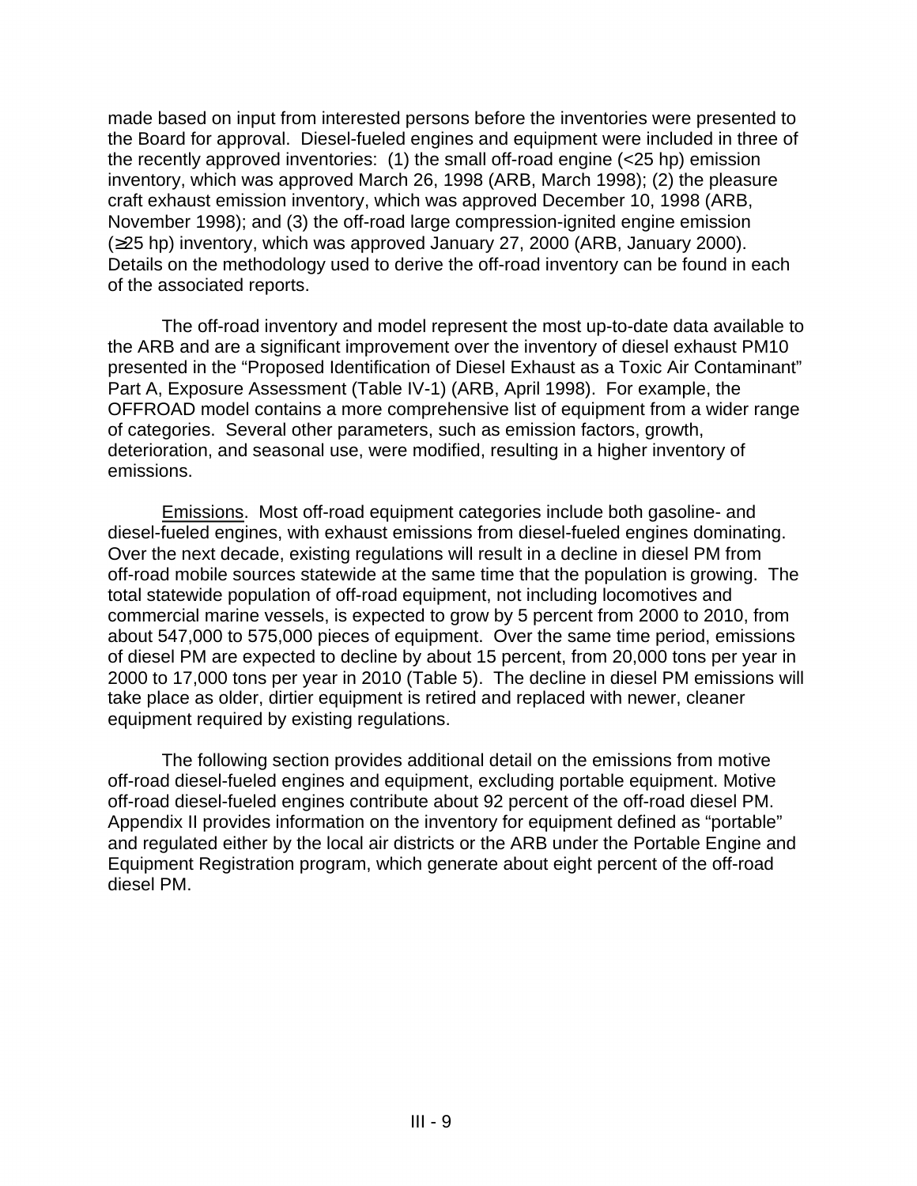made based on input from interested persons before the inventories were presented to the Board for approval. Diesel-fueled engines and equipment were included in three of the recently approved inventories: (1) the small off-road engine (<25 hp) emission inventory, which was approved March 26, 1998 (ARB, March 1998); (2) the pleasure craft exhaust emission inventory, which was approved December 10, 1998 (ARB, November 1998); and (3) the off-road large compression-ignited engine emission (≥25 hp) inventory, which was approved January 27, 2000 (ARB, January 2000). Details on the methodology used to derive the off-road inventory can be found in each of the associated reports.

The off-road inventory and model represent the most up-to-date data available to the ARB and are a significant improvement over the inventory of diesel exhaust PM10 presented in the "Proposed Identification of Diesel Exhaust as a Toxic Air Contaminant" Part A, Exposure Assessment (Table IV-1) (ARB, April 1998). For example, the OFFROAD model contains a more comprehensive list of equipment from a wider range of categories. Several other parameters, such as emission factors, growth, deterioration, and seasonal use, were modified, resulting in a higher inventory of emissions.

Emissions. Most off-road equipment categories include both gasoline- and diesel-fueled engines, with exhaust emissions from diesel-fueled engines dominating. Over the next decade, existing regulations will result in a decline in diesel PM from off-road mobile sources statewide at the same time that the population is growing. The total statewide population of off-road equipment, not including locomotives and commercial marine vessels, is expected to grow by 5 percent from 2000 to 2010, from about 547,000 to 575,000 pieces of equipment. Over the same time period, emissions of diesel PM are expected to decline by about 15 percent, from 20,000 tons per year in 2000 to 17,000 tons per year in 2010 (Table 5). The decline in diesel PM emissions will take place as older, dirtier equipment is retired and replaced with newer, cleaner equipment required by existing regulations.

The following section provides additional detail on the emissions from motive off-road diesel-fueled engines and equipment, excluding portable equipment. Motive off-road diesel-fueled engines contribute about 92 percent of the off-road diesel PM. Appendix II provides information on the inventory for equipment defined as "portable" and regulated either by the local air districts or the ARB under the Portable Engine and Equipment Registration program, which generate about eight percent of the off-road diesel PM.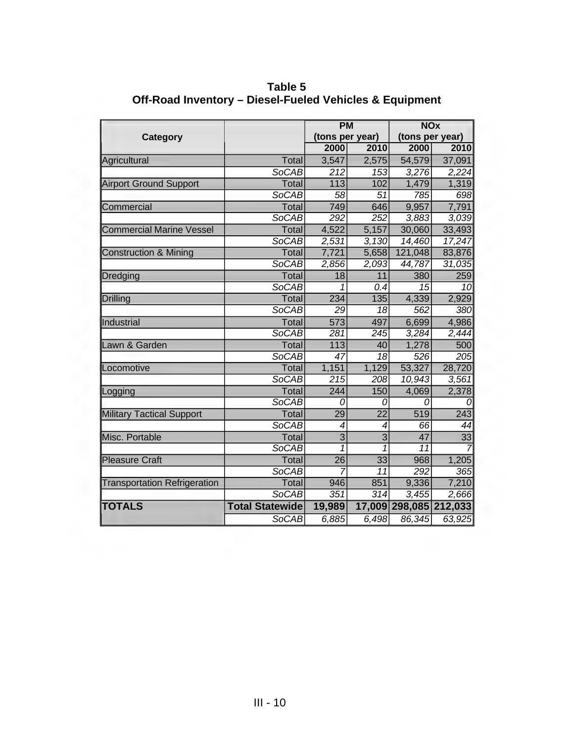**Table 5**
**Off-Road Inventory – Diesel-Fueled Vehicles & Equipment**

| Category | | PM (tons per year) | | NOx (tons per year) | |
|---|---|---|---|---|---|
| | | 2000 | 2010 | 2000 | 2010 |
| Agricultural | Total | 3,547 | 2,575 | 54,579 | 37,091 |
| | *SoCAB* | *212* | *153* | *3,276* | *2,224* |
| Airport Ground Support | Total | 113 | 102 | 1,479 | 1,319 |
| | *SoCAB* | *58* | *51* | *785* | *698* |
| Commercial | Total | 749 | 646 | 9,957 | 7,791 |
| | *SoCAB* | *292* | *252* | *3,883* | *3,039* |
| Commercial Marine Vessel | Total | 4,522 | 5,157 | 30,060 | 33,493 |
| | *SoCAB* | *2,531* | *3,130* | *14,460* | *17,247* |
| Construction & Mining | Total | 7,721 | 5,658 | 121,048 | 83,876 |
| | *SoCAB* | *2,856* | *2,093* | *44,787* | *31,035* |
| Dredging | Total | 18 | 11 | 380 | 259 |
| | *SoCAB* | *1* | *0.4* | *15* | *10* |
| Drilling | Total | 234 | 135 | 4,339 | 2,929 |
| | *SoCAB* | *29* | *18* | *562* | *380* |
| Industrial | Total | 573 | 497 | 6,699 | 4,986 |
| | *SoCAB* | *281* | *245* | *3,284* | *2,444* |
| Lawn & Garden | Total | 113 | 40 | 1,278 | 500 |
| | *SoCAB* | *47* | *18* | *526* | *205* |
| Locomotive | Total | 1,151 | 1,129 | 53,327 | 28,720 |
| | *SoCAB* | *215* | *208* | *10,943* | *3,561* |
| Logging | Total | 244 | 150 | 4,069 | 2,378 |
| | *SoCAB* | *0* | *0* | *0* | *0* |
| Military Tactical Support | Total | 29 | 22 | 519 | 243 |
| | *SoCAB* | *4* | *4* | *66* | *44* |
| Misc. Portable | Total | 3 | 3 | 47 | 33 |
| | *SoCAB* | *1* | *1* | *11* | *7* |
| Pleasure Craft | Total | 26 | 33 | 968 | 1,205 |
| | *SoCAB* | *7* | *11* | *292* | *365* |
| Transportation Refrigeration | Total | 946 | 851 | 9,336 | 7,210 |
| | *SoCAB* | *351* | *314* | *3,455* | *2,666* |
| **TOTALS** | **Total Statewide** | **19,989** | **17,009** | **298,085** | **212,033** |
| | *SoCAB* | *6,885* | *6,498* | *86,345* | *63,925* |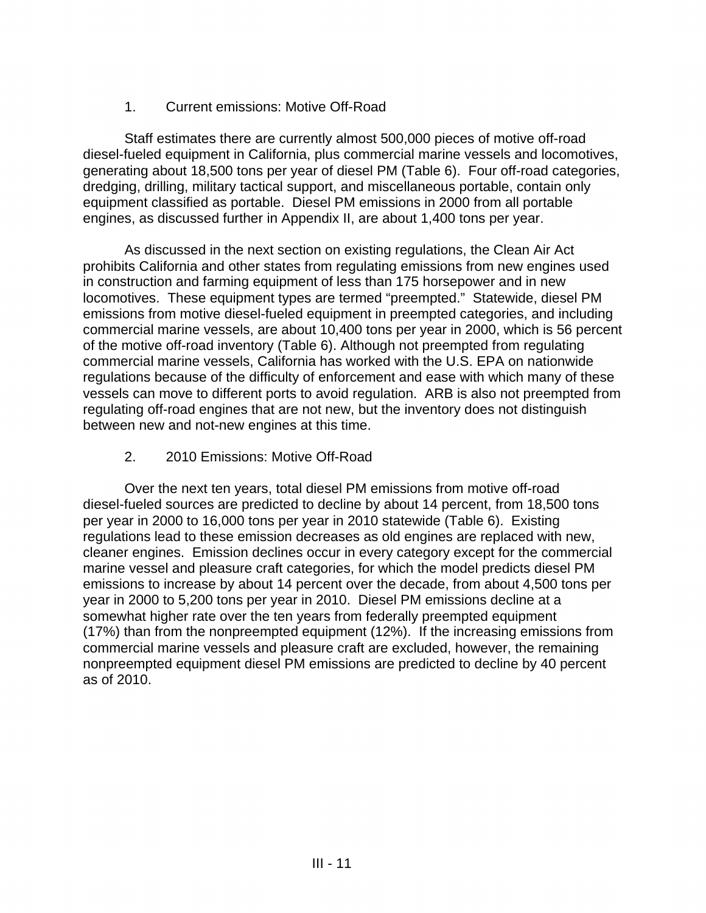### 1. Current emissions: Motive Off-Road

Staff estimates there are currently almost 500,000 pieces of motive off-road diesel-fueled equipment in California, plus commercial marine vessels and locomotives, generating about 18,500 tons per year of diesel PM (Table 6). Four off-road categories, dredging, drilling, military tactical support, and miscellaneous portable, contain only equipment classified as portable. Diesel PM emissions in 2000 from all portable engines, as discussed further in Appendix II, are about 1,400 tons per year.

As discussed in the next section on existing regulations, the Clean Air Act prohibits California and other states from regulating emissions from new engines used in construction and farming equipment of less than 175 horsepower and in new locomotives. These equipment types are termed "preempted." Statewide, diesel PM emissions from motive diesel-fueled equipment in preempted categories, and including commercial marine vessels, are about 10,400 tons per year in 2000, which is 56 percent of the motive off-road inventory (Table 6). Although not preempted from regulating commercial marine vessels, California has worked with the U.S. EPA on nationwide regulations because of the difficulty of enforcement and ease with which many of these vessels can move to different ports to avoid regulation. ARB is also not preempted from regulating off-road engines that are not new, but the inventory does not distinguish between new and not-new engines at this time.

### 2. 2010 Emissions: Motive Off-Road

Over the next ten years, total diesel PM emissions from motive off-road diesel-fueled sources are predicted to decline by about 14 percent, from 18,500 tons per year in 2000 to 16,000 tons per year in 2010 statewide (Table 6). Existing regulations lead to these emission decreases as old engines are replaced with new, cleaner engines. Emission declines occur in every category except for the commercial marine vessel and pleasure craft categories, for which the model predicts diesel PM emissions to increase by about 14 percent over the decade, from about 4,500 tons per year in 2000 to 5,200 tons per year in 2010. Diesel PM emissions decline at a somewhat higher rate over the ten years from federally preempted equipment (17%) than from the nonpreempted equipment (12%). If the increasing emissions from commercial marine vessels and pleasure craft are excluded, however, the remaining nonpreempted equipment diesel PM emissions are predicted to decline by 40 percent as of 2010.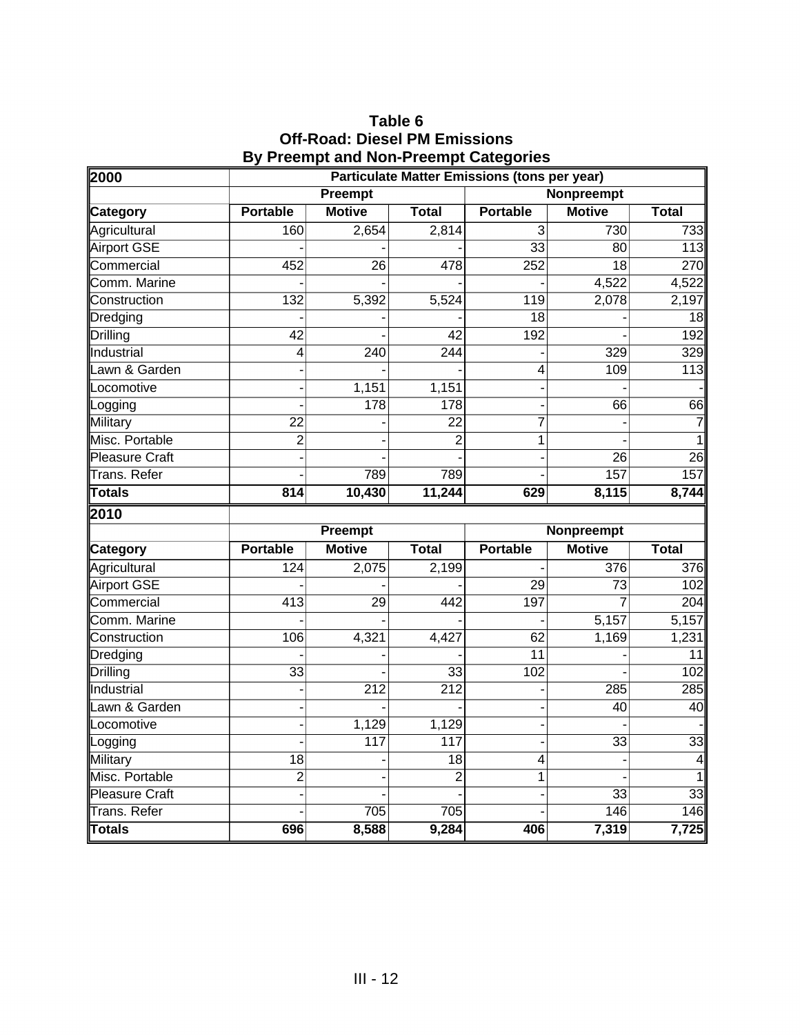**Table 6**
**Off-Road: Diesel PM Emissions**
**By Preempt and Non-Preempt Categories**

| **2000** | **Particulate Matter Emissions (tons per year)** | | | | | |
|---|---|---|---|---|---|---|
| | **Preempt** | | | **Nonpreempt** | | |
| **Category** | **Portable** | **Motive** | **Total** | **Portable** | **Motive** | **Total** |
| Agricultural | 160 | 2,654 | 2,814 | 3 | 730 | 733 |
| Airport GSE | - | - | - | 33 | 80 | 113 |
| Commercial | 452 | 26 | 478 | 252 | 18 | 270 |
| Comm. Marine | - | - | - | - | 4,522 | 4,522 |
| Construction | 132 | 5,392 | 5,524 | 119 | 2,078 | 2,197 |
| Dredging | - | - | - | 18 | - | 18 |
| Drilling | 42 | - | 42 | 192 | - | 192 |
| Industrial | 4 | 240 | 244 | - | 329 | 329 |
| Lawn & Garden | - | - | - | 4 | 109 | 113 |
| Locomotive | - | 1,151 | 1,151 | - | - | - |
| Logging | - | 178 | 178 | - | 66 | 66 |
| Military | 22 | - | 22 | 7 | - | 7 |
| Misc. Portable | 2 | - | 2 | 1 | - | 1 |
| Pleasure Craft | - | - | - | - | 26 | 26 |
| Trans. Refer | - | 789 | 789 | - | 157 | 157 |
| **Totals** | **814** | **10,430** | **11,244** | **629** | **8,115** | **8,744** |
| **2010** | | | | | | |
| | **Preempt** | | | **Nonpreempt** | | |
| **Category** | **Portable** | **Motive** | **Total** | **Portable** | **Motive** | **Total** |
| Agricultural | 124 | 2,075 | 2,199 | - | 376 | 376 |
| Airport GSE | - | - | - | 29 | 73 | 102 |
| Commercial | 413 | 29 | 442 | 197 | 7 | 204 |
| Comm. Marine | - | - | - | - | 5,157 | 5,157 |
| Construction | 106 | 4,321 | 4,427 | 62 | 1,169 | 1,231 |
| Dredging | - | - | - | 11 | - | 11 |
| Drilling | 33 | - | 33 | 102 | - | 102 |
| Industrial | - | 212 | 212 | - | 285 | 285 |
| Lawn & Garden | - | - | - | - | 40 | 40 |
| Locomotive | - | 1,129 | 1,129 | - | - | - |
| Logging | - | 117 | 117 | - | 33 | 33 |
| Military | 18 | - | 18 | 4 | - | 4 |
| Misc. Portable | 2 | - | 2 | 1 | - | 1 |
| Pleasure Craft | - | - | - | - | 33 | 33 |
| Trans. Refer | - | 705 | 705 | - | 146 | 146 |
| **Totals** | **696** | **8,588** | **9,284** | **406** | **7,319** | **7,725** |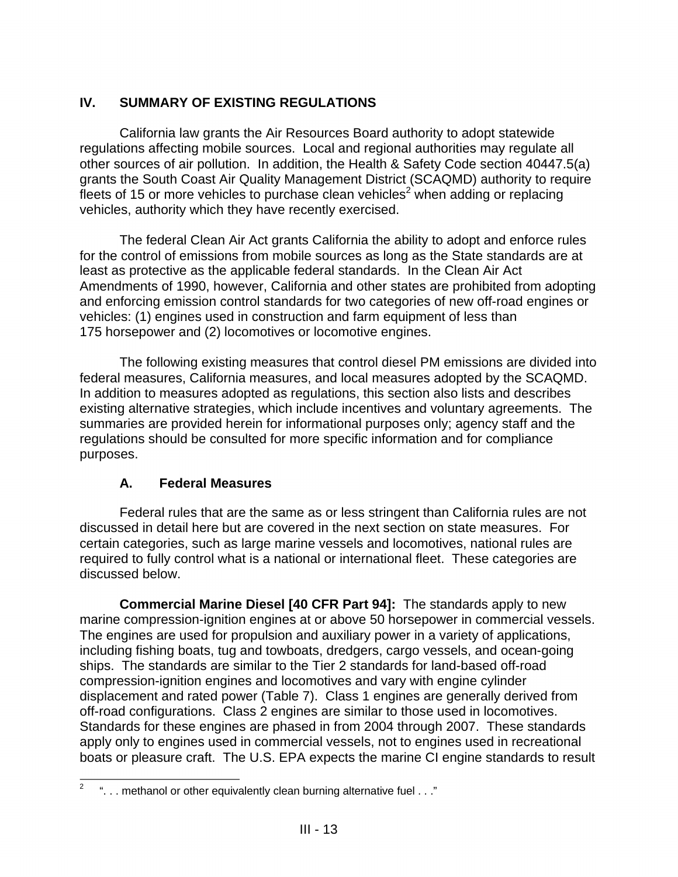## IV. SUMMARY OF EXISTING REGULATIONS

California law grants the Air Resources Board authority to adopt statewide regulations affecting mobile sources. Local and regional authorities may regulate all other sources of air pollution. In addition, the Health & Safety Code section 40447.5(a) grants the South Coast Air Quality Management District (SCAQMD) authority to require fleets of 15 or more vehicles to purchase clean vehicles[2] when adding or replacing vehicles, authority which they have recently exercised.

The federal Clean Air Act grants California the ability to adopt and enforce rules for the control of emissions from mobile sources as long as the State standards are at least as protective as the applicable federal standards. In the Clean Air Act Amendments of 1990, however, California and other states are prohibited from adopting and enforcing emission control standards for two categories of new off-road engines or vehicles: (1) engines used in construction and farm equipment of less than 175 horsepower and (2) locomotives or locomotive engines.

The following existing measures that control diesel PM emissions are divided into federal measures, California measures, and local measures adopted by the SCAQMD. In addition to measures adopted as regulations, this section also lists and describes existing alternative strategies, which include incentives and voluntary agreements. The summaries are provided herein for informational purposes only; agency staff and the regulations should be consulted for more specific information and for compliance purposes.

### A. Federal Measures

Federal rules that are the same as or less stringent than California rules are not discussed in detail here but are covered in the next section on state measures. For certain categories, such as large marine vessels and locomotives, national rules are required to fully control what is a national or international fleet. These categories are discussed below.

**Commercial Marine Diesel [40 CFR Part 94]:** The standards apply to new marine compression-ignition engines at or above 50 horsepower in commercial vessels. The engines are used for propulsion and auxiliary power in a variety of applications, including fishing boats, tug and towboats, dredgers, cargo vessels, and ocean-going ships. The standards are similar to the Tier 2 standards for land-based off-road compression-ignition engines and locomotives and vary with engine cylinder displacement and rated power (Table 7). Class 1 engines are generally derived from off-road configurations. Class 2 engines are similar to those used in locomotives. Standards for these engines are phased in from 2004 through 2007. These standards apply only to engines used in commercial vessels, not to engines used in recreational boats or pleasure craft. The U.S. EPA expects the marine CI engine standards to result

[2] ". . . methanol or other equivalently clean burning alternative fuel . . ."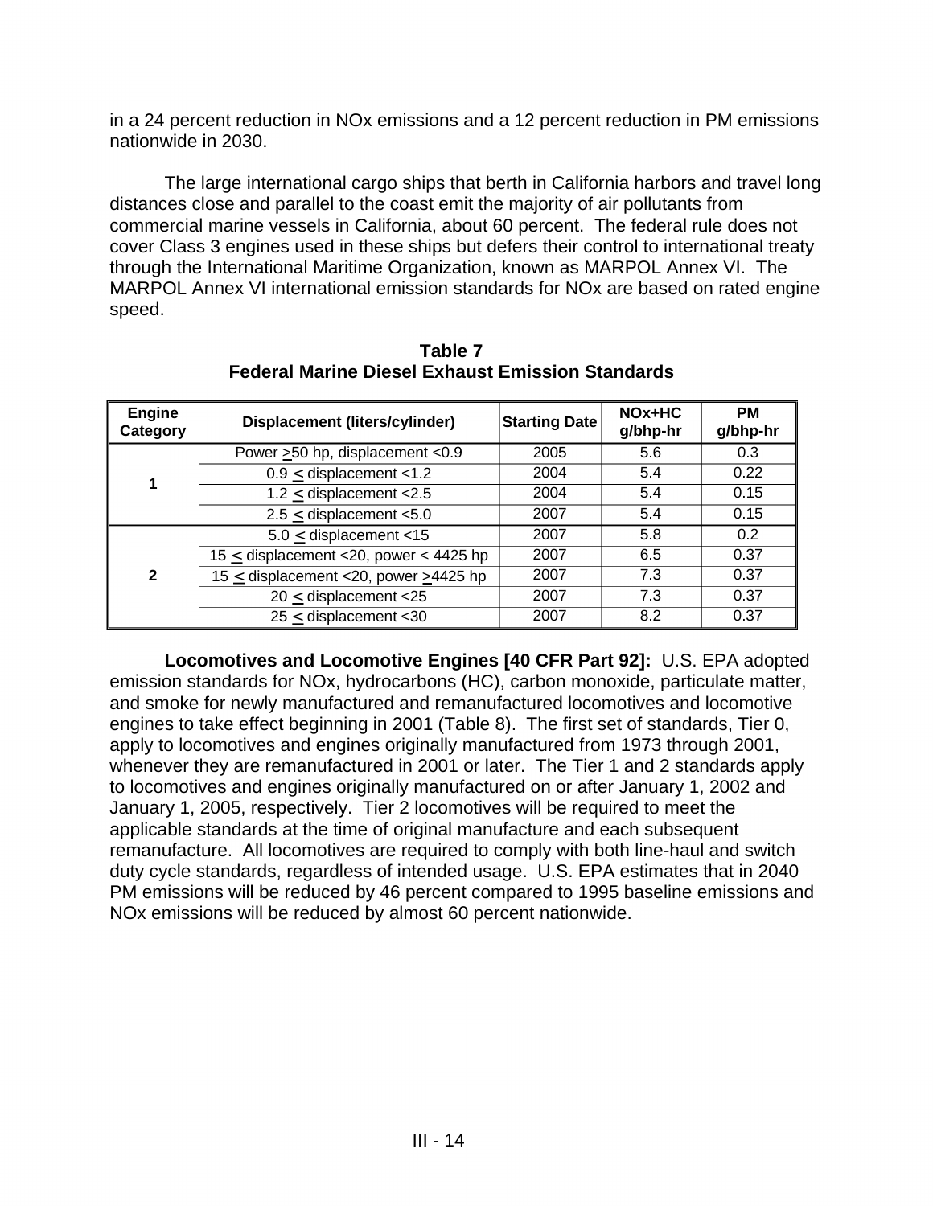in a 24 percent reduction in NOx emissions and a 12 percent reduction in PM emissions nationwide in 2030.

The large international cargo ships that berth in California harbors and travel long distances close and parallel to the coast emit the majority of air pollutants from commercial marine vessels in California, about 60 percent. The federal rule does not cover Class 3 engines used in these ships but defers their control to international treaty through the International Maritime Organization, known as MARPOL Annex VI. The MARPOL Annex VI international emission standards for NOx are based on rated engine speed.

**Table 7**
**Federal Marine Diesel Exhaust Emission Standards**

| Engine Category | Displacement (liters/cylinder) | Starting Date | NOx+HC g/bhp-hr | PM g/bhp-hr |
|---|---|---|---|---|
| 1 | Power ≥50 hp, displacement <0.9 | 2005 | 5.6 | 0.3 |
| | 0.9 ≤ displacement <1.2 | 2004 | 5.4 | 0.22 |
| | 1.2 ≤ displacement <2.5 | 2004 | 5.4 | 0.15 |
| | 2.5 ≤ displacement <5.0 | 2007 | 5.4 | 0.15 |
| 2 | 5.0 ≤ displacement <15 | 2007 | 5.8 | 0.2 |
| | 15 ≤ displacement <20, power < 4425 hp | 2007 | 6.5 | 0.37 |
| | 15 ≤ displacement <20, power ≥4425 hp | 2007 | 7.3 | 0.37 |
| | 20 ≤ displacement <25 | 2007 | 7.3 | 0.37 |
| | 25 ≤ displacement <30 | 2007 | 8.2 | 0.37 |

**Locomotives and Locomotive Engines [40 CFR Part 92]:** U.S. EPA adopted emission standards for NOx, hydrocarbons (HC), carbon monoxide, particulate matter, and smoke for newly manufactured and remanufactured locomotives and locomotive engines to take effect beginning in 2001 (Table 8). The first set of standards, Tier 0, apply to locomotives and engines originally manufactured from 1973 through 2001, whenever they are remanufactured in 2001 or later. The Tier 1 and 2 standards apply to locomotives and engines originally manufactured on or after January 1, 2002 and January 1, 2005, respectively. Tier 2 locomotives will be required to meet the applicable standards at the time of original manufacture and each subsequent remanufacture. All locomotives are required to comply with both line-haul and switch duty cycle standards, regardless of intended usage. U.S. EPA estimates that in 2040 PM emissions will be reduced by 46 percent compared to 1995 baseline emissions and NOx emissions will be reduced by almost 60 percent nationwide.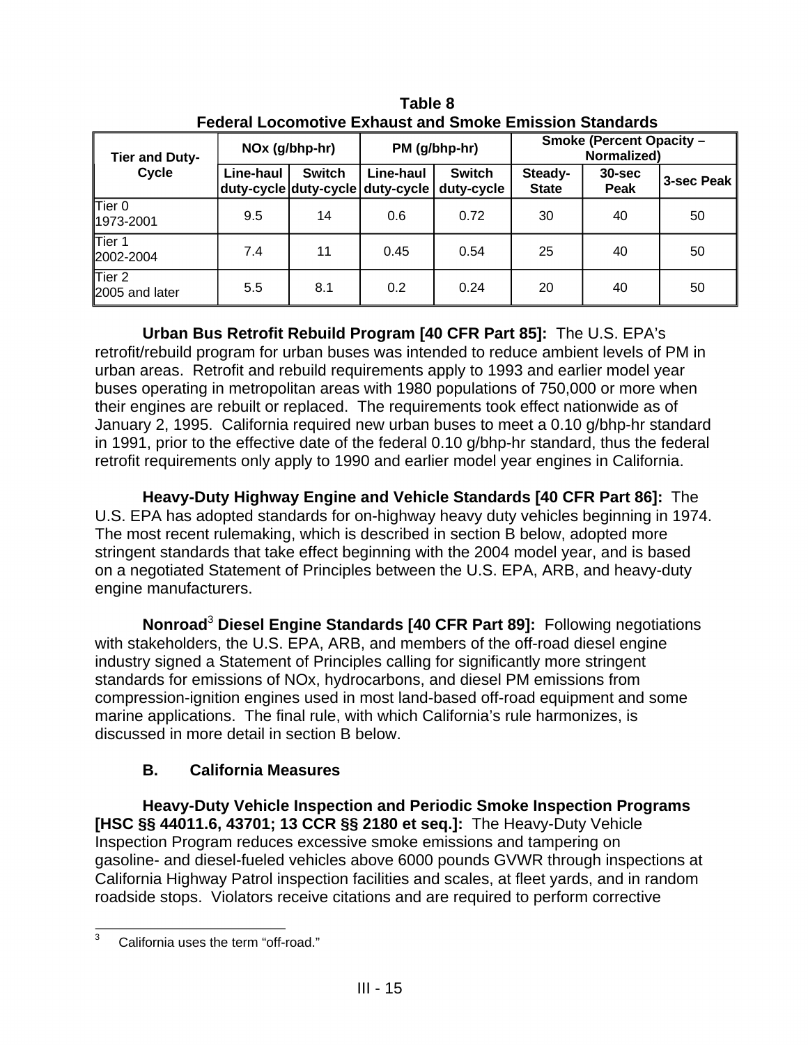**Table 8**
**Federal Locomotive Exhaust and Smoke Emission Standards**

| Tier and Duty-Cycle | NOx (g/bhp-hr) | | PM (g/bhp-hr) | | Smoke (Percent Opacity – Normalized) | | |
|---|---|---|---|---|---|---|---|
| | Line-haul duty-cycle | Switch duty-cycle | Line-haul duty-cycle | Switch duty-cycle | Steady-State | 30-sec Peak | 3-sec Peak |
| Tier 0 1973-2001 | 9.5 | 14 | 0.6 | 0.72 | 30 | 40 | 50 |
| Tier 1 2002-2004 | 7.4 | 11 | 0.45 | 0.54 | 25 | 40 | 50 |
| Tier 2 2005 and later | 5.5 | 8.1 | 0.2 | 0.24 | 20 | 40 | 50 |

**Urban Bus Retrofit Rebuild Program [40 CFR Part 85]:** The U.S. EPA's retrofit/rebuild program for urban buses was intended to reduce ambient levels of PM in urban areas. Retrofit and rebuild requirements apply to 1993 and earlier model year buses operating in metropolitan areas with 1980 populations of 750,000 or more when their engines are rebuilt or replaced. The requirements took effect nationwide as of January 2, 1995. California required new urban buses to meet a 0.10 g/bhp-hr standard in 1991, prior to the effective date of the federal 0.10 g/bhp-hr standard, thus the federal retrofit requirements only apply to 1990 and earlier model year engines in California.

**Heavy-Duty Highway Engine and Vehicle Standards [40 CFR Part 86]:** The U.S. EPA has adopted standards for on-highway heavy duty vehicles beginning in 1974. The most recent rulemaking, which is described in section B below, adopted more stringent standards that take effect beginning with the 2004 model year, and is based on a negotiated Statement of Principles between the U.S. EPA, ARB, and heavy-duty engine manufacturers.

**Nonroad[3] Diesel Engine Standards [40 CFR Part 89]:** Following negotiations with stakeholders, the U.S. EPA, ARB, and members of the off-road diesel engine industry signed a Statement of Principles calling for significantly more stringent standards for emissions of NOx, hydrocarbons, and diesel PM emissions from compression-ignition engines used in most land-based off-road equipment and some marine applications. The final rule, with which California's rule harmonizes, is discussed in more detail in section B below.

### B. California Measures

**Heavy-Duty Vehicle Inspection and Periodic Smoke Inspection Programs [HSC §§ 44011.6, 43701; 13 CCR §§ 2180 et seq.]:** The Heavy-Duty Vehicle Inspection Program reduces excessive smoke emissions and tampering on gasoline- and diesel-fueled vehicles above 6000 pounds GVWR through inspections at California Highway Patrol inspection facilities and scales, at fleet yards, and in random roadside stops. Violators receive citations and are required to perform corrective

[3] California uses the term "off-road."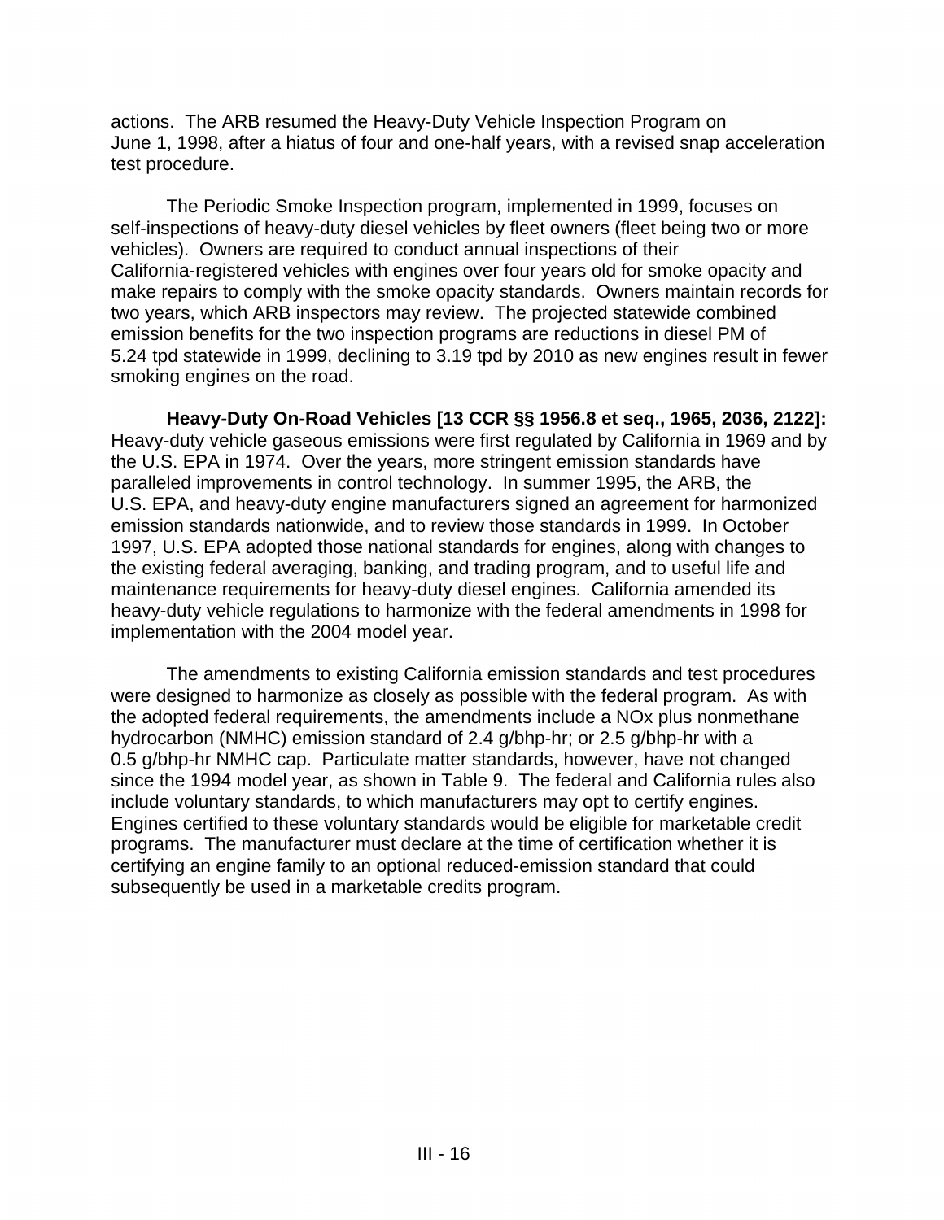actions. The ARB resumed the Heavy-Duty Vehicle Inspection Program on June 1, 1998, after a hiatus of four and one-half years, with a revised snap acceleration test procedure.

The Periodic Smoke Inspection program, implemented in 1999, focuses on self-inspections of heavy-duty diesel vehicles by fleet owners (fleet being two or more vehicles). Owners are required to conduct annual inspections of their California-registered vehicles with engines over four years old for smoke opacity and make repairs to comply with the smoke opacity standards. Owners maintain records for two years, which ARB inspectors may review. The projected statewide combined emission benefits for the two inspection programs are reductions in diesel PM of 5.24 tpd statewide in 1999, declining to 3.19 tpd by 2010 as new engines result in fewer smoking engines on the road.

**Heavy-Duty On-Road Vehicles [13 CCR §§ 1956.8 et seq., 1965, 2036, 2122]:** Heavy-duty vehicle gaseous emissions were first regulated by California in 1969 and by the U.S. EPA in 1974. Over the years, more stringent emission standards have paralleled improvements in control technology. In summer 1995, the ARB, the U.S. EPA, and heavy-duty engine manufacturers signed an agreement for harmonized emission standards nationwide, and to review those standards in 1999. In October 1997, U.S. EPA adopted those national standards for engines, along with changes to the existing federal averaging, banking, and trading program, and to useful life and maintenance requirements for heavy-duty diesel engines. California amended its heavy-duty vehicle regulations to harmonize with the federal amendments in 1998 for implementation with the 2004 model year.

The amendments to existing California emission standards and test procedures were designed to harmonize as closely as possible with the federal program. As with the adopted federal requirements, the amendments include a NOx plus nonmethane hydrocarbon (NMHC) emission standard of 2.4 g/bhp-hr; or 2.5 g/bhp-hr with a 0.5 g/bhp-hr NMHC cap. Particulate matter standards, however, have not changed since the 1994 model year, as shown in Table 9. The federal and California rules also include voluntary standards, to which manufacturers may opt to certify engines. Engines certified to these voluntary standards would be eligible for marketable credit programs. The manufacturer must declare at the time of certification whether it is certifying an engine family to an optional reduced-emission standard that could subsequently be used in a marketable credits program.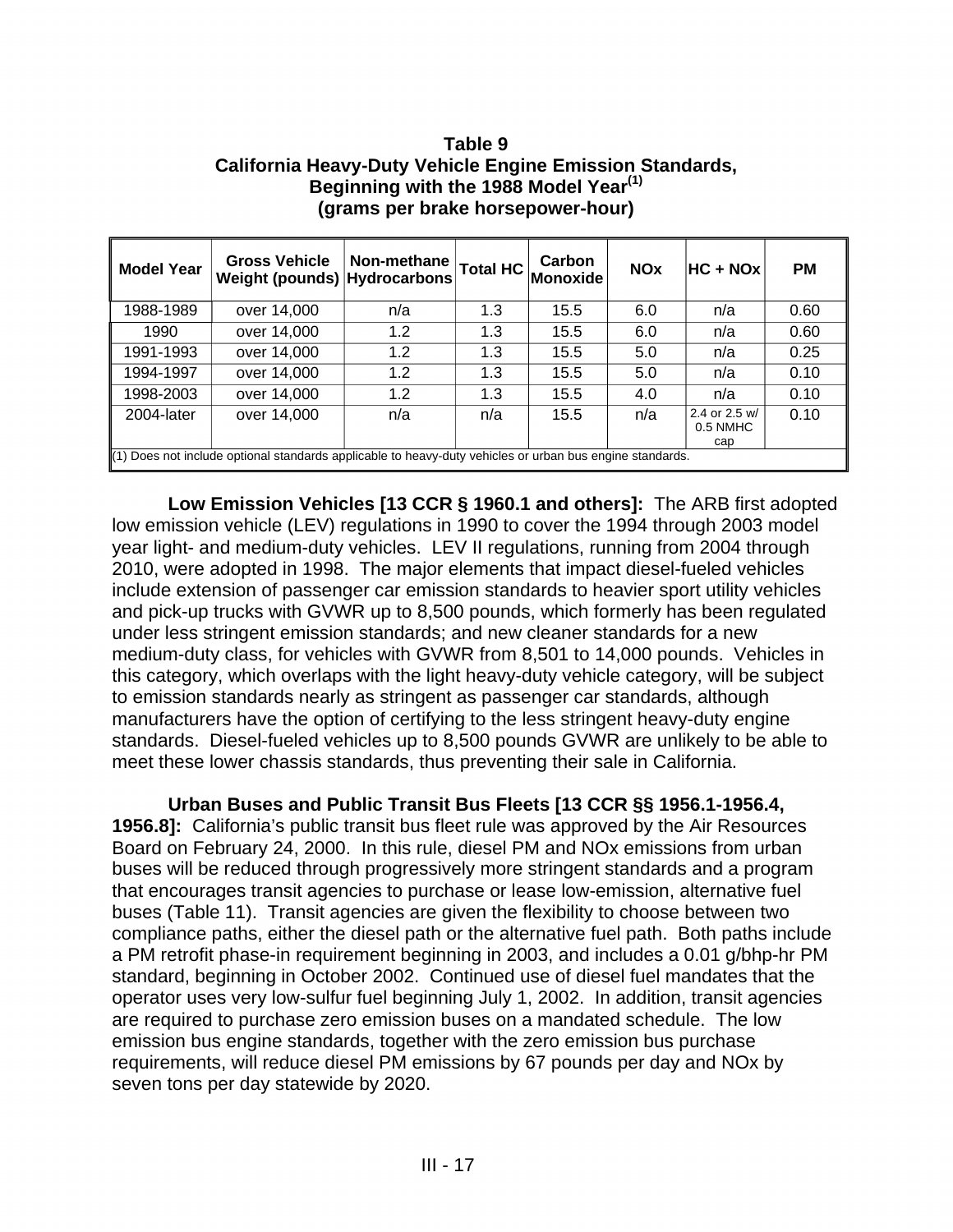**Table 9**
**California Heavy-Duty Vehicle Engine Emission Standards, Beginning with the 1988 Model Year[1]**
**(grams per brake horsepower-hour)**

| Model Year | Gross Vehicle Weight (pounds) | Non-methane Hydrocarbons | Total HC | Carbon Monoxide | NOx | HC + NOx | PM |
|---|---|---|---|---|---|---|---|
| 1988-1989 | over 14,000 | n/a | 1.3 | 15.5 | 6.0 | n/a | 0.60 |
| 1990 | over 14,000 | 1.2 | 1.3 | 15.5 | 6.0 | n/a | 0.60 |
| 1991-1993 | over 14,000 | 1.2 | 1.3 | 15.5 | 5.0 | n/a | 0.25 |
| 1994-1997 | over 14,000 | 1.2 | 1.3 | 15.5 | 5.0 | n/a | 0.10 |
| 1998-2003 | over 14,000 | 1.2 | 1.3 | 15.5 | 4.0 | n/a | 0.10 |
| 2004-later | over 14,000 | n/a | n/a | 15.5 | n/a | 2.4 or 2.5 w/ 0.5 NMHC cap | 0.10 |

(1) Does not include optional standards applicable to heavy-duty vehicles or urban bus engine standards.

**Low Emission Vehicles [13 CCR § 1960.1 and others]:** The ARB first adopted low emission vehicle (LEV) regulations in 1990 to cover the 1994 through 2003 model year light- and medium-duty vehicles. LEV II regulations, running from 2004 through 2010, were adopted in 1998. The major elements that impact diesel-fueled vehicles include extension of passenger car emission standards to heavier sport utility vehicles and pick-up trucks with GVWR up to 8,500 pounds, which formerly has been regulated under less stringent emission standards; and new cleaner standards for a new medium-duty class, for vehicles with GVWR from 8,501 to 14,000 pounds. Vehicles in this category, which overlaps with the light heavy-duty vehicle category, will be subject to emission standards nearly as stringent as passenger car standards, although manufacturers have the option of certifying to the less stringent heavy-duty engine standards. Diesel-fueled vehicles up to 8,500 pounds GVWR are unlikely to be able to meet these lower chassis standards, thus preventing their sale in California.

**Urban Buses and Public Transit Bus Fleets [13 CCR §§ 1956.1-1956.4, 1956.8]:** California's public transit bus fleet rule was approved by the Air Resources Board on February 24, 2000. In this rule, diesel PM and NOx emissions from urban buses will be reduced through progressively more stringent standards and a program that encourages transit agencies to purchase or lease low-emission, alternative fuel buses (Table 11). Transit agencies are given the flexibility to choose between two compliance paths, either the diesel path or the alternative fuel path. Both paths include a PM retrofit phase-in requirement beginning in 2003, and includes a 0.01 g/bhp-hr PM standard, beginning in October 2002. Continued use of diesel fuel mandates that the operator uses very low-sulfur fuel beginning July 1, 2002. In addition, transit agencies are required to purchase zero emission buses on a mandated schedule. The low emission bus engine standards, together with the zero emission bus purchase requirements, will reduce diesel PM emissions by 67 pounds per day and NOx by seven tons per day statewide by 2020.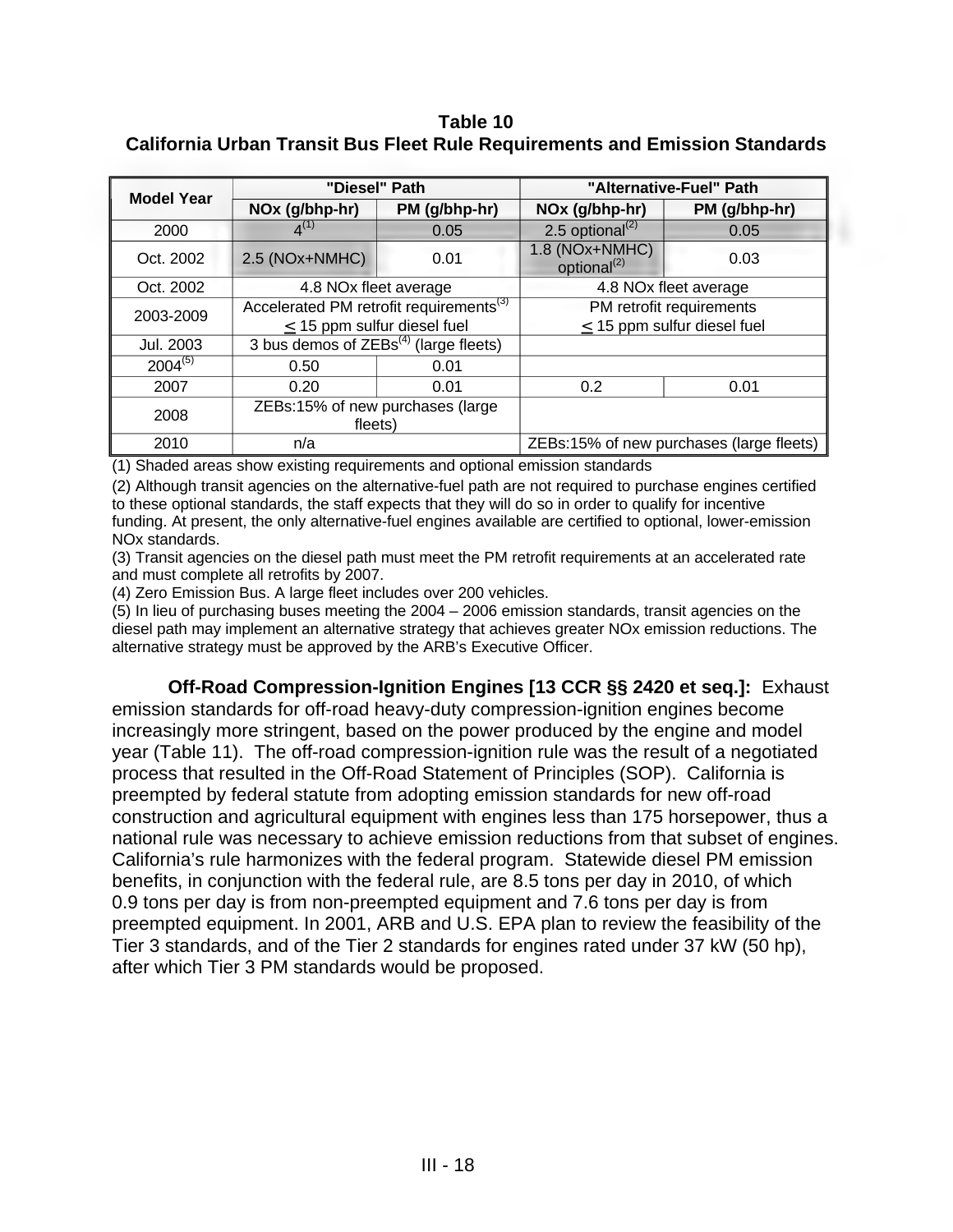**Table 10**
**California Urban Transit Bus Fleet Rule Requirements and Emission Standards**

| Model Year | "Diesel" Path | | "Alternative-Fuel" Path | |
|---|---|---|---|---|
| | NOx (g/bhp-hr) | PM (g/bhp-hr) | NOx (g/bhp-hr) | PM (g/bhp-hr) |
| 2000 | 4[(1)] | 0.05 | 2.5 optional[(2)] | 0.05 |
| Oct. 2002 | 2.5 (NOx+NMHC) | 0.01 | 1.8 (NOx+NMHC) optional[(2)] | 0.03 |
| Oct. 2002 | 4.8 NOx fleet average | | 4.8 NOx fleet average | |
| 2003-2009 | Accelerated PM retrofit requirements[(3)] ≤ 15 ppm sulfur diesel fuel | | PM retrofit requirements ≤ 15 ppm sulfur diesel fuel | |
| Jul. 2003 | 3 bus demos of ZEBs[(4)] (large fleets) | | | |
| 2004[(5)] | 0.50 | 0.01 | | |
| 2007 | 0.20 | 0.01 | 0.2 | 0.01 |
| 2008 | ZEBs:15% of new purchases (large fleets) | | | |
| 2010 | n/a | | ZEBs:15% of new purchases (large fleets) | |

(1) Shaded areas show existing requirements and optional emission standards

(2) Although transit agencies on the alternative-fuel path are not required to purchase engines certified to these optional standards, the staff expects that they will do so in order to qualify for incentive funding. At present, the only alternative-fuel engines available are certified to optional, lower-emission NOx standards.

(3) Transit agencies on the diesel path must meet the PM retrofit requirements at an accelerated rate and must complete all retrofits by 2007.

(4) Zero Emission Bus. A large fleet includes over 200 vehicles.

(5) In lieu of purchasing buses meeting the 2004 – 2006 emission standards, transit agencies on the diesel path may implement an alternative strategy that achieves greater NOx emission reductions. The alternative strategy must be approved by the ARB's Executive Officer.

**Off-Road Compression-Ignition Engines [13 CCR §§ 2420 et seq.]:** Exhaust emission standards for off-road heavy-duty compression-ignition engines become increasingly more stringent, based on the power produced by the engine and model year (Table 11). The off-road compression-ignition rule was the result of a negotiated process that resulted in the Off-Road Statement of Principles (SOP). California is preempted by federal statute from adopting emission standards for new off-road construction and agricultural equipment with engines less than 175 horsepower, thus a national rule was necessary to achieve emission reductions from that subset of engines. California's rule harmonizes with the federal program. Statewide diesel PM emission benefits, in conjunction with the federal rule, are 8.5 tons per day in 2010, of which 0.9 tons per day is from non-preempted equipment and 7.6 tons per day is from preempted equipment. In 2001, ARB and U.S. EPA plan to review the feasibility of the Tier 3 standards, and of the Tier 2 standards for engines rated under 37 kW (50 hp), after which Tier 3 PM standards would be proposed.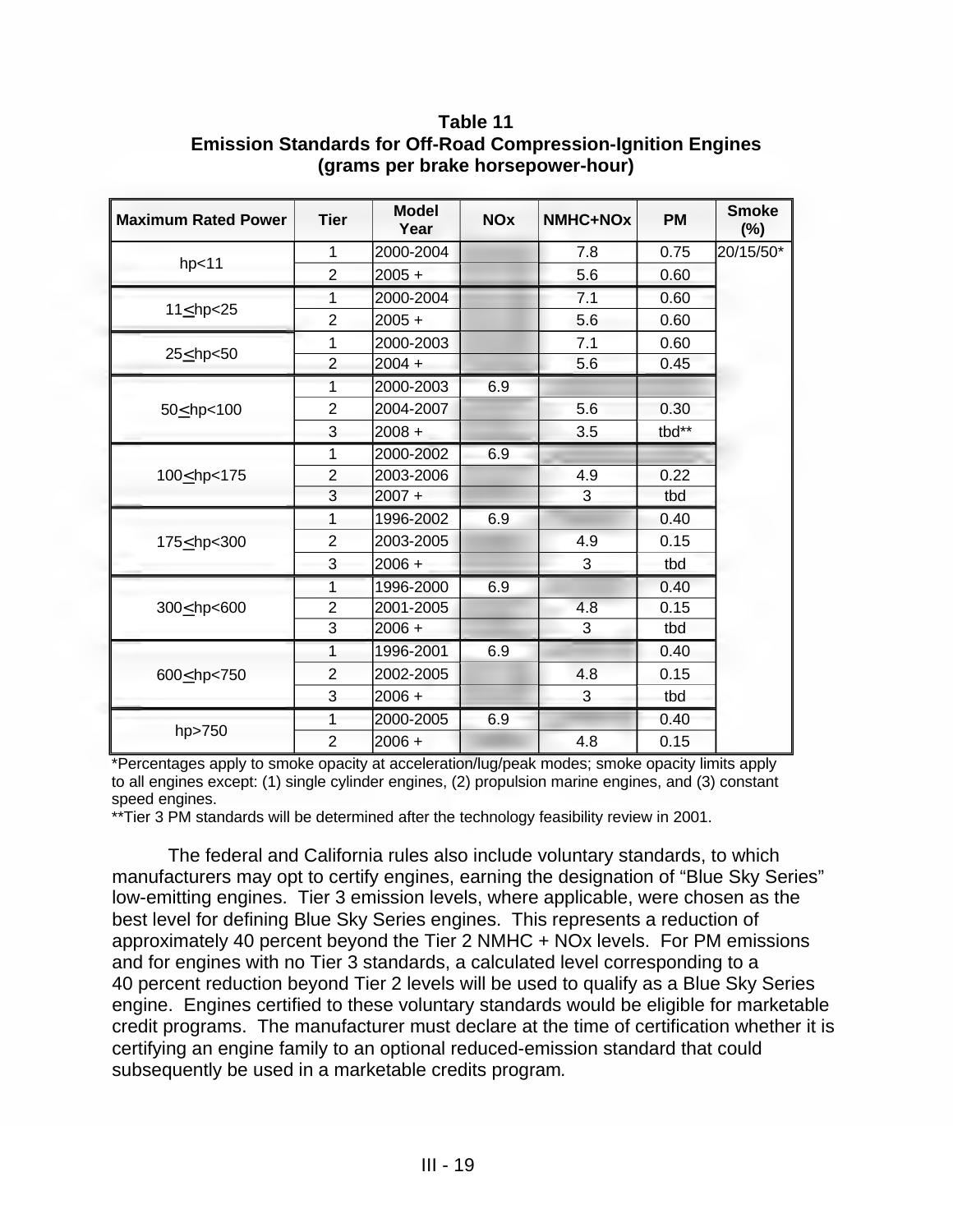**Table 11**
**Emission Standards for Off-Road Compression-Ignition Engines**
**(grams per brake horsepower-hour)**

| Maximum Rated Power | Tier | Model Year | NOx | NMHC+NOx | PM | Smoke (%) |
|---|---|---|---|---|---|---|
| hp<11 | 1 | 2000-2004 | | 7.8 | 0.75 | 20/15/50* |
| | 2 | 2005 + | | 5.6 | 0.60 | |
| 11≤hp<25 | 1 | 2000-2004 | | 7.1 | 0.60 | |
| | 2 | 2005 + | | 5.6 | 0.60 | |
| 25≤hp<50 | 1 | 2000-2003 | | 7.1 | 0.60 | |
| | 2 | 2004 + | | 5.6 | 0.45 | |
| 50≤hp<100 | 1 | 2000-2003 | 6.9 | | | |
| | 2 | 2004-2007 | | 5.6 | 0.30 | |
| | 3 | 2008 + | | 3.5 | tbd** | |
| 100≤hp<175 | 1 | 2000-2002 | 6.9 | | | |
| | 2 | 2003-2006 | | 4.9 | 0.22 | |
| | 3 | 2007 + | | 3 | tbd | |
| 175≤hp<300 | 1 | 1996-2002 | 6.9 | | 0.40 | |
| | 2 | 2003-2005 | | 4.9 | 0.15 | |
| | 3 | 2006 + | | 3 | tbd | |
| 300≤hp<600 | 1 | 1996-2000 | 6.9 | | 0.40 | |
| | 2 | 2001-2005 | | 4.8 | 0.15 | |
| | 3 | 2006 + | | 3 | tbd | |
| 600≤hp<750 | 1 | 1996-2001 | 6.9 | | 0.40 | |
| | 2 | 2002-2005 | | 4.8 | 0.15 | |
| | 3 | 2006 + | | 3 | tbd | |
| hp>750 | 1 | 2000-2005 | 6.9 | | 0.40 | |
| | 2 | 2006 + | | 4.8 | 0.15 | |

*Percentages apply to smoke opacity at acceleration/lug/peak modes; smoke opacity limits apply to all engines except: (1) single cylinder engines, (2) propulsion marine engines, and (3) constant speed engines.

**Tier 3 PM standards will be determined after the technology feasibility review in 2001.

The federal and California rules also include voluntary standards, to which manufacturers may opt to certify engines, earning the designation of "Blue Sky Series" low-emitting engines. Tier 3 emission levels, where applicable, were chosen as the best level for defining Blue Sky Series engines. This represents a reduction of approximately 40 percent beyond the Tier 2 NMHC + NOx levels. For PM emissions and for engines with no Tier 3 standards, a calculated level corresponding to a 40 percent reduction beyond Tier 2 levels will be used to qualify as a Blue Sky Series engine. Engines certified to these voluntary standards would be eligible for marketable credit programs. The manufacturer must declare at the time of certification whether it is certifying an engine family to an optional reduced-emission standard that could subsequently be used in a marketable credits program.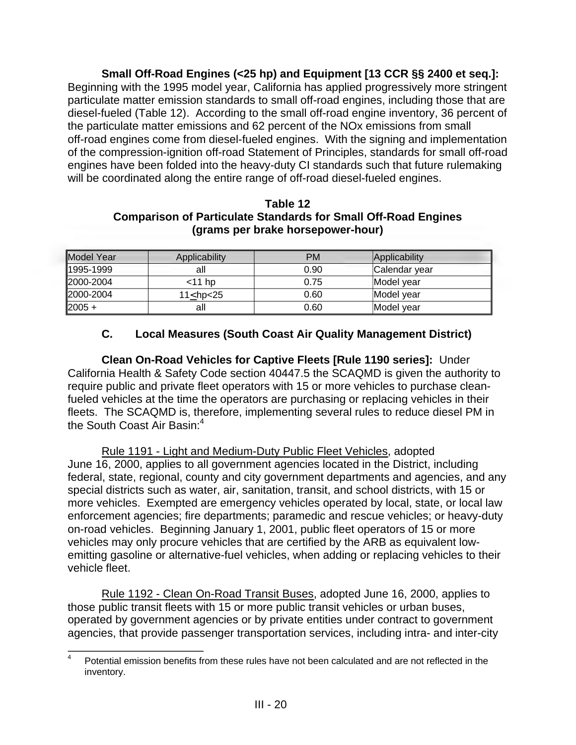**Small Off-Road Engines (<25 hp) and Equipment [13 CCR §§ 2400 et seq.]:** Beginning with the 1995 model year, California has applied progressively more stringent particulate matter emission standards to small off-road engines, including those that are diesel-fueled (Table 12). According to the small off-road engine inventory, 36 percent of the particulate matter emissions and 62 percent of the NOx emissions from small off-road engines come from diesel-fueled engines. With the signing and implementation of the compression-ignition off-road Statement of Principles, standards for small off-road engines have been folded into the heavy-duty CI standards such that future rulemaking will be coordinated along the entire range of off-road diesel-fueled engines.

**Table 12**
**Comparison of Particulate Standards for Small Off-Road Engines**
**(grams per brake horsepower-hour)**

| Model Year | Applicability | PM | Applicability |
|---|---|---|---|
| 1995-1999 | all | 0.90 | Calendar year |
| 2000-2004 | <11 hp | 0.75 | Model year |
| 2000-2004 | 11≤hp<25 | 0.60 | Model year |
| 2005 + | all | 0.60 | Model year |

### C. Local Measures (South Coast Air Quality Management District)

**Clean On-Road Vehicles for Captive Fleets [Rule 1190 series]:** Under California Health & Safety Code section 40447.5 the SCAQMD is given the authority to require public and private fleet operators with 15 or more vehicles to purchase clean-fueled vehicles at the time the operators are purchasing or replacing vehicles in their fleets. The SCAQMD is, therefore, implementing several rules to reduce diesel PM in the South Coast Air Basin:[4]

Rule 1191 - Light and Medium-Duty Public Fleet Vehicles, adopted June 16, 2000, applies to all government agencies located in the District, including federal, state, regional, county and city government departments and agencies, and any special districts such as water, air, sanitation, transit, and school districts, with 15 or more vehicles. Exempted are emergency vehicles operated by local, state, or local law enforcement agencies; fire departments; paramedic and rescue vehicles; or heavy-duty on-road vehicles. Beginning January 1, 2001, public fleet operators of 15 or more vehicles may only procure vehicles that are certified by the ARB as equivalent low-emitting gasoline or alternative-fuel vehicles, when adding or replacing vehicles to their vehicle fleet.

Rule 1192 - Clean On-Road Transit Buses, adopted June 16, 2000, applies to those public transit fleets with 15 or more public transit vehicles or urban buses, operated by government agencies or by private entities under contract to government agencies, that provide passenger transportation services, including intra- and inter-city

[4] Potential emission benefits from these rules have not been calculated and are not reflected in the inventory.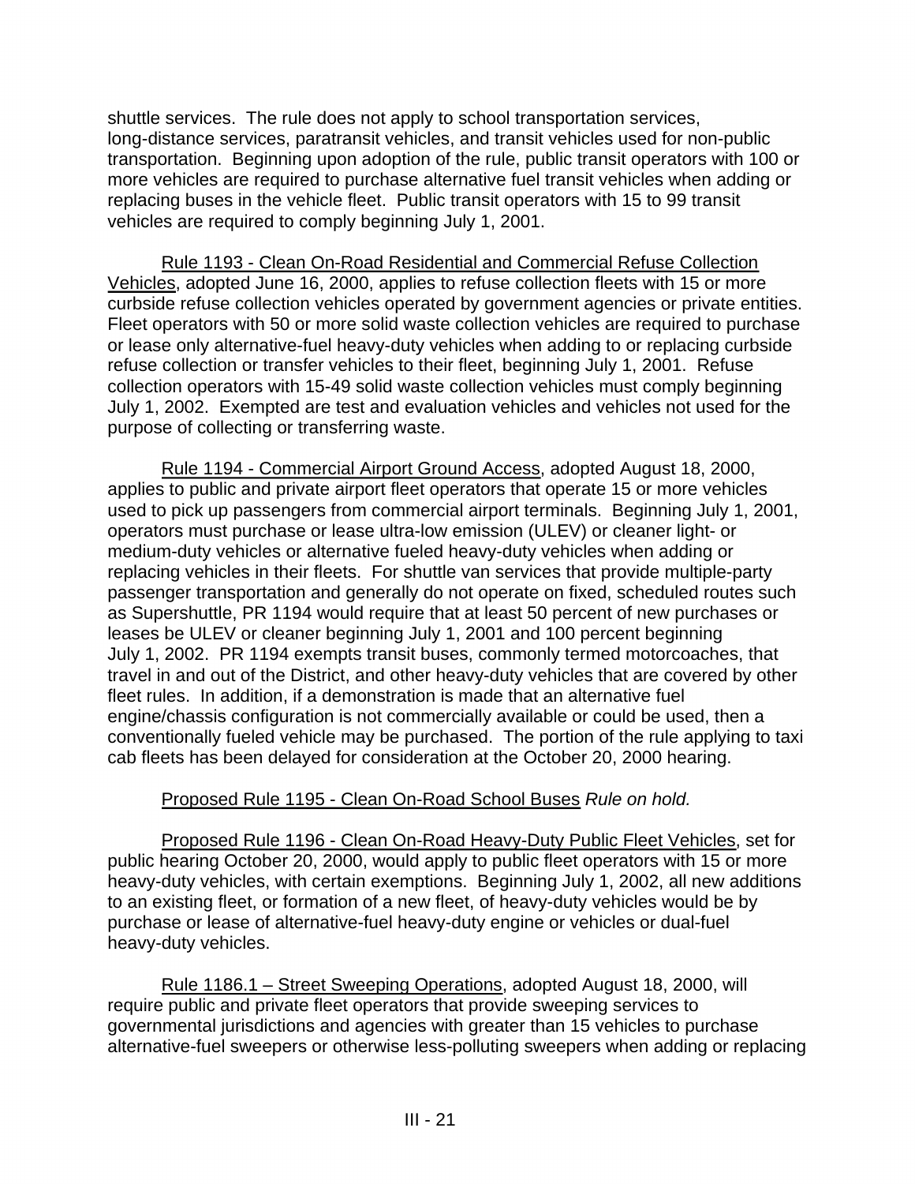shuttle services. The rule does not apply to school transportation services, long-distance services, paratransit vehicles, and transit vehicles used for non-public transportation. Beginning upon adoption of the rule, public transit operators with 100 or more vehicles are required to purchase alternative fuel transit vehicles when adding or replacing buses in the vehicle fleet. Public transit operators with 15 to 99 transit vehicles are required to comply beginning July 1, 2001.

Rule 1193 - Clean On-Road Residential and Commercial Refuse Collection Vehicles, adopted June 16, 2000, applies to refuse collection fleets with 15 or more curbside refuse collection vehicles operated by government agencies or private entities. Fleet operators with 50 or more solid waste collection vehicles are required to purchase or lease only alternative-fuel heavy-duty vehicles when adding to or replacing curbside refuse collection or transfer vehicles to their fleet, beginning July 1, 2001. Refuse collection operators with 15-49 solid waste collection vehicles must comply beginning July 1, 2002. Exempted are test and evaluation vehicles and vehicles not used for the purpose of collecting or transferring waste.

Rule 1194 - Commercial Airport Ground Access, adopted August 18, 2000, applies to public and private airport fleet operators that operate 15 or more vehicles used to pick up passengers from commercial airport terminals. Beginning July 1, 2001, operators must purchase or lease ultra-low emission (ULEV) or cleaner light- or medium-duty vehicles or alternative fueled heavy-duty vehicles when adding or replacing vehicles in their fleets. For shuttle van services that provide multiple-party passenger transportation and generally do not operate on fixed, scheduled routes such as Supershuttle, PR 1194 would require that at least 50 percent of new purchases or leases be ULEV or cleaner beginning July 1, 2001 and 100 percent beginning July 1, 2002. PR 1194 exempts transit buses, commonly termed motorcoaches, that travel in and out of the District, and other heavy-duty vehicles that are covered by other fleet rules. In addition, if a demonstration is made that an alternative fuel engine/chassis configuration is not commercially available or could be used, then a conventionally fueled vehicle may be purchased. The portion of the rule applying to taxi cab fleets has been delayed for consideration at the October 20, 2000 hearing.

Proposed Rule 1195 - Clean On-Road School Buses *Rule on hold.*

Proposed Rule 1196 - Clean On-Road Heavy-Duty Public Fleet Vehicles, set for public hearing October 20, 2000, would apply to public fleet operators with 15 or more heavy-duty vehicles, with certain exemptions. Beginning July 1, 2002, all new additions to an existing fleet, or formation of a new fleet, of heavy-duty vehicles would be by purchase or lease of alternative-fuel heavy-duty engine or vehicles or dual-fuel heavy-duty vehicles.

Rule 1186.1 – Street Sweeping Operations, adopted August 18, 2000, will require public and private fleet operators that provide sweeping services to governmental jurisdictions and agencies with greater than 15 vehicles to purchase alternative-fuel sweepers or otherwise less-polluting sweepers when adding or replacing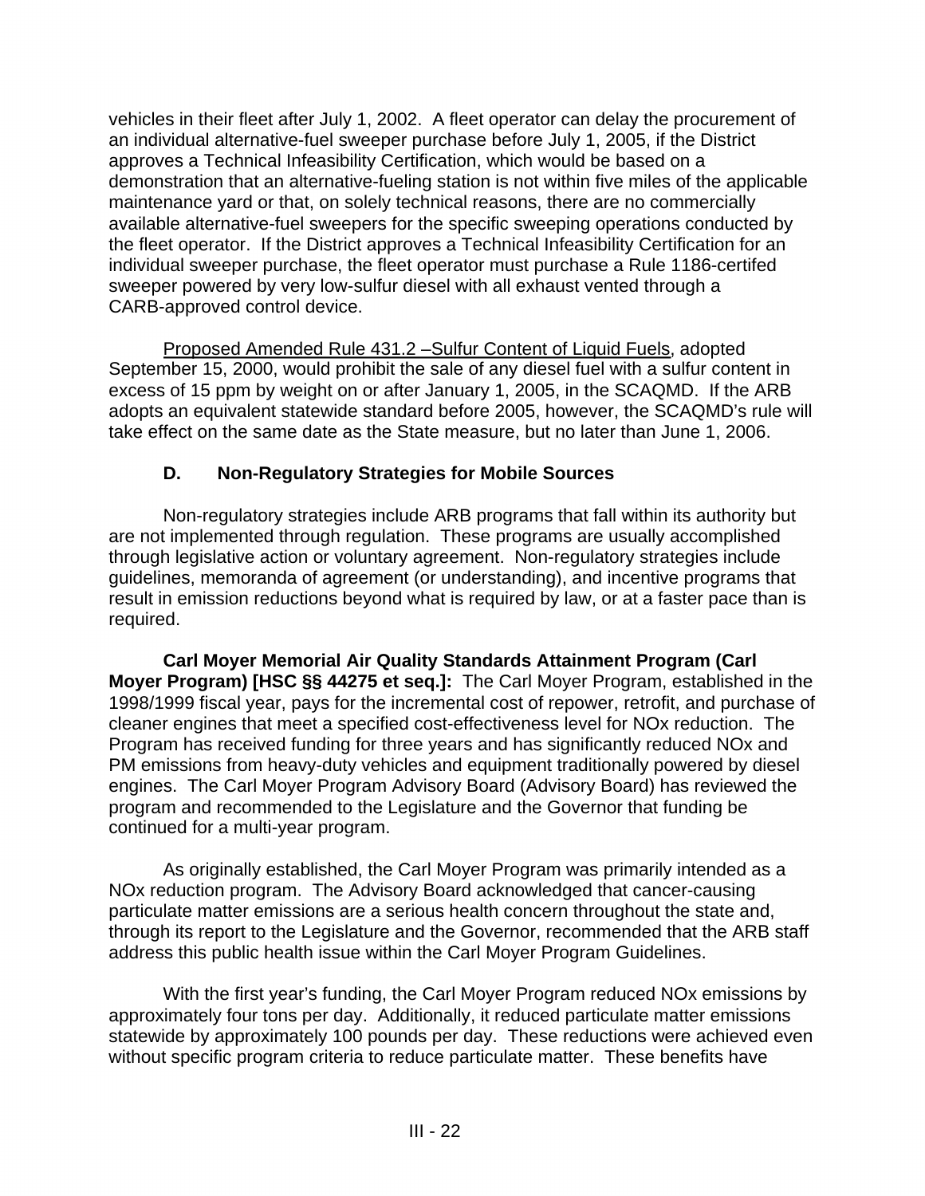vehicles in their fleet after July 1, 2002. A fleet operator can delay the procurement of an individual alternative-fuel sweeper purchase before July 1, 2005, if the District approves a Technical Infeasibility Certification, which would be based on a demonstration that an alternative-fueling station is not within five miles of the applicable maintenance yard or that, on solely technical reasons, there are no commercially available alternative-fuel sweepers for the specific sweeping operations conducted by the fleet operator. If the District approves a Technical Infeasibility Certification for an individual sweeper purchase, the fleet operator must purchase a Rule 1186-certifed sweeper powered by very low-sulfur diesel with all exhaust vented through a CARB-approved control device.

Proposed Amended Rule 431.2 –Sulfur Content of Liquid Fuels, adopted September 15, 2000, would prohibit the sale of any diesel fuel with a sulfur content in excess of 15 ppm by weight on or after January 1, 2005, in the SCAQMD. If the ARB adopts an equivalent statewide standard before 2005, however, the SCAQMD's rule will take effect on the same date as the State measure, but no later than June 1, 2006.

### D. Non-Regulatory Strategies for Mobile Sources

Non-regulatory strategies include ARB programs that fall within its authority but are not implemented through regulation. These programs are usually accomplished through legislative action or voluntary agreement. Non-regulatory strategies include guidelines, memoranda of agreement (or understanding), and incentive programs that result in emission reductions beyond what is required by law, or at a faster pace than is required.

**Carl Moyer Memorial Air Quality Standards Attainment Program (Carl Moyer Program) [HSC §§ 44275 et seq.]:** The Carl Moyer Program, established in the 1998/1999 fiscal year, pays for the incremental cost of repower, retrofit, and purchase of cleaner engines that meet a specified cost-effectiveness level for NOx reduction. The Program has received funding for three years and has significantly reduced NOx and PM emissions from heavy-duty vehicles and equipment traditionally powered by diesel engines. The Carl Moyer Program Advisory Board (Advisory Board) has reviewed the program and recommended to the Legislature and the Governor that funding be continued for a multi-year program.

As originally established, the Carl Moyer Program was primarily intended as a NOx reduction program. The Advisory Board acknowledged that cancer-causing particulate matter emissions are a serious health concern throughout the state and, through its report to the Legislature and the Governor, recommended that the ARB staff address this public health issue within the Carl Moyer Program Guidelines.

With the first year's funding, the Carl Moyer Program reduced NOx emissions by approximately four tons per day. Additionally, it reduced particulate matter emissions statewide by approximately 100 pounds per day. These reductions were achieved even without specific program criteria to reduce particulate matter. These benefits have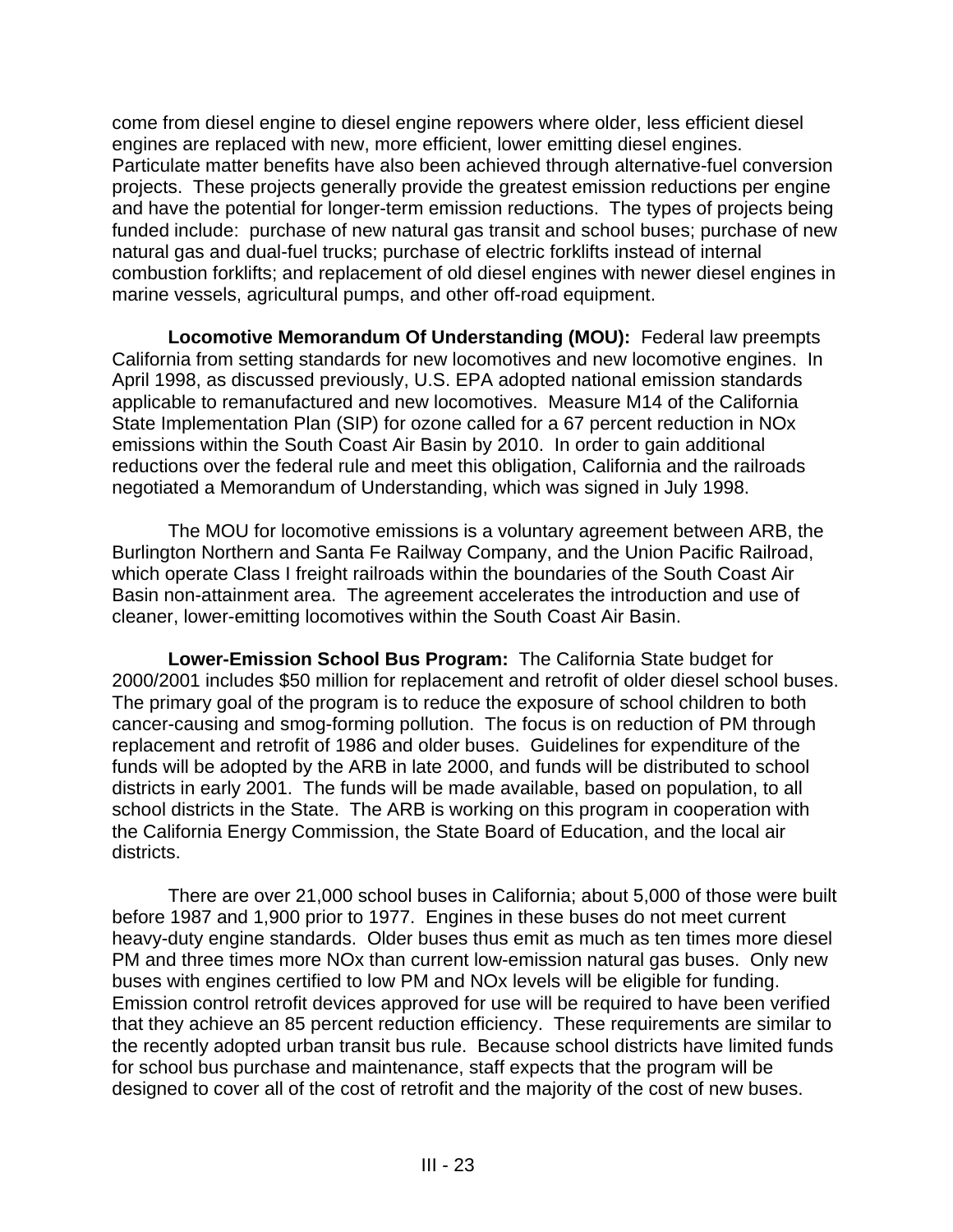come from diesel engine to diesel engine repowers where older, less efficient diesel engines are replaced with new, more efficient, lower emitting diesel engines. Particulate matter benefits have also been achieved through alternative-fuel conversion projects. These projects generally provide the greatest emission reductions per engine and have the potential for longer-term emission reductions. The types of projects being funded include: purchase of new natural gas transit and school buses; purchase of new natural gas and dual-fuel trucks; purchase of electric forklifts instead of internal combustion forklifts; and replacement of old diesel engines with newer diesel engines in marine vessels, agricultural pumps, and other off-road equipment.

**Locomotive Memorandum Of Understanding (MOU):** Federal law preempts California from setting standards for new locomotives and new locomotive engines. In April 1998, as discussed previously, U.S. EPA adopted national emission standards applicable to remanufactured and new locomotives. Measure M14 of the California State Implementation Plan (SIP) for ozone called for a 67 percent reduction in NOx emissions within the South Coast Air Basin by 2010. In order to gain additional reductions over the federal rule and meet this obligation, California and the railroads negotiated a Memorandum of Understanding, which was signed in July 1998.

The MOU for locomotive emissions is a voluntary agreement between ARB, the Burlington Northern and Santa Fe Railway Company, and the Union Pacific Railroad, which operate Class I freight railroads within the boundaries of the South Coast Air Basin non-attainment area. The agreement accelerates the introduction and use of cleaner, lower-emitting locomotives within the South Coast Air Basin.

**Lower-Emission School Bus Program:** The California State budget for 2000/2001 includes $50 million for replacement and retrofit of older diesel school buses. The primary goal of the program is to reduce the exposure of school children to both cancer-causing and smog-forming pollution. The focus is on reduction of PM through replacement and retrofit of 1986 and older buses. Guidelines for expenditure of the funds will be adopted by the ARB in late 2000, and funds will be distributed to school districts in early 2001. The funds will be made available, based on population, to all school districts in the State. The ARB is working on this program in cooperation with the California Energy Commission, the State Board of Education, and the local air districts.

There are over 21,000 school buses in California; about 5,000 of those were built before 1987 and 1,900 prior to 1977. Engines in these buses do not meet current heavy-duty engine standards. Older buses thus emit as much as ten times more diesel PM and three times more NOx than current low-emission natural gas buses. Only new buses with engines certified to low PM and NOx levels will be eligible for funding. Emission control retrofit devices approved for use will be required to have been verified that they achieve an 85 percent reduction efficiency. These requirements are similar to the recently adopted urban transit bus rule. Because school districts have limited funds for school bus purchase and maintenance, staff expects that the program will be designed to cover all of the cost of retrofit and the majority of the cost of new buses.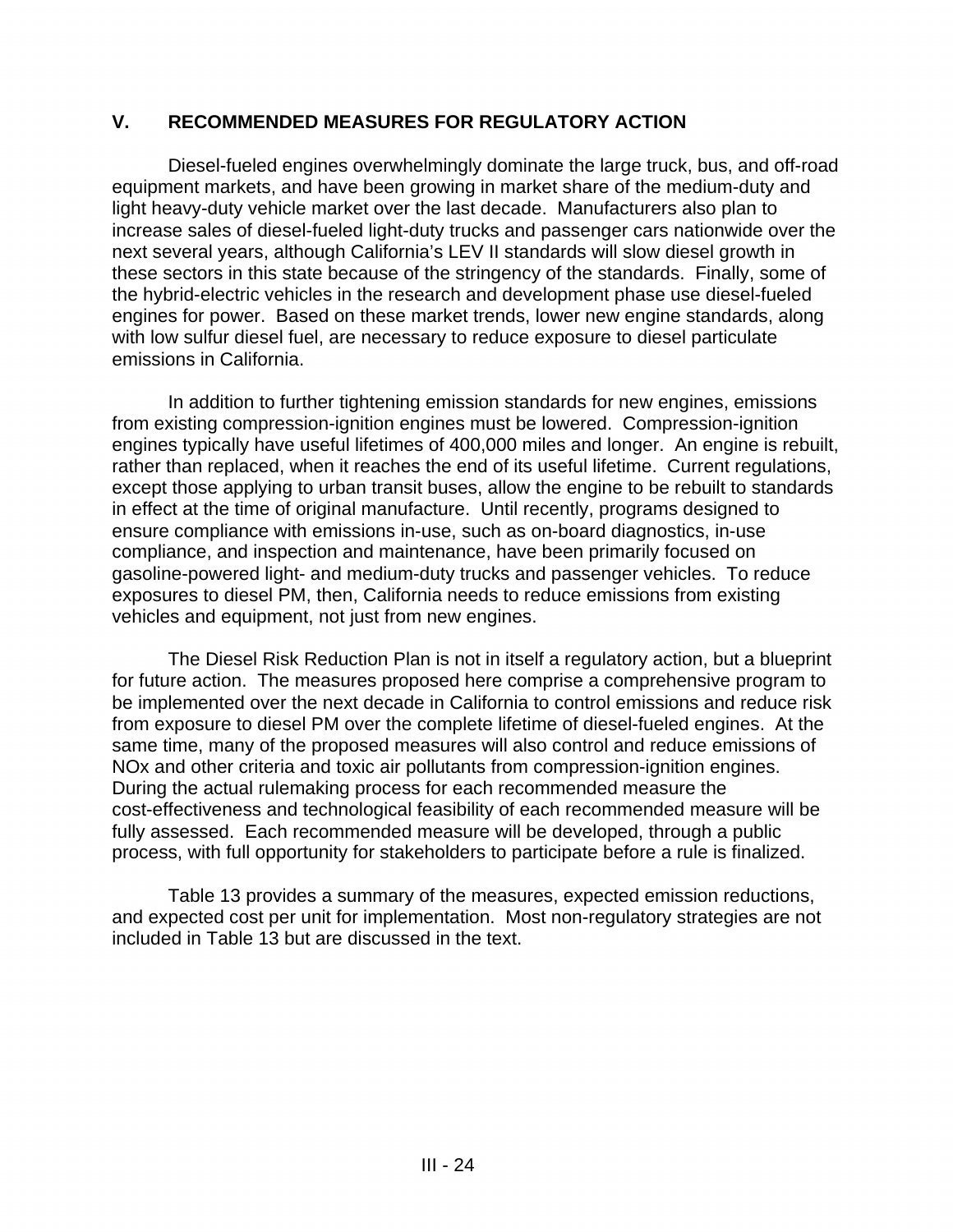## V. RECOMMENDED MEASURES FOR REGULATORY ACTION

Diesel-fueled engines overwhelmingly dominate the large truck, bus, and off-road equipment markets, and have been growing in market share of the medium-duty and light heavy-duty vehicle market over the last decade. Manufacturers also plan to increase sales of diesel-fueled light-duty trucks and passenger cars nationwide over the next several years, although California's LEV II standards will slow diesel growth in these sectors in this state because of the stringency of the standards. Finally, some of the hybrid-electric vehicles in the research and development phase use diesel-fueled engines for power. Based on these market trends, lower new engine standards, along with low sulfur diesel fuel, are necessary to reduce exposure to diesel particulate emissions in California.

In addition to further tightening emission standards for new engines, emissions from existing compression-ignition engines must be lowered. Compression-ignition engines typically have useful lifetimes of 400,000 miles and longer. An engine is rebuilt, rather than replaced, when it reaches the end of its useful lifetime. Current regulations, except those applying to urban transit buses, allow the engine to be rebuilt to standards in effect at the time of original manufacture. Until recently, programs designed to ensure compliance with emissions in-use, such as on-board diagnostics, in-use compliance, and inspection and maintenance, have been primarily focused on gasoline-powered light- and medium-duty trucks and passenger vehicles. To reduce exposures to diesel PM, then, California needs to reduce emissions from existing vehicles and equipment, not just from new engines.

The Diesel Risk Reduction Plan is not in itself a regulatory action, but a blueprint for future action. The measures proposed here comprise a comprehensive program to be implemented over the next decade in California to control emissions and reduce risk from exposure to diesel PM over the complete lifetime of diesel-fueled engines. At the same time, many of the proposed measures will also control and reduce emissions of NOx and other criteria and toxic air pollutants from compression-ignition engines. During the actual rulemaking process for each recommended measure the cost-effectiveness and technological feasibility of each recommended measure will be fully assessed. Each recommended measure will be developed, through a public process, with full opportunity for stakeholders to participate before a rule is finalized.

Table 13 provides a summary of the measures, expected emission reductions, and expected cost per unit for implementation. Most non-regulatory strategies are not included in Table 13 but are discussed in the text.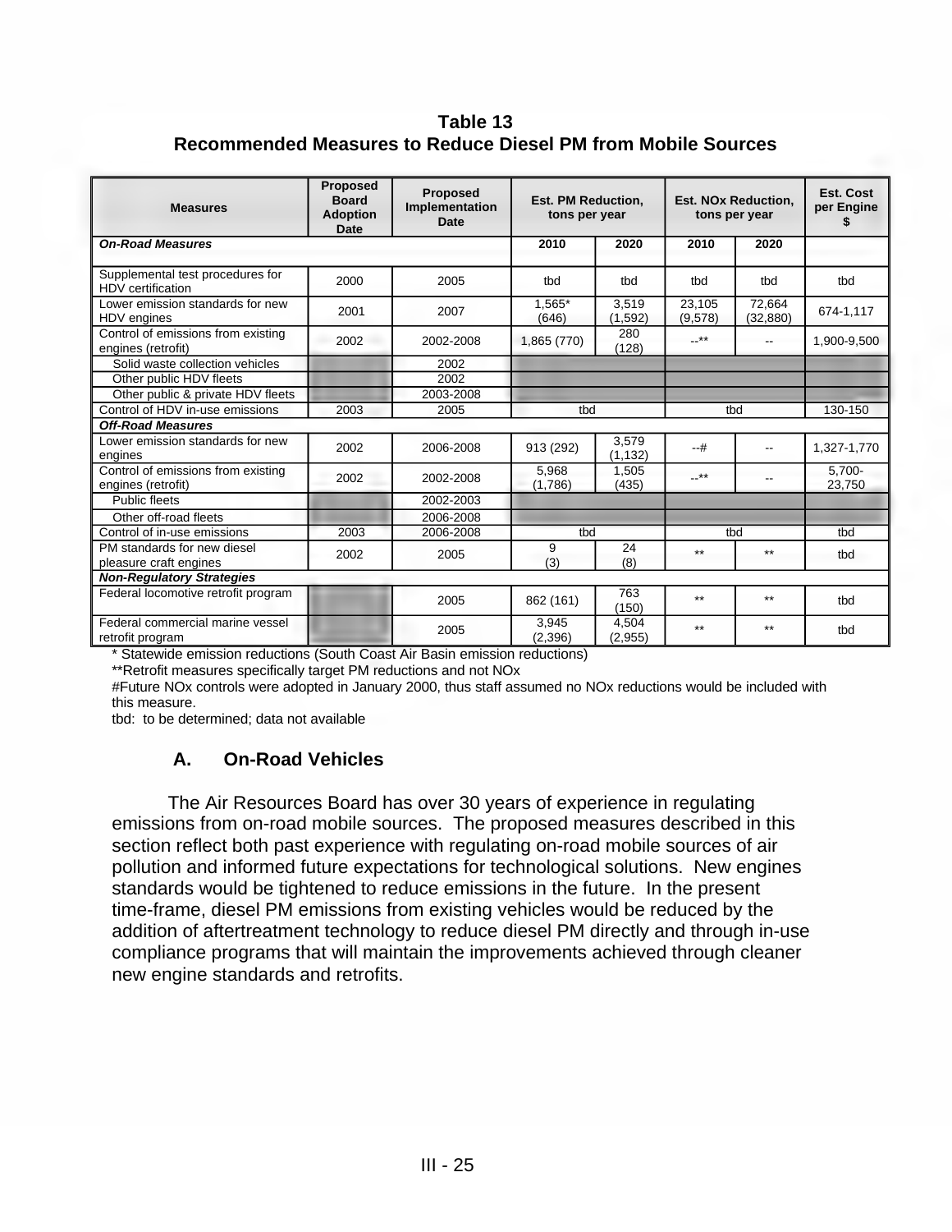**Table 13**
**Recommended Measures to Reduce Diesel PM from Mobile Sources**

| Measures | Proposed Board Adoption Date | Proposed Implementation Date | Est. PM Reduction, tons per year | | Est. NOx Reduction, tons per year | | Est. Cost per Engine $ |
|---|---|---|---|---|---|---|---|
| ***On-Road Measures*** | | | **2010** | **2020** | **2010** | **2020** | |
| Supplemental test procedures for HDV certification | 2000 | 2005 | tbd | tbd | tbd | tbd | tbd |
| Lower emission standards for new HDV engines | 2001 | 2007 | 1,565* (646) | 3,519 (1,592) | 23,105 (9,578) | 72,664 (32,880) | 674-1,117 |
| Control of emissions from existing engines (retrofit) | 2002 | 2002-2008 | 1,865 (770) | 280 (128) | --** | -- | 1,900-9,500 |
| Solid waste collection vehicles | | 2002 | | | | | |
| Other public HDV fleets | | 2002 | | | | | |
| Other public & private HDV fleets | | 2003-2008 | | | | | |
| Control of HDV in-use emissions | 2003 | 2005 | tbd | | tbd | | 130-150 |
| ***Off-Road Measures*** | | | | | | | |
| Lower emission standards for new engines | 2002 | 2006-2008 | 913 (292) | 3,579 (1,132) | --# | -- | 1,327-1,770 |
| Control of emissions from existing engines (retrofit) | 2002 | 2002-2008 | 5,968 (1,786) | 1,505 (435) | --** | -- | 5,700-23,750 |
| Public fleets | | 2002-2003 | | | | | |
| Other off-road fleets | | 2006-2008 | | | | | |
| Control of in-use emissions | 2003 | 2006-2008 | tbd | | tbd | | tbd |
| PM standards for new diesel pleasure craft engines | 2002 | 2005 | 9 (3) | 24 (8) | ** | ** | tbd |
| ***Non-Regulatory Strategies*** | | | | | | | |
| Federal locomotive retrofit program | | 2005 | 862 (161) | 763 (150) | ** | ** | tbd |
| Federal commercial marine vessel retrofit program | | 2005 | 3,945 (2,396) | 4,504 (2,955) | ** | ** | tbd |

\* Statewide emission reductions (South Coast Air Basin emission reductions)
**Retrofit measures specifically target PM reductions and not NOx
#Future NOx controls were adopted in January 2000, thus staff assumed no NOx reductions would be included with this measure.
tbd: to be determined; data not available

### A. On-Road Vehicles

The Air Resources Board has over 30 years of experience in regulating emissions from on-road mobile sources. The proposed measures described in this section reflect both past experience with regulating on-road mobile sources of air pollution and informed future expectations for technological solutions. New engines standards would be tightened to reduce emissions in the future. In the present time-frame, diesel PM emissions from existing vehicles would be reduced by the addition of aftertreatment technology to reduce diesel PM directly and through in-use compliance programs that will maintain the improvements achieved through cleaner new engine standards and retrofits.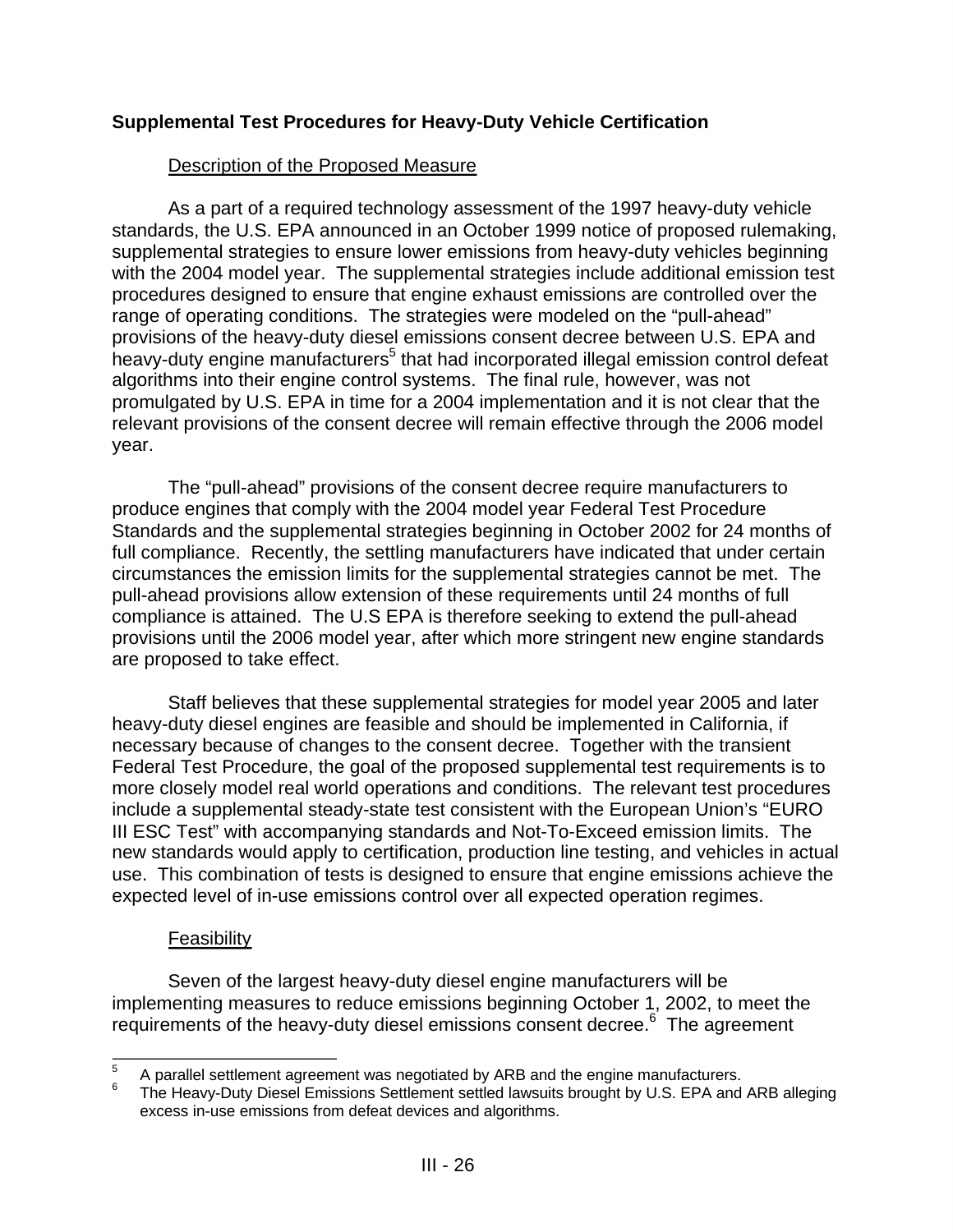**Supplemental Test Procedures for Heavy-Duty Vehicle Certification**

Description of the Proposed Measure

As a part of a required technology assessment of the 1997 heavy-duty vehicle standards, the U.S. EPA announced in an October 1999 notice of proposed rulemaking, supplemental strategies to ensure lower emissions from heavy-duty vehicles beginning with the 2004 model year. The supplemental strategies include additional emission test procedures designed to ensure that engine exhaust emissions are controlled over the range of operating conditions. The strategies were modeled on the "pull-ahead" provisions of the heavy-duty diesel emissions consent decree between U.S. EPA and heavy-duty engine manufacturers[5] that had incorporated illegal emission control defeat algorithms into their engine control systems. The final rule, however, was not promulgated by U.S. EPA in time for a 2004 implementation and it is not clear that the relevant provisions of the consent decree will remain effective through the 2006 model year.

The "pull-ahead" provisions of the consent decree require manufacturers to produce engines that comply with the 2004 model year Federal Test Procedure Standards and the supplemental strategies beginning in October 2002 for 24 months of full compliance. Recently, the settling manufacturers have indicated that under certain circumstances the emission limits for the supplemental strategies cannot be met. The pull-ahead provisions allow extension of these requirements until 24 months of full compliance is attained. The U.S EPA is therefore seeking to extend the pull-ahead provisions until the 2006 model year, after which more stringent new engine standards are proposed to take effect.

Staff believes that these supplemental strategies for model year 2005 and later heavy-duty diesel engines are feasible and should be implemented in California, if necessary because of changes to the consent decree. Together with the transient Federal Test Procedure, the goal of the proposed supplemental test requirements is to more closely model real world operations and conditions. The relevant test procedures include a supplemental steady-state test consistent with the European Union's "EURO III ESC Test" with accompanying standards and Not-To-Exceed emission limits. The new standards would apply to certification, production line testing, and vehicles in actual use. This combination of tests is designed to ensure that engine emissions achieve the expected level of in-use emissions control over all expected operation regimes.

Feasibility

Seven of the largest heavy-duty diesel engine manufacturers will be implementing measures to reduce emissions beginning October 1, 2002, to meet the requirements of the heavy-duty diesel emissions consent decree.[6] The agreement

[5] A parallel settlement agreement was negotiated by ARB and the engine manufacturers.

[6] The Heavy-Duty Diesel Emissions Settlement settled lawsuits brought by U.S. EPA and ARB alleging excess in-use emissions from defeat devices and algorithms.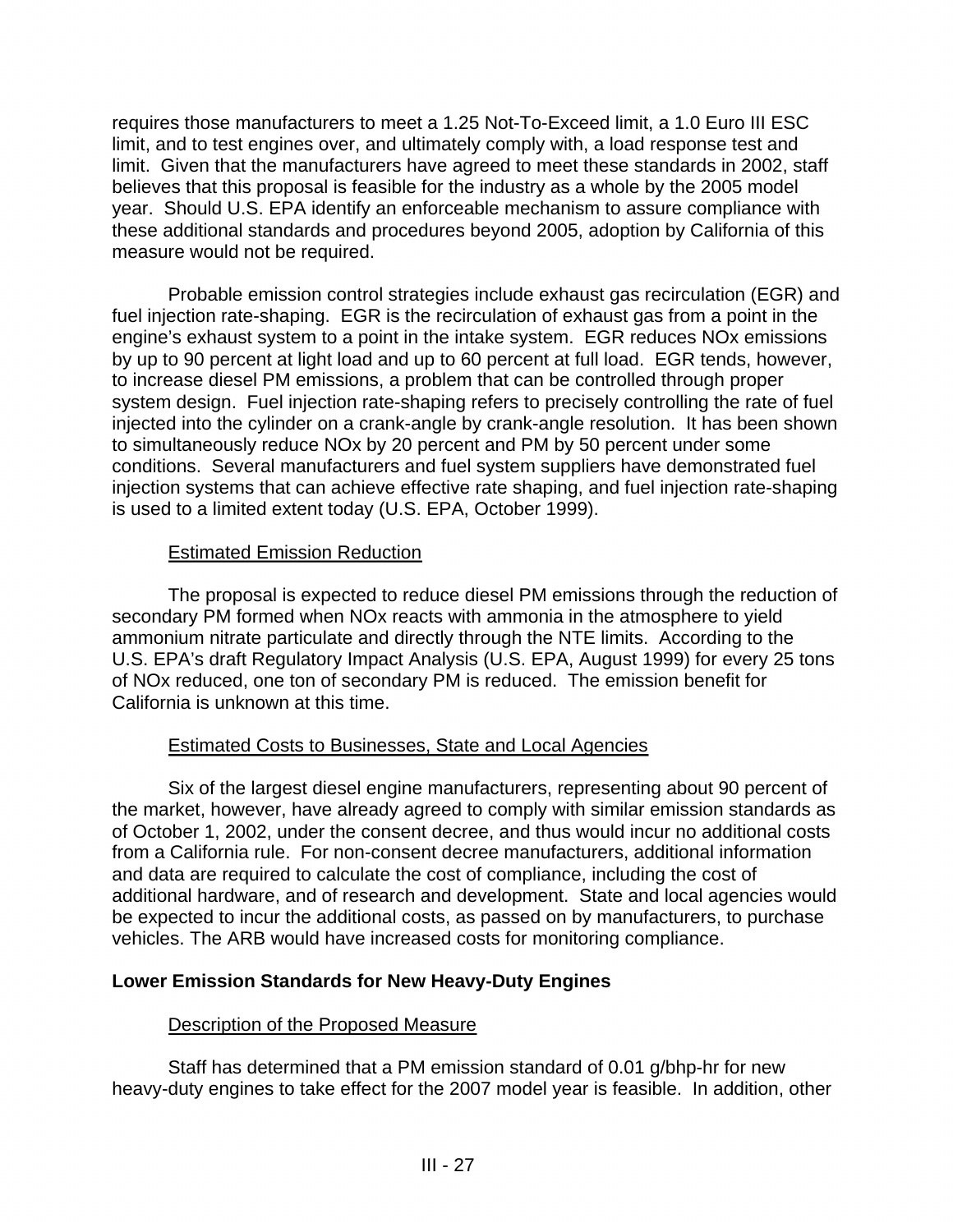requires those manufacturers to meet a 1.25 Not-To-Exceed limit, a 1.0 Euro III ESC limit, and to test engines over, and ultimately comply with, a load response test and limit. Given that the manufacturers have agreed to meet these standards in 2002, staff believes that this proposal is feasible for the industry as a whole by the 2005 model year. Should U.S. EPA identify an enforceable mechanism to assure compliance with these additional standards and procedures beyond 2005, adoption by California of this measure would not be required.

Probable emission control strategies include exhaust gas recirculation (EGR) and fuel injection rate-shaping. EGR is the recirculation of exhaust gas from a point in the engine's exhaust system to a point in the intake system. EGR reduces NOx emissions by up to 90 percent at light load and up to 60 percent at full load. EGR tends, however, to increase diesel PM emissions, a problem that can be controlled through proper system design. Fuel injection rate-shaping refers to precisely controlling the rate of fuel injected into the cylinder on a crank-angle by crank-angle resolution. It has been shown to simultaneously reduce NOx by 20 percent and PM by 50 percent under some conditions. Several manufacturers and fuel system suppliers have demonstrated fuel injection systems that can achieve effective rate shaping, and fuel injection rate-shaping is used to a limited extent today (U.S. EPA, October 1999).

Estimated Emission Reduction

The proposal is expected to reduce diesel PM emissions through the reduction of secondary PM formed when NOx reacts with ammonia in the atmosphere to yield ammonium nitrate particulate and directly through the NTE limits. According to the U.S. EPA's draft Regulatory Impact Analysis (U.S. EPA, August 1999) for every 25 tons of NOx reduced, one ton of secondary PM is reduced. The emission benefit for California is unknown at this time.

Estimated Costs to Businesses, State and Local Agencies

Six of the largest diesel engine manufacturers, representing about 90 percent of the market, however, have already agreed to comply with similar emission standards as of October 1, 2002, under the consent decree, and thus would incur no additional costs from a California rule. For non-consent decree manufacturers, additional information and data are required to calculate the cost of compliance, including the cost of additional hardware, and of research and development. State and local agencies would be expected to incur the additional costs, as passed on by manufacturers, to purchase vehicles. The ARB would have increased costs for monitoring compliance.

**Lower Emission Standards for New Heavy-Duty Engines**

Description of the Proposed Measure

Staff has determined that a PM emission standard of 0.01 g/bhp-hr for new heavy-duty engines to take effect for the 2007 model year is feasible. In addition, other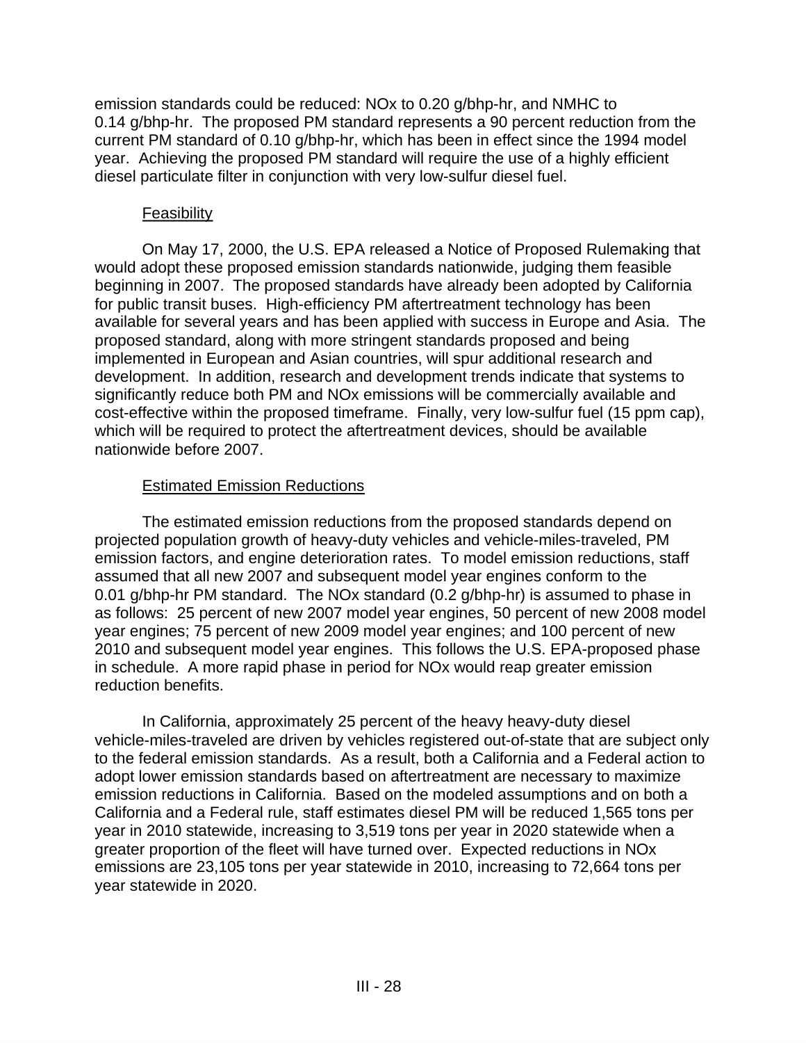emission standards could be reduced: NOx to 0.20 g/bhp-hr, and NMHC to 0.14 g/bhp-hr. The proposed PM standard represents a 90 percent reduction from the current PM standard of 0.10 g/bhp-hr, which has been in effect since the 1994 model year. Achieving the proposed PM standard will require the use of a highly efficient diesel particulate filter in conjunction with very low-sulfur diesel fuel.

### Feasibility

On May 17, 2000, the U.S. EPA released a Notice of Proposed Rulemaking that would adopt these proposed emission standards nationwide, judging them feasible beginning in 2007. The proposed standards have already been adopted by California for public transit buses. High-efficiency PM aftertreatment technology has been available for several years and has been applied with success in Europe and Asia. The proposed standard, along with more stringent standards proposed and being implemented in European and Asian countries, will spur additional research and development. In addition, research and development trends indicate that systems to significantly reduce both PM and NOx emissions will be commercially available and cost-effective within the proposed timeframe. Finally, very low-sulfur fuel (15 ppm cap), which will be required to protect the aftertreatment devices, should be available nationwide before 2007.

### Estimated Emission Reductions

The estimated emission reductions from the proposed standards depend on projected population growth of heavy-duty vehicles and vehicle-miles-traveled, PM emission factors, and engine deterioration rates. To model emission reductions, staff assumed that all new 2007 and subsequent model year engines conform to the 0.01 g/bhp-hr PM standard. The NOx standard (0.2 g/bhp-hr) is assumed to phase in as follows: 25 percent of new 2007 model year engines, 50 percent of new 2008 model year engines; 75 percent of new 2009 model year engines; and 100 percent of new 2010 and subsequent model year engines. This follows the U.S. EPA-proposed phase in schedule. A more rapid phase in period for NOx would reap greater emission reduction benefits.

In California, approximately 25 percent of the heavy heavy-duty diesel vehicle-miles-traveled are driven by vehicles registered out-of-state that are subject only to the federal emission standards. As a result, both a California and a Federal action to adopt lower emission standards based on aftertreatment are necessary to maximize emission reductions in California. Based on the modeled assumptions and on both a California and a Federal rule, staff estimates diesel PM will be reduced 1,565 tons per year in 2010 statewide, increasing to 3,519 tons per year in 2020 statewide when a greater proportion of the fleet will have turned over. Expected reductions in NOx emissions are 23,105 tons per year statewide in 2010, increasing to 72,664 tons per year statewide in 2020.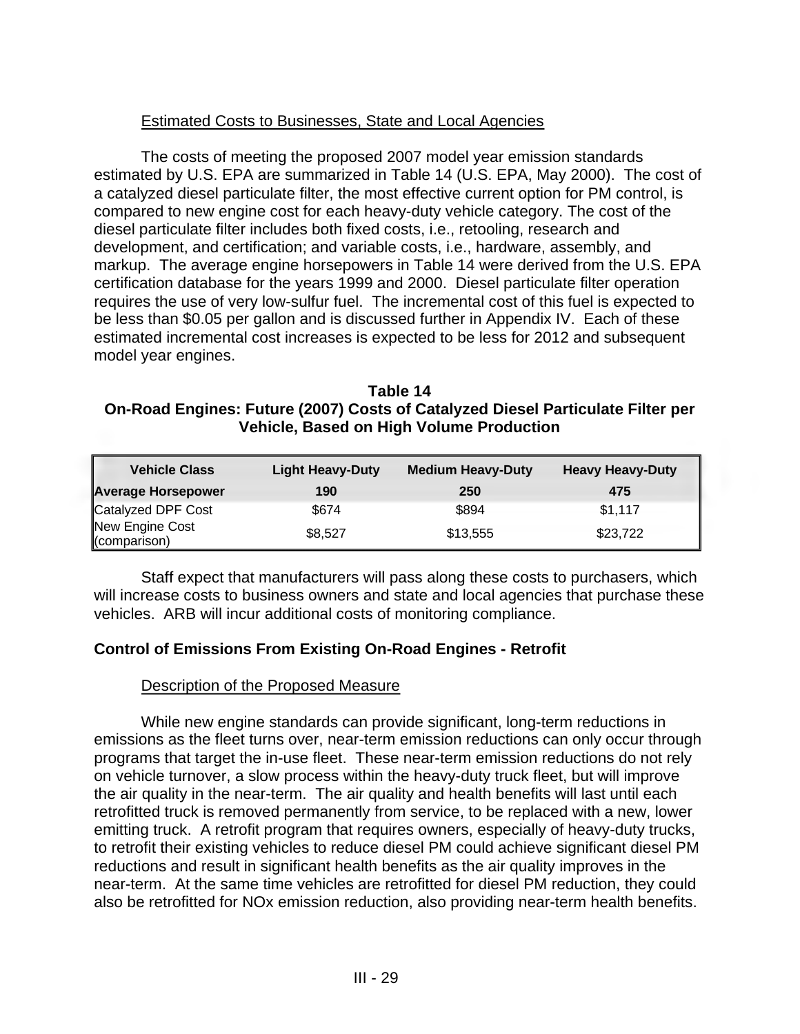Estimated Costs to Businesses, State and Local Agencies

The costs of meeting the proposed 2007 model year emission standards estimated by U.S. EPA are summarized in Table 14 (U.S. EPA, May 2000). The cost of a catalyzed diesel particulate filter, the most effective current option for PM control, is compared to new engine cost for each heavy-duty vehicle category. The cost of the diesel particulate filter includes both fixed costs, i.e., retooling, research and development, and certification; and variable costs, i.e., hardware, assembly, and markup. The average engine horsepowers in Table 14 were derived from the U.S. EPA certification database for the years 1999 and 2000. Diesel particulate filter operation requires the use of very low-sulfur fuel. The incremental cost of this fuel is expected to be less than $0.05 per gallon and is discussed further in Appendix IV. Each of these estimated incremental cost increases is expected to be less for 2012 and subsequent model year engines.

**Table 14**
**On-Road Engines: Future (2007) Costs of Catalyzed Diesel Particulate Filter per Vehicle, Based on High Volume Production**

| Vehicle Class | Light Heavy-Duty | Medium Heavy-Duty | Heavy Heavy-Duty |
|---|---|---|---|
| **Average Horsepower** | **190** | **250** | **475** |
| Catalyzed DPF Cost | $674 | $894 | $1,117 |
| New Engine Cost (comparison) | $8,527 | $13,555 | $23,722 |

Staff expect that manufacturers will pass along these costs to purchasers, which will increase costs to business owners and state and local agencies that purchase these vehicles. ARB will incur additional costs of monitoring compliance.

**Control of Emissions From Existing On-Road Engines - Retrofit**

Description of the Proposed Measure

While new engine standards can provide significant, long-term reductions in emissions as the fleet turns over, near-term emission reductions can only occur through programs that target the in-use fleet. These near-term emission reductions do not rely on vehicle turnover, a slow process within the heavy-duty truck fleet, but will improve the air quality in the near-term. The air quality and health benefits will last until each retrofitted truck is removed permanently from service, to be replaced with a new, lower emitting truck. A retrofit program that requires owners, especially of heavy-duty trucks, to retrofit their existing vehicles to reduce diesel PM could achieve significant diesel PM reductions and result in significant health benefits as the air quality improves in the near-term. At the same time vehicles are retrofitted for diesel PM reduction, they could also be retrofitted for NOx emission reduction, also providing near-term health benefits.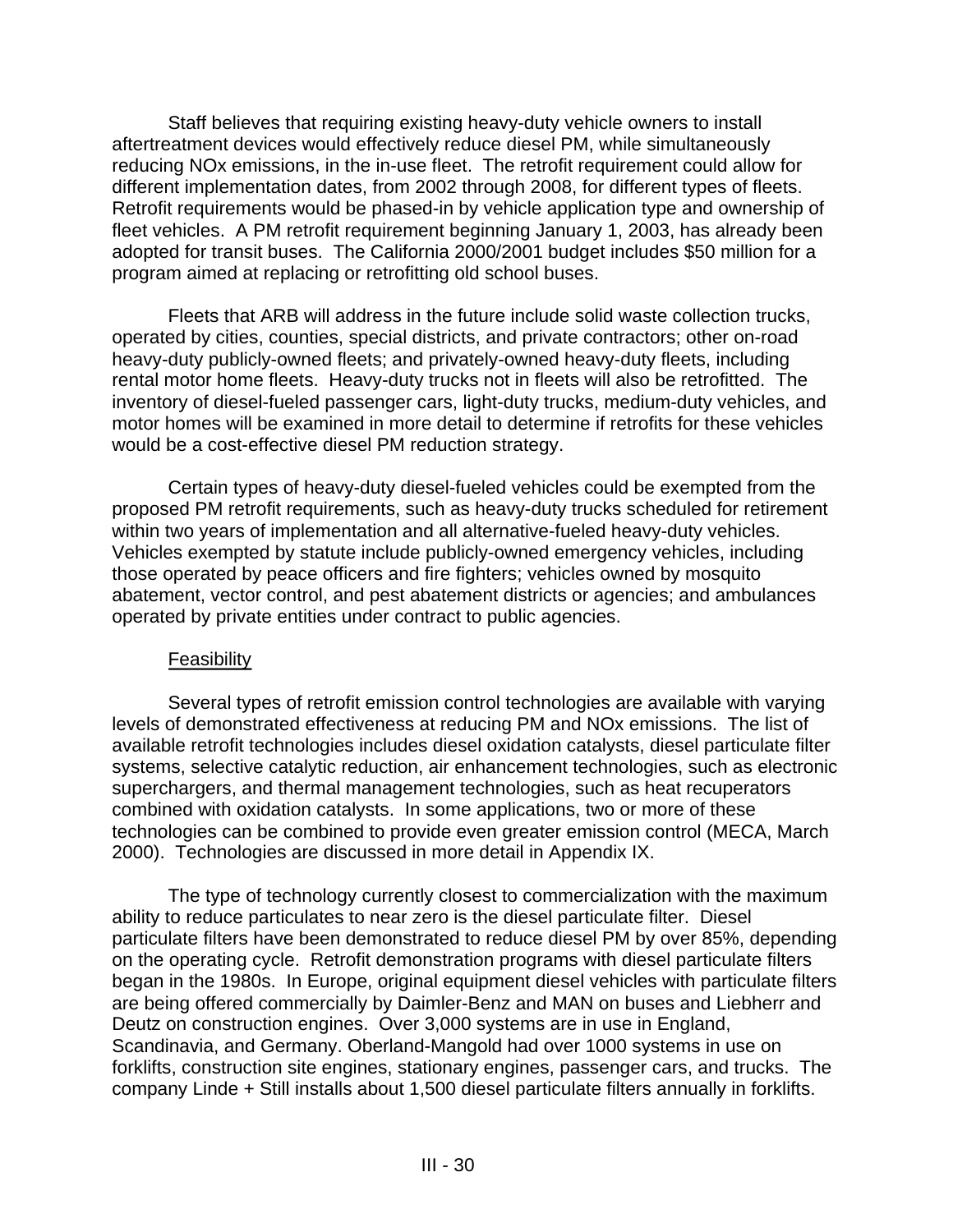Staff believes that requiring existing heavy-duty vehicle owners to install aftertreatment devices would effectively reduce diesel PM, while simultaneously reducing NOx emissions, in the in-use fleet. The retrofit requirement could allow for different implementation dates, from 2002 through 2008, for different types of fleets. Retrofit requirements would be phased-in by vehicle application type and ownership of fleet vehicles. A PM retrofit requirement beginning January 1, 2003, has already been adopted for transit buses. The California 2000/2001 budget includes $50 million for a program aimed at replacing or retrofitting old school buses.

Fleets that ARB will address in the future include solid waste collection trucks, operated by cities, counties, special districts, and private contractors; other on-road heavy-duty publicly-owned fleets; and privately-owned heavy-duty fleets, including rental motor home fleets. Heavy-duty trucks not in fleets will also be retrofitted. The inventory of diesel-fueled passenger cars, light-duty trucks, medium-duty vehicles, and motor homes will be examined in more detail to determine if retrofits for these vehicles would be a cost-effective diesel PM reduction strategy.

Certain types of heavy-duty diesel-fueled vehicles could be exempted from the proposed PM retrofit requirements, such as heavy-duty trucks scheduled for retirement within two years of implementation and all alternative-fueled heavy-duty vehicles. Vehicles exempted by statute include publicly-owned emergency vehicles, including those operated by peace officers and fire fighters; vehicles owned by mosquito abatement, vector control, and pest abatement districts or agencies; and ambulances operated by private entities under contract to public agencies.

Feasibility

Several types of retrofit emission control technologies are available with varying levels of demonstrated effectiveness at reducing PM and NOx emissions. The list of available retrofit technologies includes diesel oxidation catalysts, diesel particulate filter systems, selective catalytic reduction, air enhancement technologies, such as electronic superchargers, and thermal management technologies, such as heat recuperators combined with oxidation catalysts. In some applications, two or more of these technologies can be combined to provide even greater emission control (MECA, March 2000). Technologies are discussed in more detail in Appendix IX.

The type of technology currently closest to commercialization with the maximum ability to reduce particulates to near zero is the diesel particulate filter. Diesel particulate filters have been demonstrated to reduce diesel PM by over 85%, depending on the operating cycle. Retrofit demonstration programs with diesel particulate filters began in the 1980s. In Europe, original equipment diesel vehicles with particulate filters are being offered commercially by Daimler-Benz and MAN on buses and Liebherr and Deutz on construction engines. Over 3,000 systems are in use in England, Scandinavia, and Germany. Oberland-Mangold had over 1000 systems in use on forklifts, construction site engines, stationary engines, passenger cars, and trucks. The company Linde + Still installs about 1,500 diesel particulate filters annually in forklifts.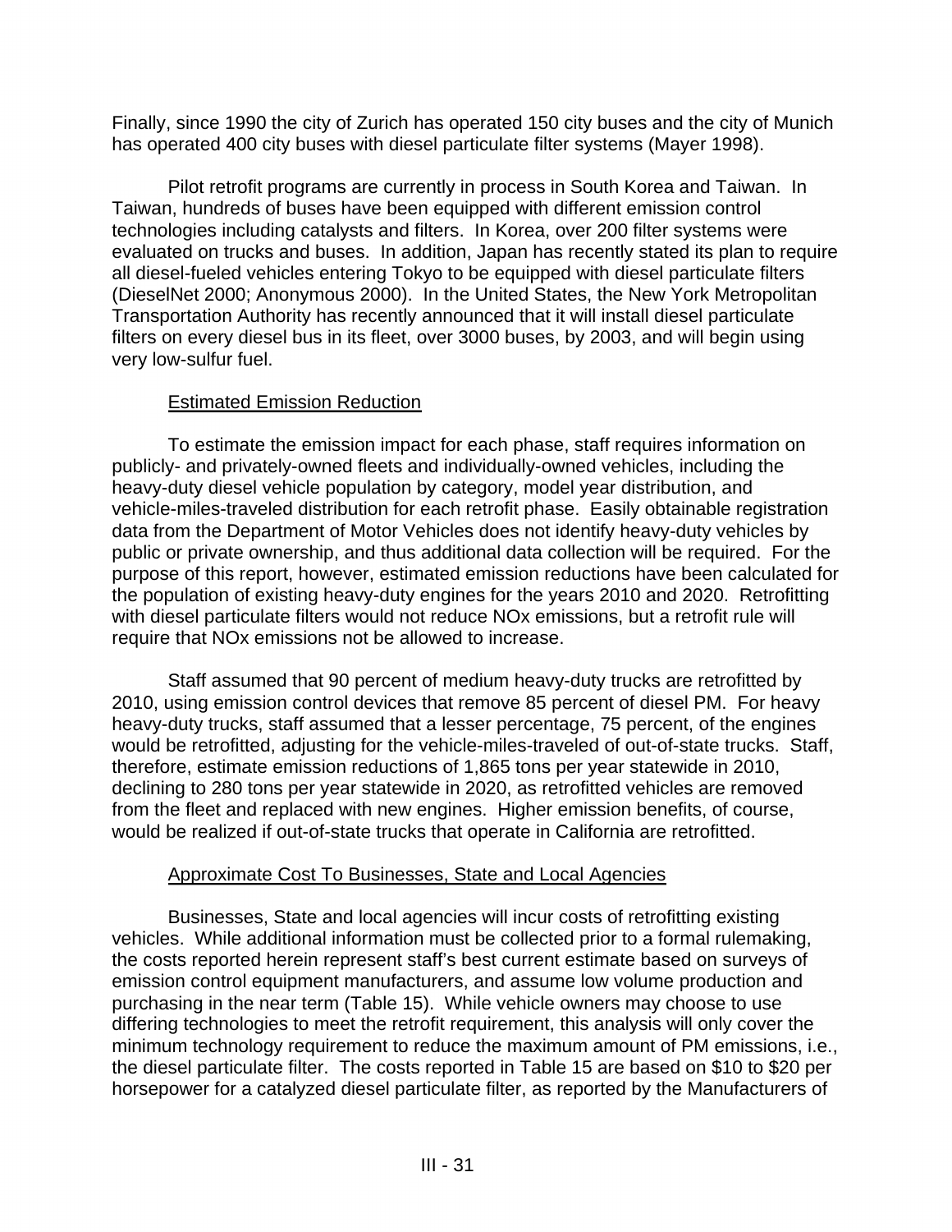Finally, since 1990 the city of Zurich has operated 150 city buses and the city of Munich has operated 400 city buses with diesel particulate filter systems (Mayer 1998).

Pilot retrofit programs are currently in process in South Korea and Taiwan. In Taiwan, hundreds of buses have been equipped with different emission control technologies including catalysts and filters. In Korea, over 200 filter systems were evaluated on trucks and buses. In addition, Japan has recently stated its plan to require all diesel-fueled vehicles entering Tokyo to be equipped with diesel particulate filters (DieselNet 2000; Anonymous 2000). In the United States, the New York Metropolitan Transportation Authority has recently announced that it will install diesel particulate filters on every diesel bus in its fleet, over 3000 buses, by 2003, and will begin using very low-sulfur fuel.

### Estimated Emission Reduction

To estimate the emission impact for each phase, staff requires information on publicly- and privately-owned fleets and individually-owned vehicles, including the heavy-duty diesel vehicle population by category, model year distribution, and vehicle-miles-traveled distribution for each retrofit phase. Easily obtainable registration data from the Department of Motor Vehicles does not identify heavy-duty vehicles by public or private ownership, and thus additional data collection will be required. For the purpose of this report, however, estimated emission reductions have been calculated for the population of existing heavy-duty engines for the years 2010 and 2020. Retrofitting with diesel particulate filters would not reduce NOx emissions, but a retrofit rule will require that NOx emissions not be allowed to increase.

Staff assumed that 90 percent of medium heavy-duty trucks are retrofitted by 2010, using emission control devices that remove 85 percent of diesel PM. For heavy heavy-duty trucks, staff assumed that a lesser percentage, 75 percent, of the engines would be retrofitted, adjusting for the vehicle-miles-traveled of out-of-state trucks. Staff, therefore, estimate emission reductions of 1,865 tons per year statewide in 2010, declining to 280 tons per year statewide in 2020, as retrofitted vehicles are removed from the fleet and replaced with new engines. Higher emission benefits, of course, would be realized if out-of-state trucks that operate in California are retrofitted.

### Approximate Cost To Businesses, State and Local Agencies

Businesses, State and local agencies will incur costs of retrofitting existing vehicles. While additional information must be collected prior to a formal rulemaking, the costs reported herein represent staff's best current estimate based on surveys of emission control equipment manufacturers, and assume low volume production and purchasing in the near term (Table 15). While vehicle owners may choose to use differing technologies to meet the retrofit requirement, this analysis will only cover the minimum technology requirement to reduce the maximum amount of PM emissions, i.e., the diesel particulate filter. The costs reported in Table 15 are based on $10 to $20 per horsepower for a catalyzed diesel particulate filter, as reported by the Manufacturers of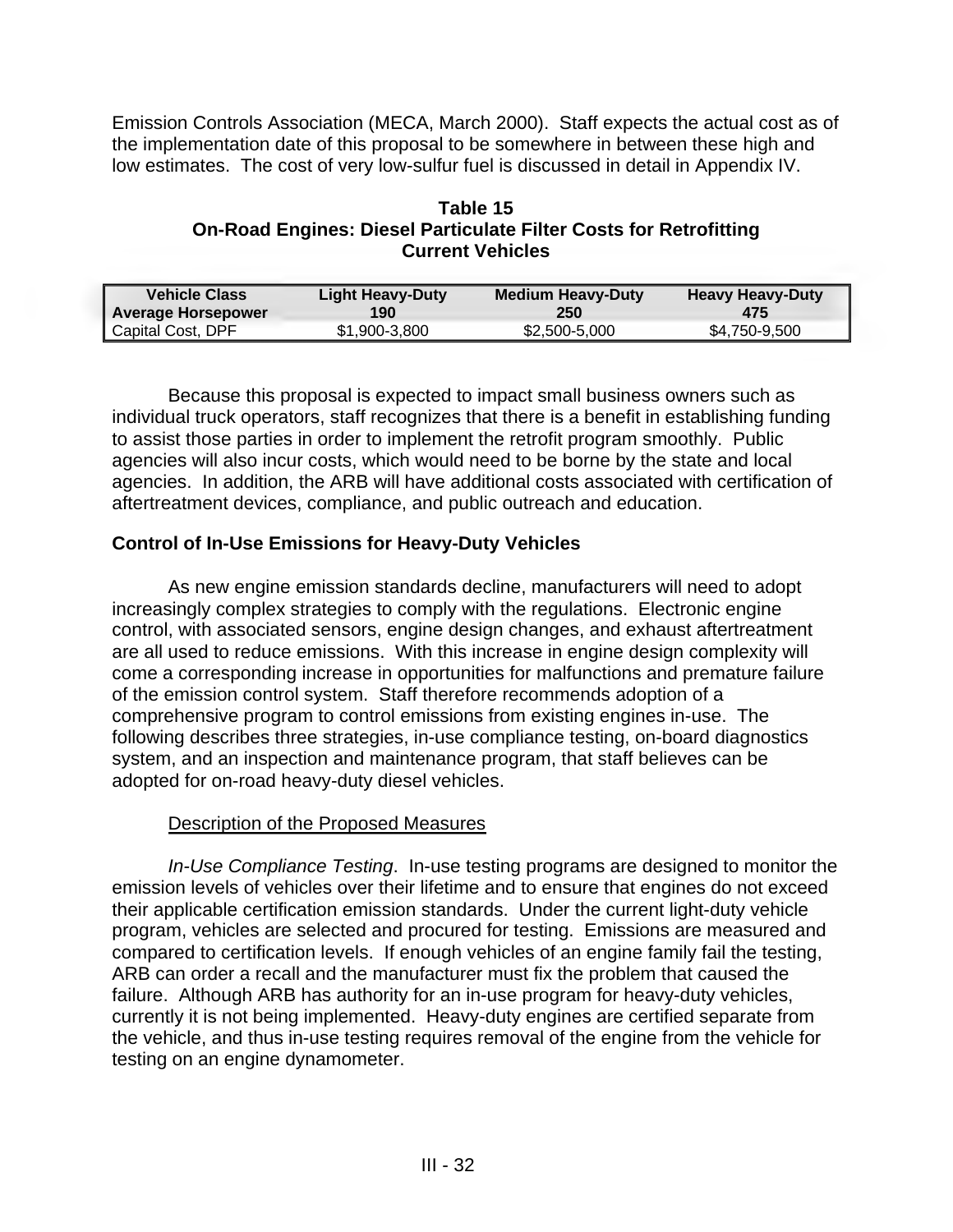Emission Controls Association (MECA, March 2000). Staff expects the actual cost as of the implementation date of this proposal to be somewhere in between these high and low estimates. The cost of very low-sulfur fuel is discussed in detail in Appendix IV.

**Table 15**
**On-Road Engines: Diesel Particulate Filter Costs for Retrofitting Current Vehicles**

| Vehicle Class | Light Heavy-Duty | Medium Heavy-Duty | Heavy Heavy-Duty |
|---|---|---|---|
| **Average Horsepower** | **190** | **250** | **475** |
| Capital Cost, DPF | $1,900-3,800 | $2,500-5,000 | $4,750-9,500 |

Because this proposal is expected to impact small business owners such as individual truck operators, staff recognizes that there is a benefit in establishing funding to assist those parties in order to implement the retrofit program smoothly. Public agencies will also incur costs, which would need to be borne by the state and local agencies. In addition, the ARB will have additional costs associated with certification of aftertreatment devices, compliance, and public outreach and education.

## Control of In-Use Emissions for Heavy-Duty Vehicles

As new engine emission standards decline, manufacturers will need to adopt increasingly complex strategies to comply with the regulations. Electronic engine control, with associated sensors, engine design changes, and exhaust aftertreatment are all used to reduce emissions. With this increase in engine design complexity will come a corresponding increase in opportunities for malfunctions and premature failure of the emission control system. Staff therefore recommends adoption of a comprehensive program to control emissions from existing engines in-use. The following describes three strategies, in-use compliance testing, on-board diagnostics system, and an inspection and maintenance program, that staff believes can be adopted for on-road heavy-duty diesel vehicles.

<u>Description of the Proposed Measures</u>

*In-Use Compliance Testing*. In-use testing programs are designed to monitor the emission levels of vehicles over their lifetime and to ensure that engines do not exceed their applicable certification emission standards. Under the current light-duty vehicle program, vehicles are selected and procured for testing. Emissions are measured and compared to certification levels. If enough vehicles of an engine family fail the testing, ARB can order a recall and the manufacturer must fix the problem that caused the failure. Although ARB has authority for an in-use program for heavy-duty vehicles, currently it is not being implemented. Heavy-duty engines are certified separate from the vehicle, and thus in-use testing requires removal of the engine from the vehicle for testing on an engine dynamometer.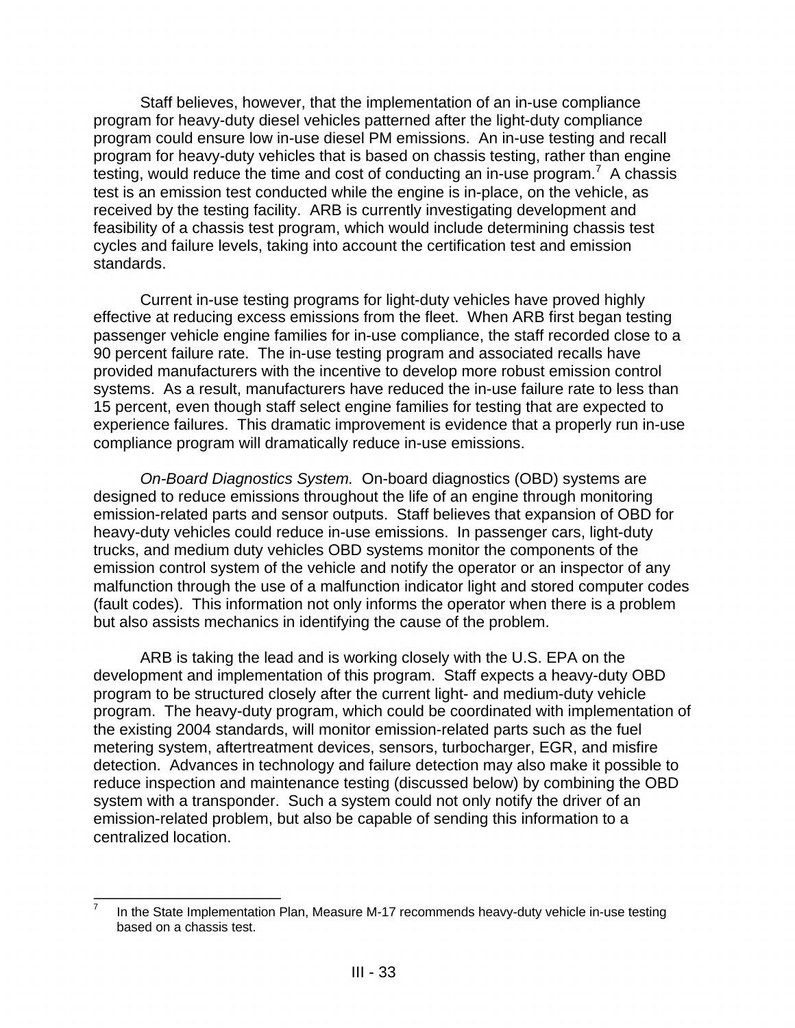Staff believes, however, that the implementation of an in-use compliance program for heavy-duty diesel vehicles patterned after the light-duty compliance program could ensure low in-use diesel PM emissions. An in-use testing and recall program for heavy-duty vehicles that is based on chassis testing, rather than engine testing, would reduce the time and cost of conducting an in-use program.[7] A chassis test is an emission test conducted while the engine is in-place, on the vehicle, as received by the testing facility. ARB is currently investigating development and feasibility of a chassis test program, which would include determining chassis test cycles and failure levels, taking into account the certification test and emission standards.

Current in-use testing programs for light-duty vehicles have proved highly effective at reducing excess emissions from the fleet. When ARB first began testing passenger vehicle engine families for in-use compliance, the staff recorded close to a 90 percent failure rate. The in-use testing program and associated recalls have provided manufacturers with the incentive to develop more robust emission control systems. As a result, manufacturers have reduced the in-use failure rate to less than 15 percent, even though staff select engine families for testing that are expected to experience failures. This dramatic improvement is evidence that a properly run in-use compliance program will dramatically reduce in-use emissions.

*On-Board Diagnostics System.* On-board diagnostics (OBD) systems are designed to reduce emissions throughout the life of an engine through monitoring emission-related parts and sensor outputs. Staff believes that expansion of OBD for heavy-duty vehicles could reduce in-use emissions. In passenger cars, light-duty trucks, and medium duty vehicles OBD systems monitor the components of the emission control system of the vehicle and notify the operator or an inspector of any malfunction through the use of a malfunction indicator light and stored computer codes (fault codes). This information not only informs the operator when there is a problem but also assists mechanics in identifying the cause of the problem.

ARB is taking the lead and is working closely with the U.S. EPA on the development and implementation of this program. Staff expects a heavy-duty OBD program to be structured closely after the current light- and medium-duty vehicle program. The heavy-duty program, which could be coordinated with implementation of the existing 2004 standards, will monitor emission-related parts such as the fuel metering system, aftertreatment devices, sensors, turbocharger, EGR, and misfire detection. Advances in technology and failure detection may also make it possible to reduce inspection and maintenance testing (discussed below) by combining the OBD system with a transponder. Such a system could not only notify the driver of an emission-related problem, but also be capable of sending this information to a centralized location.

---

[7] In the State Implementation Plan, Measure M-17 recommends heavy-duty vehicle in-use testing based on a chassis test.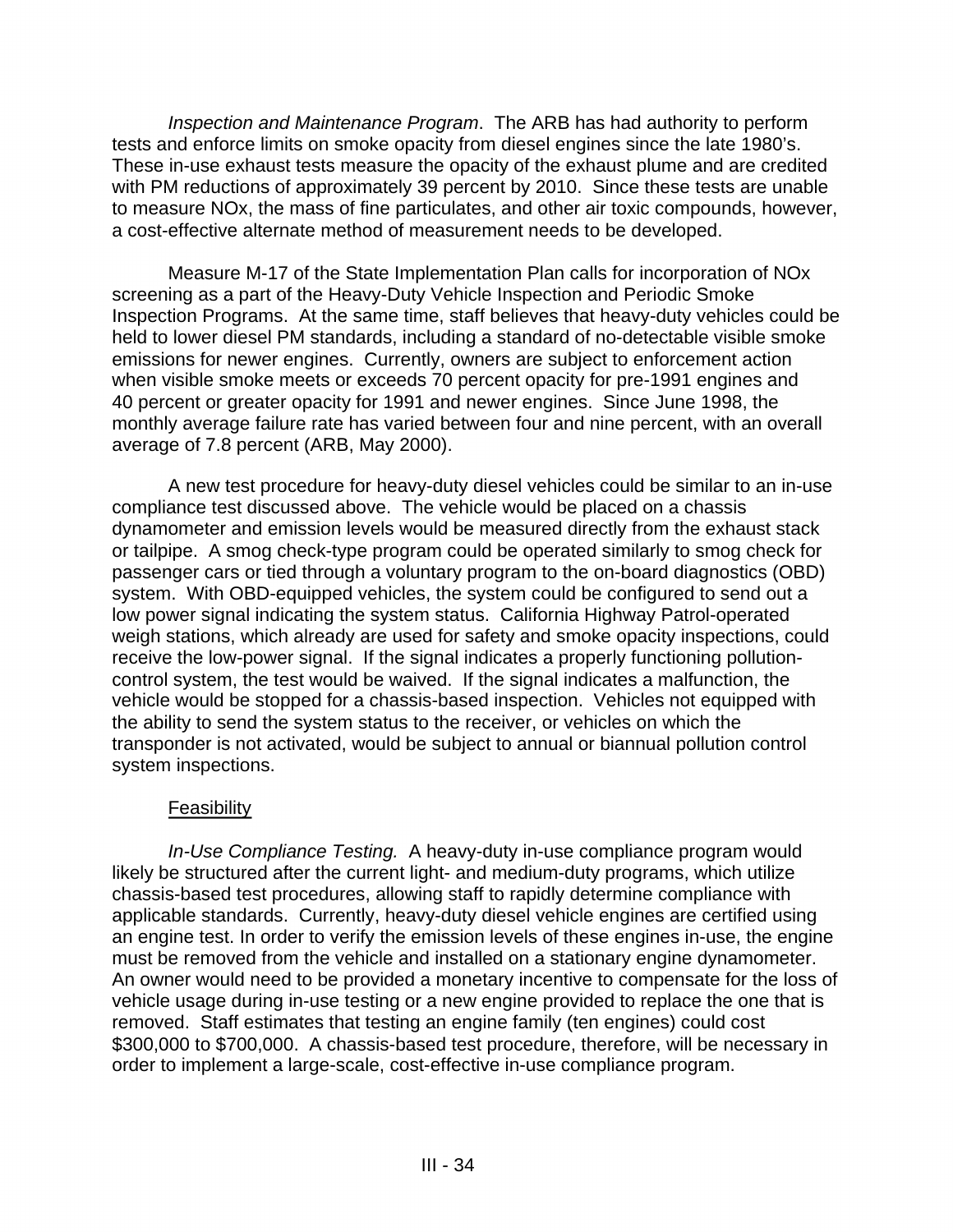*Inspection and Maintenance Program*. The ARB has had authority to perform tests and enforce limits on smoke opacity from diesel engines since the late 1980's. These in-use exhaust tests measure the opacity of the exhaust plume and are credited with PM reductions of approximately 39 percent by 2010. Since these tests are unable to measure NOx, the mass of fine particulates, and other air toxic compounds, however, a cost-effective alternate method of measurement needs to be developed.

Measure M-17 of the State Implementation Plan calls for incorporation of NOx screening as a part of the Heavy-Duty Vehicle Inspection and Periodic Smoke Inspection Programs. At the same time, staff believes that heavy-duty vehicles could be held to lower diesel PM standards, including a standard of no-detectable visible smoke emissions for newer engines. Currently, owners are subject to enforcement action when visible smoke meets or exceeds 70 percent opacity for pre-1991 engines and 40 percent or greater opacity for 1991 and newer engines. Since June 1998, the monthly average failure rate has varied between four and nine percent, with an overall average of 7.8 percent (ARB, May 2000).

A new test procedure for heavy-duty diesel vehicles could be similar to an in-use compliance test discussed above. The vehicle would be placed on a chassis dynamometer and emission levels would be measured directly from the exhaust stack or tailpipe. A smog check-type program could be operated similarly to smog check for passenger cars or tied through a voluntary program to the on-board diagnostics (OBD) system. With OBD-equipped vehicles, the system could be configured to send out a low power signal indicating the system status. California Highway Patrol-operated weigh stations, which already are used for safety and smoke opacity inspections, could receive the low-power signal. If the signal indicates a properly functioning pollution-control system, the test would be waived. If the signal indicates a malfunction, the vehicle would be stopped for a chassis-based inspection. Vehicles not equipped with the ability to send the system status to the receiver, or vehicles on which the transponder is not activated, would be subject to annual or biannual pollution control system inspections.

Feasibility

*In-Use Compliance Testing.* A heavy-duty in-use compliance program would likely be structured after the current light- and medium-duty programs, which utilize chassis-based test procedures, allowing staff to rapidly determine compliance with applicable standards. Currently, heavy-duty diesel vehicle engines are certified using an engine test. In order to verify the emission levels of these engines in-use, the engine must be removed from the vehicle and installed on a stationary engine dynamometer. An owner would need to be provided a monetary incentive to compensate for the loss of vehicle usage during in-use testing or a new engine provided to replace the one that is removed. Staff estimates that testing an engine family (ten engines) could cost $300,000 to $700,000. A chassis-based test procedure, therefore, will be necessary in order to implement a large-scale, cost-effective in-use compliance program.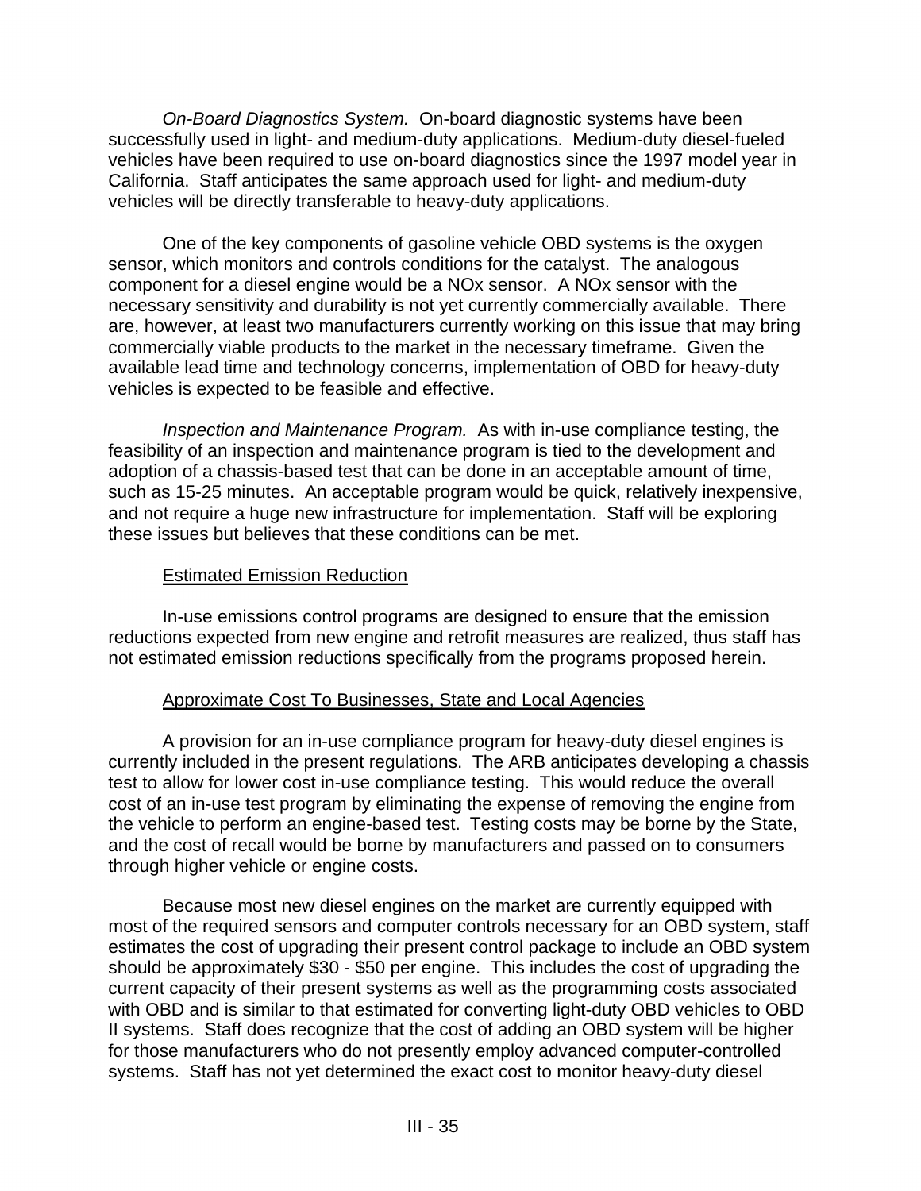*On-Board Diagnostics System.* On-board diagnostic systems have been successfully used in light- and medium-duty applications. Medium-duty diesel-fueled vehicles have been required to use on-board diagnostics since the 1997 model year in California. Staff anticipates the same approach used for light- and medium-duty vehicles will be directly transferable to heavy-duty applications.

One of the key components of gasoline vehicle OBD systems is the oxygen sensor, which monitors and controls conditions for the catalyst. The analogous component for a diesel engine would be a NOx sensor. A NOx sensor with the necessary sensitivity and durability is not yet currently commercially available. There are, however, at least two manufacturers currently working on this issue that may bring commercially viable products to the market in the necessary timeframe. Given the available lead time and technology concerns, implementation of OBD for heavy-duty vehicles is expected to be feasible and effective.

*Inspection and Maintenance Program.* As with in-use compliance testing, the feasibility of an inspection and maintenance program is tied to the development and adoption of a chassis-based test that can be done in an acceptable amount of time, such as 15-25 minutes. An acceptable program would be quick, relatively inexpensive, and not require a huge new infrastructure for implementation. Staff will be exploring these issues but believes that these conditions can be met.

### Estimated Emission Reduction

In-use emissions control programs are designed to ensure that the emission reductions expected from new engine and retrofit measures are realized, thus staff has not estimated emission reductions specifically from the programs proposed herein.

### Approximate Cost To Businesses, State and Local Agencies

A provision for an in-use compliance program for heavy-duty diesel engines is currently included in the present regulations. The ARB anticipates developing a chassis test to allow for lower cost in-use compliance testing. This would reduce the overall cost of an in-use test program by eliminating the expense of removing the engine from the vehicle to perform an engine-based test. Testing costs may be borne by the State, and the cost of recall would be borne by manufacturers and passed on to consumers through higher vehicle or engine costs.

Because most new diesel engines on the market are currently equipped with most of the required sensors and computer controls necessary for an OBD system, staff estimates the cost of upgrading their present control package to include an OBD system should be approximately $30 - $50 per engine. This includes the cost of upgrading the current capacity of their present systems as well as the programming costs associated with OBD and is similar to that estimated for converting light-duty OBD vehicles to OBD II systems. Staff does recognize that the cost of adding an OBD system will be higher for those manufacturers who do not presently employ advanced computer-controlled systems. Staff has not yet determined the exact cost to monitor heavy-duty diesel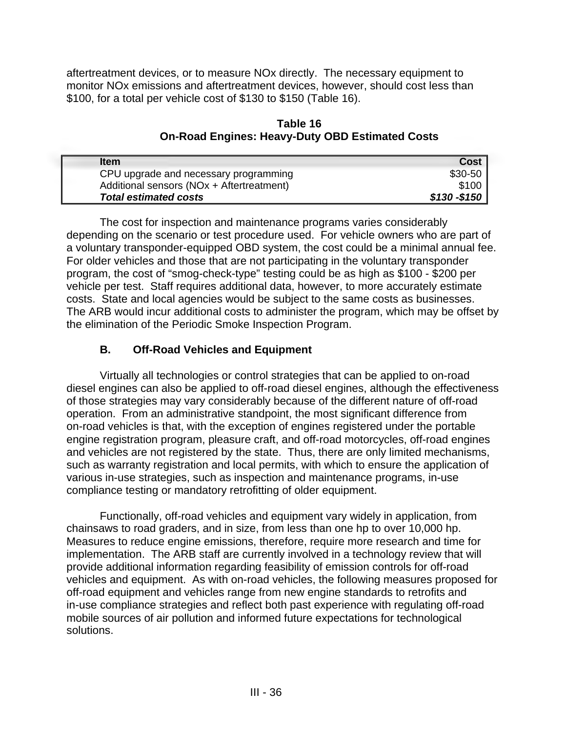aftertreatment devices, or to measure NOx directly. The necessary equipment to monitor NOx emissions and aftertreatment devices, however, should cost less than $100, for a total per vehicle cost of $130 to $150 (Table 16).

**Table 16**
**On-Road Engines: Heavy-Duty OBD Estimated Costs**

| Item | Cost |
|---|---:|
| CPU upgrade and necessary programming | $30-50 |
| Additional sensors (NOx + Aftertreatment) | $100 |
| ***Total estimated costs*** | ***$130 -$150*** |

The cost for inspection and maintenance programs varies considerably depending on the scenario or test procedure used. For vehicle owners who are part of a voluntary transponder-equipped OBD system, the cost could be a minimal annual fee. For older vehicles and those that are not participating in the voluntary transponder program, the cost of "smog-check-type" testing could be as high as $100 - $200 per vehicle per test. Staff requires additional data, however, to more accurately estimate costs. State and local agencies would be subject to the same costs as businesses. The ARB would incur additional costs to administer the program, which may be offset by the elimination of the Periodic Smoke Inspection Program.

### B. Off-Road Vehicles and Equipment

Virtually all technologies or control strategies that can be applied to on-road diesel engines can also be applied to off-road diesel engines, although the effectiveness of those strategies may vary considerably because of the different nature of off-road operation. From an administrative standpoint, the most significant difference from on-road vehicles is that, with the exception of engines registered under the portable engine registration program, pleasure craft, and off-road motorcycles, off-road engines and vehicles are not registered by the state. Thus, there are only limited mechanisms, such as warranty registration and local permits, with which to ensure the application of various in-use strategies, such as inspection and maintenance programs, in-use compliance testing or mandatory retrofitting of older equipment.

Functionally, off-road vehicles and equipment vary widely in application, from chainsaws to road graders, and in size, from less than one hp to over 10,000 hp. Measures to reduce engine emissions, therefore, require more research and time for implementation. The ARB staff are currently involved in a technology review that will provide additional information regarding feasibility of emission controls for off-road vehicles and equipment. As with on-road vehicles, the following measures proposed for off-road equipment and vehicles range from new engine standards to retrofits and in-use compliance strategies and reflect both past experience with regulating off-road mobile sources of air pollution and informed future expectations for technological solutions.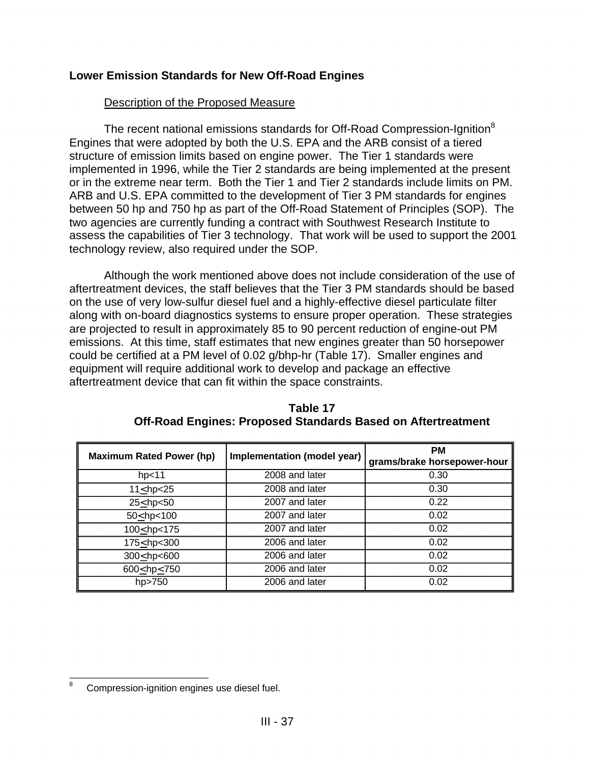## Lower Emission Standards for New Off-Road Engines

### Description of the Proposed Measure

The recent national emissions standards for Off-Road Compression-Ignition[8] Engines that were adopted by both the U.S. EPA and the ARB consist of a tiered structure of emission limits based on engine power. The Tier 1 standards were implemented in 1996, while the Tier 2 standards are being implemented at the present or in the extreme near term. Both the Tier 1 and Tier 2 standards include limits on PM. ARB and U.S. EPA committed to the development of Tier 3 PM standards for engines between 50 hp and 750 hp as part of the Off-Road Statement of Principles (SOP). The two agencies are currently funding a contract with Southwest Research Institute to assess the capabilities of Tier 3 technology. That work will be used to support the 2001 technology review, also required under the SOP.

Although the work mentioned above does not include consideration of the use of aftertreatment devices, the staff believes that the Tier 3 PM standards should be based on the use of very low-sulfur diesel fuel and a highly-effective diesel particulate filter along with on-board diagnostics systems to ensure proper operation. These strategies are projected to result in approximately 85 to 90 percent reduction of engine-out PM emissions. At this time, staff estimates that new engines greater than 50 horsepower could be certified at a PM level of 0.02 g/bhp-hr (Table 17). Smaller engines and equipment will require additional work to develop and package an effective aftertreatment device that can fit within the space constraints.

**Table 17**
**Off-Road Engines: Proposed Standards Based on Aftertreatment**

| Maximum Rated Power (hp) | Implementation (model year) | PM grams/brake horsepower-hour |
|---|---|---|
| hp<11 | 2008 and later | 0.30 |
| 11≤hp<25 | 2008 and later | 0.30 |
| 25≤hp<50 | 2007 and later | 0.22 |
| 50≤hp<100 | 2007 and later | 0.02 |
| 100≤hp<175 | 2007 and later | 0.02 |
| 175≤hp<300 | 2006 and later | 0.02 |
| 300≤hp<600 | 2006 and later | 0.02 |
| 600≤hp≤750 | 2006 and later | 0.02 |
| hp>750 | 2006 and later | 0.02 |

[8] Compression-ignition engines use diesel fuel.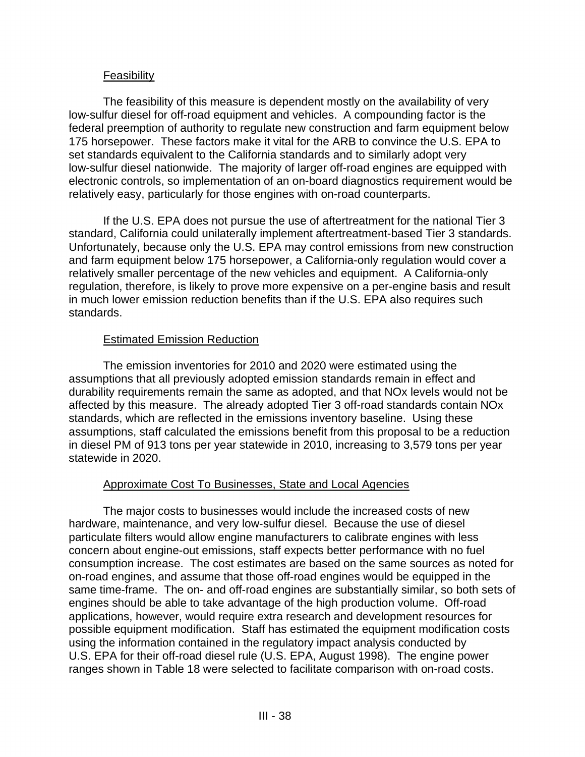### Feasibility

The feasibility of this measure is dependent mostly on the availability of very low-sulfur diesel for off-road equipment and vehicles. A compounding factor is the federal preemption of authority to regulate new construction and farm equipment below 175 horsepower. These factors make it vital for the ARB to convince the U.S. EPA to set standards equivalent to the California standards and to similarly adopt very low-sulfur diesel nationwide. The majority of larger off-road engines are equipped with electronic controls, so implementation of an on-board diagnostics requirement would be relatively easy, particularly for those engines with on-road counterparts.

If the U.S. EPA does not pursue the use of aftertreatment for the national Tier 3 standard, California could unilaterally implement aftertreatment-based Tier 3 standards. Unfortunately, because only the U.S. EPA may control emissions from new construction and farm equipment below 175 horsepower, a California-only regulation would cover a relatively smaller percentage of the new vehicles and equipment. A California-only regulation, therefore, is likely to prove more expensive on a per-engine basis and result in much lower emission reduction benefits than if the U.S. EPA also requires such standards.

### Estimated Emission Reduction

The emission inventories for 2010 and 2020 were estimated using the assumptions that all previously adopted emission standards remain in effect and durability requirements remain the same as adopted, and that NOx levels would not be affected by this measure. The already adopted Tier 3 off-road standards contain NOx standards, which are reflected in the emissions inventory baseline. Using these assumptions, staff calculated the emissions benefit from this proposal to be a reduction in diesel PM of 913 tons per year statewide in 2010, increasing to 3,579 tons per year statewide in 2020.

### Approximate Cost To Businesses, State and Local Agencies

The major costs to businesses would include the increased costs of new hardware, maintenance, and very low-sulfur diesel. Because the use of diesel particulate filters would allow engine manufacturers to calibrate engines with less concern about engine-out emissions, staff expects better performance with no fuel consumption increase. The cost estimates are based on the same sources as noted for on-road engines, and assume that those off-road engines would be equipped in the same time-frame. The on- and off-road engines are substantially similar, so both sets of engines should be able to take advantage of the high production volume. Off-road applications, however, would require extra research and development resources for possible equipment modification. Staff has estimated the equipment modification costs using the information contained in the regulatory impact analysis conducted by U.S. EPA for their off-road diesel rule (U.S. EPA, August 1998). The engine power ranges shown in Table 18 were selected to facilitate comparison with on-road costs.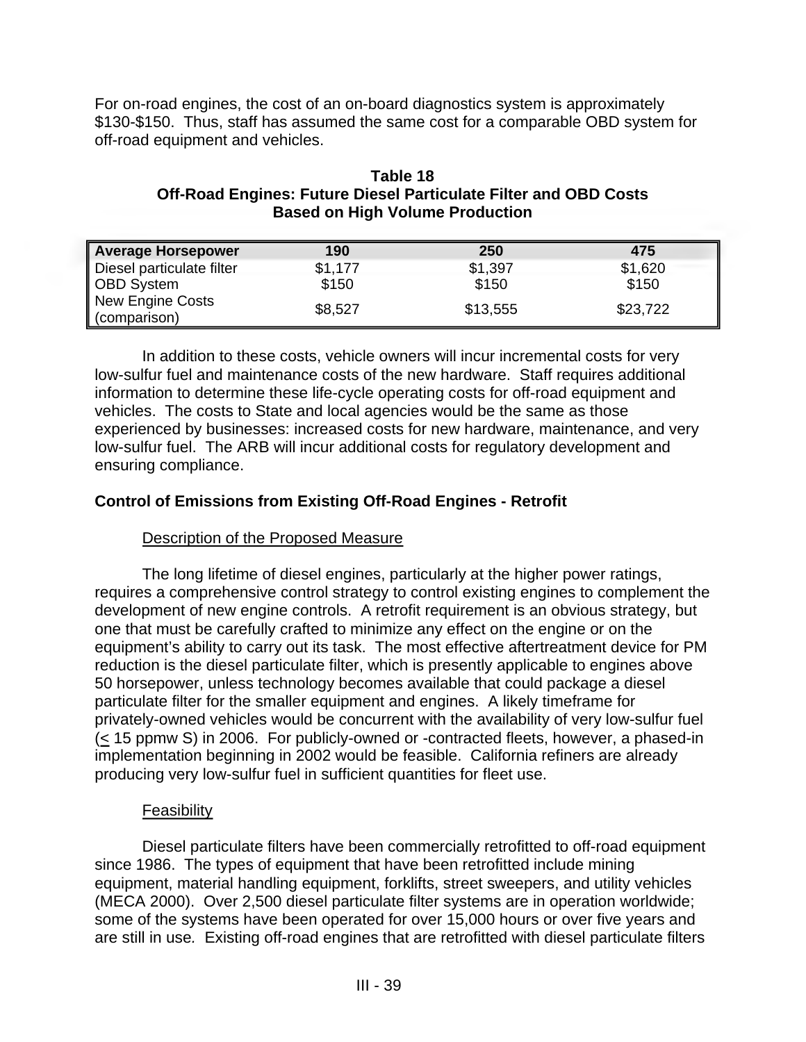For on-road engines, the cost of an on-board diagnostics system is approximately $130-$150. Thus, staff has assumed the same cost for a comparable OBD system for off-road equipment and vehicles.

**Table 18**
**Off-Road Engines: Future Diesel Particulate Filter and OBD Costs Based on High Volume Production**

| Average Horsepower | 190 | 250 | 475 |
|---|---|---|---|
| Diesel particulate filter | $1,177 | $1,397 | $1,620 |
| OBD System | $150 | $150 | $150 |
| New Engine Costs (comparison) | $8,527 | $13,555 | $23,722 |

In addition to these costs, vehicle owners will incur incremental costs for very low-sulfur fuel and maintenance costs of the new hardware. Staff requires additional information to determine these life-cycle operating costs for off-road equipment and vehicles. The costs to State and local agencies would be the same as those experienced by businesses: increased costs for new hardware, maintenance, and very low-sulfur fuel. The ARB will incur additional costs for regulatory development and ensuring compliance.

## Control of Emissions from Existing Off-Road Engines - Retrofit

### Description of the Proposed Measure

The long lifetime of diesel engines, particularly at the higher power ratings, requires a comprehensive control strategy to control existing engines to complement the development of new engine controls. A retrofit requirement is an obvious strategy, but one that must be carefully crafted to minimize any effect on the engine or on the equipment's ability to carry out its task. The most effective aftertreatment device for PM reduction is the diesel particulate filter, which is presently applicable to engines above 50 horsepower, unless technology becomes available that could package a diesel particulate filter for the smaller equipment and engines. A likely timeframe for privately-owned vehicles would be concurrent with the availability of very low-sulfur fuel ($\leq$ 15 ppmw S) in 2006. For publicly-owned or -contracted fleets, however, a phased-in implementation beginning in 2002 would be feasible. California refiners are already producing very low-sulfur fuel in sufficient quantities for fleet use.

### Feasibility

Diesel particulate filters have been commercially retrofitted to off-road equipment since 1986. The types of equipment that have been retrofitted include mining equipment, material handling equipment, forklifts, street sweepers, and utility vehicles (MECA 2000). Over 2,500 diesel particulate filter systems are in operation worldwide; some of the systems have been operated for over 15,000 hours or over five years and are still in use. Existing off-road engines that are retrofitted with diesel particulate filters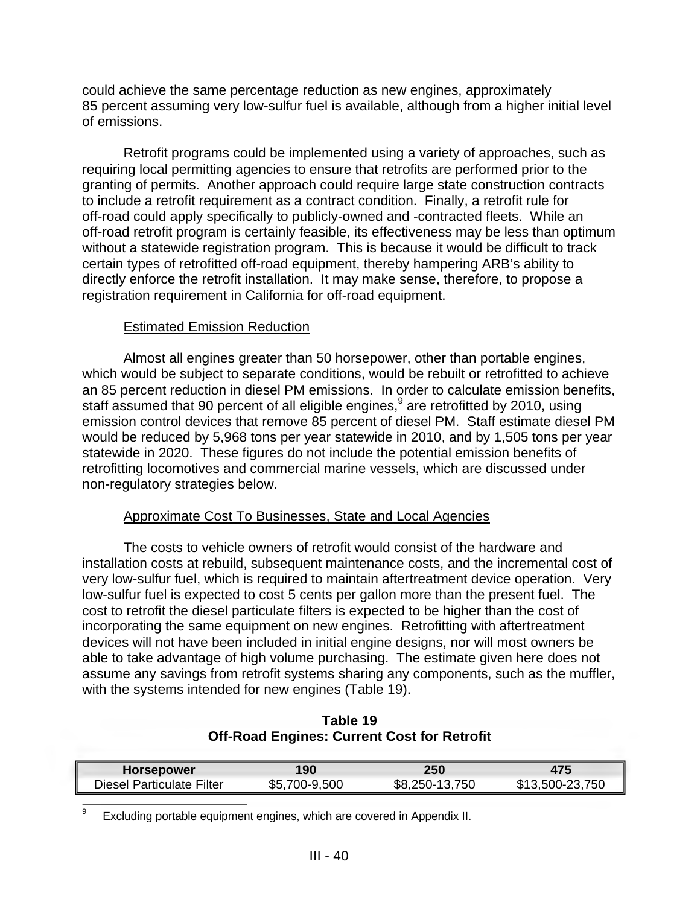could achieve the same percentage reduction as new engines, approximately 85 percent assuming very low-sulfur fuel is available, although from a higher initial level of emissions.

Retrofit programs could be implemented using a variety of approaches, such as requiring local permitting agencies to ensure that retrofits are performed prior to the granting of permits. Another approach could require large state construction contracts to include a retrofit requirement as a contract condition. Finally, a retrofit rule for off-road could apply specifically to publicly-owned and -contracted fleets. While an off-road retrofit program is certainly feasible, its effectiveness may be less than optimum without a statewide registration program. This is because it would be difficult to track certain types of retrofitted off-road equipment, thereby hampering ARB's ability to directly enforce the retrofit installation. It may make sense, therefore, to propose a registration requirement in California for off-road equipment.

Estimated Emission Reduction

Almost all engines greater than 50 horsepower, other than portable engines, which would be subject to separate conditions, would be rebuilt or retrofitted to achieve an 85 percent reduction in diesel PM emissions. In order to calculate emission benefits, staff assumed that 90 percent of all eligible engines,[9] are retrofitted by 2010, using emission control devices that remove 85 percent of diesel PM. Staff estimate diesel PM would be reduced by 5,968 tons per year statewide in 2010, and by 1,505 tons per year statewide in 2020. These figures do not include the potential emission benefits of retrofitting locomotives and commercial marine vessels, which are discussed under non-regulatory strategies below.

Approximate Cost To Businesses, State and Local Agencies

The costs to vehicle owners of retrofit would consist of the hardware and installation costs at rebuild, subsequent maintenance costs, and the incremental cost of very low-sulfur fuel, which is required to maintain aftertreatment device operation. Very low-sulfur fuel is expected to cost 5 cents per gallon more than the present fuel. The cost to retrofit the diesel particulate filters is expected to be higher than the cost of incorporating the same equipment on new engines. Retrofitting with aftertreatment devices will not have been included in initial engine designs, nor will most owners be able to take advantage of high volume purchasing. The estimate given here does not assume any savings from retrofit systems sharing any components, such as the muffler, with the systems intended for new engines (Table 19).

**Table 19**
**Off-Road Engines: Current Cost for Retrofit**

| Horsepower | 190 | 250 | 475 |
|---|---|---|---|
| Diesel Particulate Filter | $5,700-9,500 | $8,250-13,750 | $13,500-23,750 |

[9] Excluding portable equipment engines, which are covered in Appendix II.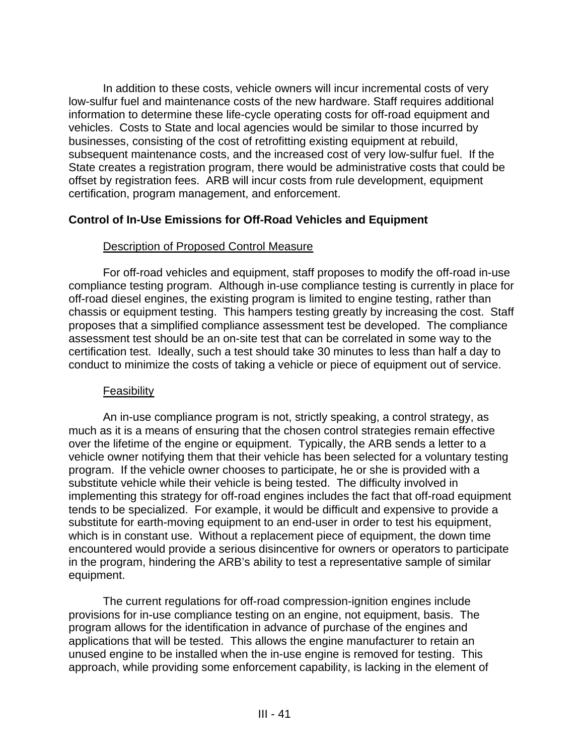In addition to these costs, vehicle owners will incur incremental costs of very low-sulfur fuel and maintenance costs of the new hardware. Staff requires additional information to determine these life-cycle operating costs for off-road equipment and vehicles. Costs to State and local agencies would be similar to those incurred by businesses, consisting of the cost of retrofitting existing equipment at rebuild, subsequent maintenance costs, and the increased cost of very low-sulfur fuel. If the State creates a registration program, there would be administrative costs that could be offset by registration fees. ARB will incur costs from rule development, equipment certification, program management, and enforcement.

**Control of In-Use Emissions for Off-Road Vehicles and Equipment**

Description of Proposed Control Measure

For off-road vehicles and equipment, staff proposes to modify the off-road in-use compliance testing program. Although in-use compliance testing is currently in place for off-road diesel engines, the existing program is limited to engine testing, rather than chassis or equipment testing. This hampers testing greatly by increasing the cost. Staff proposes that a simplified compliance assessment test be developed. The compliance assessment test should be an on-site test that can be correlated in some way to the certification test. Ideally, such a test should take 30 minutes to less than half a day to conduct to minimize the costs of taking a vehicle or piece of equipment out of service.

Feasibility

An in-use compliance program is not, strictly speaking, a control strategy, as much as it is a means of ensuring that the chosen control strategies remain effective over the lifetime of the engine or equipment. Typically, the ARB sends a letter to a vehicle owner notifying them that their vehicle has been selected for a voluntary testing program. If the vehicle owner chooses to participate, he or she is provided with a substitute vehicle while their vehicle is being tested. The difficulty involved in implementing this strategy for off-road engines includes the fact that off-road equipment tends to be specialized. For example, it would be difficult and expensive to provide a substitute for earth-moving equipment to an end-user in order to test his equipment, which is in constant use. Without a replacement piece of equipment, the down time encountered would provide a serious disincentive for owners or operators to participate in the program, hindering the ARB's ability to test a representative sample of similar equipment.

The current regulations for off-road compression-ignition engines include provisions for in-use compliance testing on an engine, not equipment, basis. The program allows for the identification in advance of purchase of the engines and applications that will be tested. This allows the engine manufacturer to retain an unused engine to be installed when the in-use engine is removed for testing. This approach, while providing some enforcement capability, is lacking in the element of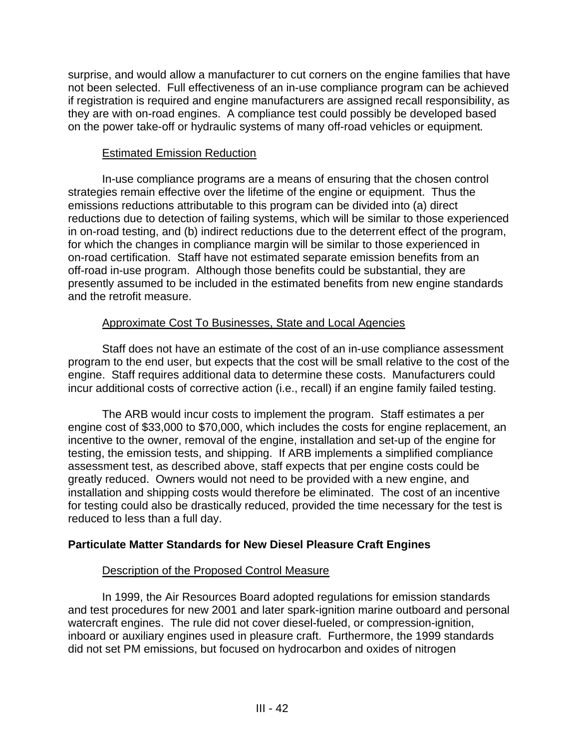surprise, and would allow a manufacturer to cut corners on the engine families that have not been selected. Full effectiveness of an in-use compliance program can be achieved if registration is required and engine manufacturers are assigned recall responsibility, as they are with on-road engines. A compliance test could possibly be developed based on the power take-off or hydraulic systems of many off-road vehicles or equipment.

Estimated Emission Reduction

In-use compliance programs are a means of ensuring that the chosen control strategies remain effective over the lifetime of the engine or equipment. Thus the emissions reductions attributable to this program can be divided into (a) direct reductions due to detection of failing systems, which will be similar to those experienced in on-road testing, and (b) indirect reductions due to the deterrent effect of the program, for which the changes in compliance margin will be similar to those experienced in on-road certification. Staff have not estimated separate emission benefits from an off-road in-use program. Although those benefits could be substantial, they are presently assumed to be included in the estimated benefits from new engine standards and the retrofit measure.

Approximate Cost To Businesses, State and Local Agencies

Staff does not have an estimate of the cost of an in-use compliance assessment program to the end user, but expects that the cost will be small relative to the cost of the engine. Staff requires additional data to determine these costs. Manufacturers could incur additional costs of corrective action (i.e., recall) if an engine family failed testing.

The ARB would incur costs to implement the program. Staff estimates a per engine cost of $33,000 to $70,000, which includes the costs for engine replacement, an incentive to the owner, removal of the engine, installation and set-up of the engine for testing, the emission tests, and shipping. If ARB implements a simplified compliance assessment test, as described above, staff expects that per engine costs could be greatly reduced. Owners would not need to be provided with a new engine, and installation and shipping costs would therefore be eliminated. The cost of an incentive for testing could also be drastically reduced, provided the time necessary for the test is reduced to less than a full day.

**Particulate Matter Standards for New Diesel Pleasure Craft Engines**

Description of the Proposed Control Measure

In 1999, the Air Resources Board adopted regulations for emission standards and test procedures for new 2001 and later spark-ignition marine outboard and personal watercraft engines. The rule did not cover diesel-fueled, or compression-ignition, inboard or auxiliary engines used in pleasure craft. Furthermore, the 1999 standards did not set PM emissions, but focused on hydrocarbon and oxides of nitrogen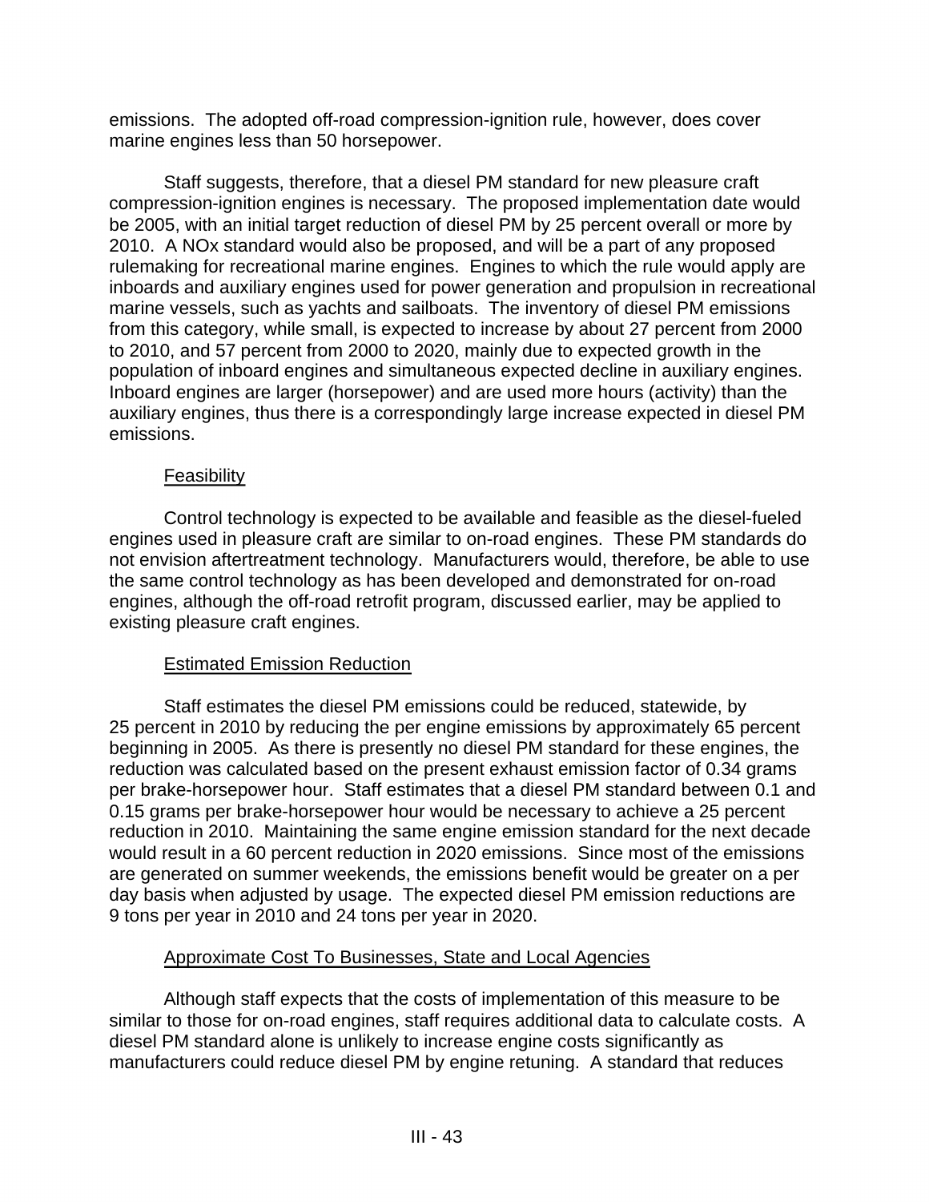emissions. The adopted off-road compression-ignition rule, however, does cover marine engines less than 50 horsepower.

Staff suggests, therefore, that a diesel PM standard for new pleasure craft compression-ignition engines is necessary. The proposed implementation date would be 2005, with an initial target reduction of diesel PM by 25 percent overall or more by 2010. A NOx standard would also be proposed, and will be a part of any proposed rulemaking for recreational marine engines. Engines to which the rule would apply are inboards and auxiliary engines used for power generation and propulsion in recreational marine vessels, such as yachts and sailboats. The inventory of diesel PM emissions from this category, while small, is expected to increase by about 27 percent from 2000 to 2010, and 57 percent from 2000 to 2020, mainly due to expected growth in the population of inboard engines and simultaneous expected decline in auxiliary engines. Inboard engines are larger (horsepower) and are used more hours (activity) than the auxiliary engines, thus there is a correspondingly large increase expected in diesel PM emissions.

<u>Feasibility</u>

Control technology is expected to be available and feasible as the diesel-fueled engines used in pleasure craft are similar to on-road engines. These PM standards do not envision aftertreatment technology. Manufacturers would, therefore, be able to use the same control technology as has been developed and demonstrated for on-road engines, although the off-road retrofit program, discussed earlier, may be applied to existing pleasure craft engines.

<u>Estimated Emission Reduction</u>

Staff estimates the diesel PM emissions could be reduced, statewide, by 25 percent in 2010 by reducing the per engine emissions by approximately 65 percent beginning in 2005. As there is presently no diesel PM standard for these engines, the reduction was calculated based on the present exhaust emission factor of 0.34 grams per brake-horsepower hour. Staff estimates that a diesel PM standard between 0.1 and 0.15 grams per brake-horsepower hour would be necessary to achieve a 25 percent reduction in 2010. Maintaining the same engine emission standard for the next decade would result in a 60 percent reduction in 2020 emissions. Since most of the emissions are generated on summer weekends, the emissions benefit would be greater on a per day basis when adjusted by usage. The expected diesel PM emission reductions are 9 tons per year in 2010 and 24 tons per year in 2020.

<u>Approximate Cost To Businesses, State and Local Agencies</u>

Although staff expects that the costs of implementation of this measure to be similar to those for on-road engines, staff requires additional data to calculate costs. A diesel PM standard alone is unlikely to increase engine costs significantly as manufacturers could reduce diesel PM by engine retuning. A standard that reduces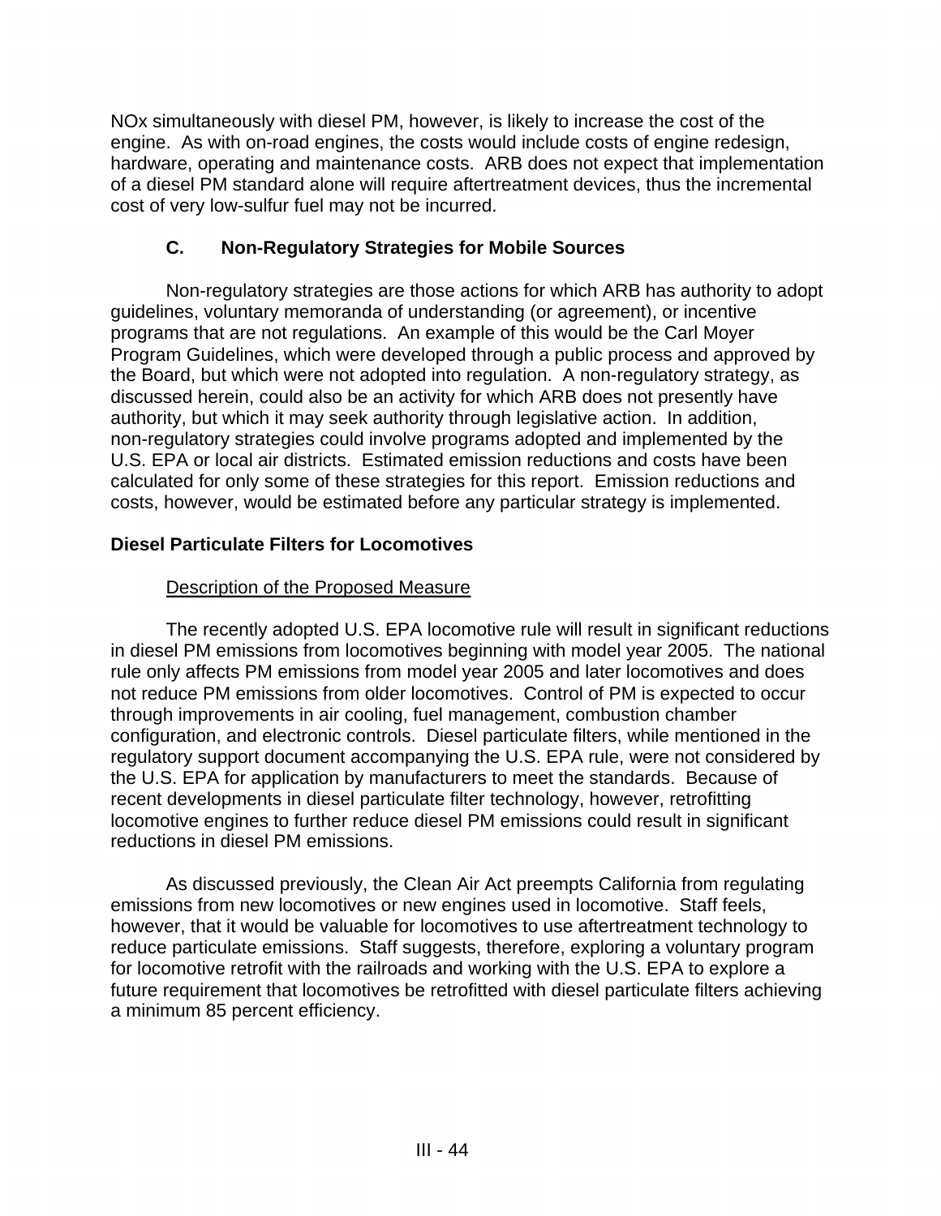NOx simultaneously with diesel PM, however, is likely to increase the cost of the engine. As with on-road engines, the costs would include costs of engine redesign, hardware, operating and maintenance costs. ARB does not expect that implementation of a diesel PM standard alone will require aftertreatment devices, thus the incremental cost of very low-sulfur fuel may not be incurred.

### C. Non-Regulatory Strategies for Mobile Sources

Non-regulatory strategies are those actions for which ARB has authority to adopt guidelines, voluntary memoranda of understanding (or agreement), or incentive programs that are not regulations. An example of this would be the Carl Moyer Program Guidelines, which were developed through a public process and approved by the Board, but which were not adopted into regulation. A non-regulatory strategy, as discussed herein, could also be an activity for which ARB does not presently have authority, but which it may seek authority through legislative action. In addition, non-regulatory strategies could involve programs adopted and implemented by the U.S. EPA or local air districts. Estimated emission reductions and costs have been calculated for only some of these strategies for this report. Emission reductions and costs, however, would be estimated before any particular strategy is implemented.

#### Diesel Particulate Filters for Locomotives

Description of the Proposed Measure

The recently adopted U.S. EPA locomotive rule will result in significant reductions in diesel PM emissions from locomotives beginning with model year 2005. The national rule only affects PM emissions from model year 2005 and later locomotives and does not reduce PM emissions from older locomotives. Control of PM is expected to occur through improvements in air cooling, fuel management, combustion chamber configuration, and electronic controls. Diesel particulate filters, while mentioned in the regulatory support document accompanying the U.S. EPA rule, were not considered by the U.S. EPA for application by manufacturers to meet the standards. Because of recent developments in diesel particulate filter technology, however, retrofitting locomotive engines to further reduce diesel PM emissions could result in significant reductions in diesel PM emissions.

As discussed previously, the Clean Air Act preempts California from regulating emissions from new locomotives or new engines used in locomotive. Staff feels, however, that it would be valuable for locomotives to use aftertreatment technology to reduce particulate emissions. Staff suggests, therefore, exploring a voluntary program for locomotive retrofit with the railroads and working with the U.S. EPA to explore a future requirement that locomotives be retrofitted with diesel particulate filters achieving a minimum 85 percent efficiency.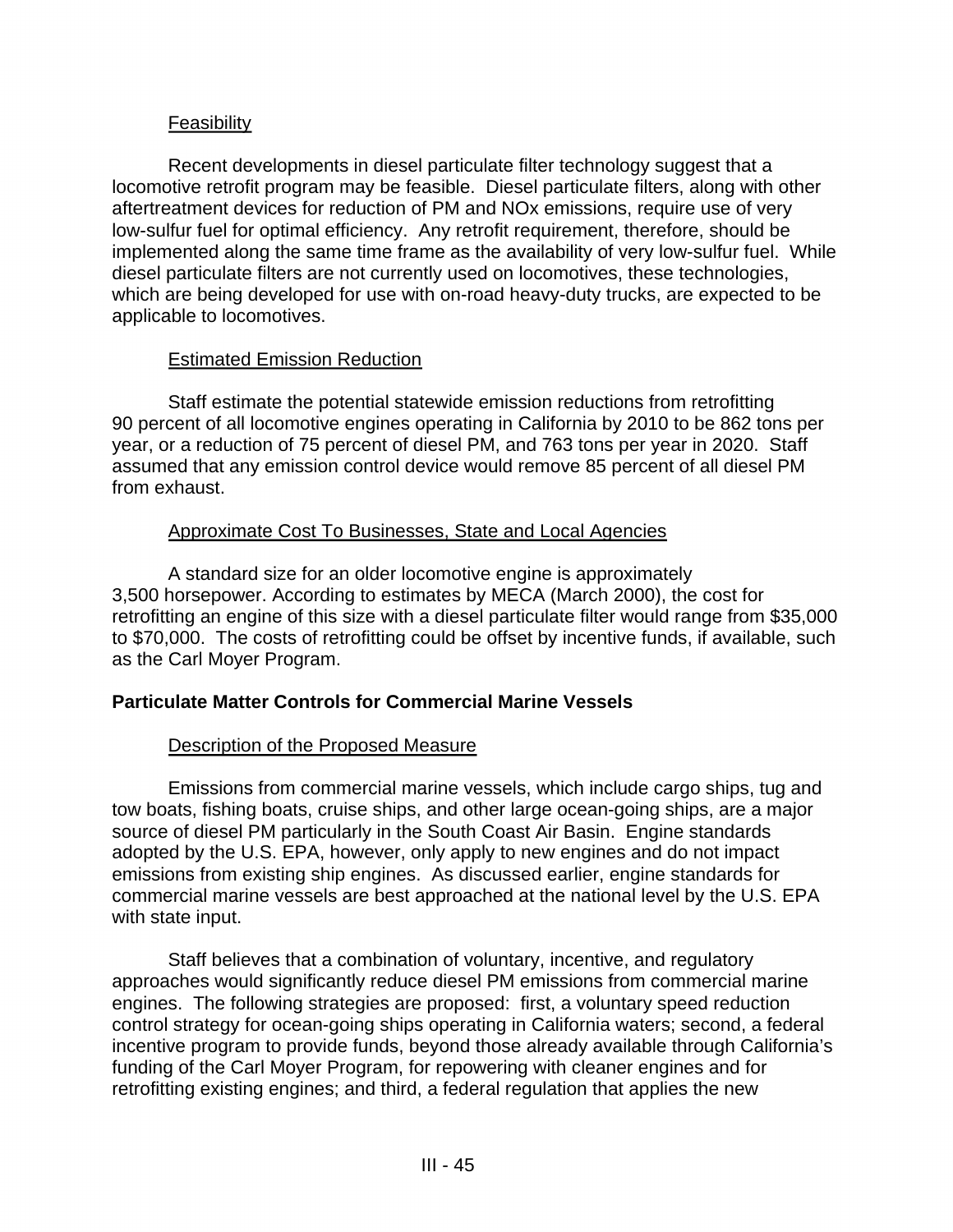Feasibility

Recent developments in diesel particulate filter technology suggest that a locomotive retrofit program may be feasible. Diesel particulate filters, along with other aftertreatment devices for reduction of PM and NOx emissions, require use of very low-sulfur fuel for optimal efficiency. Any retrofit requirement, therefore, should be implemented along the same time frame as the availability of very low-sulfur fuel. While diesel particulate filters are not currently used on locomotives, these technologies, which are being developed for use with on-road heavy-duty trucks, are expected to be applicable to locomotives.

Estimated Emission Reduction

Staff estimate the potential statewide emission reductions from retrofitting 90 percent of all locomotive engines operating in California by 2010 to be 862 tons per year, or a reduction of 75 percent of diesel PM, and 763 tons per year in 2020. Staff assumed that any emission control device would remove 85 percent of all diesel PM from exhaust.

Approximate Cost To Businesses, State and Local Agencies

A standard size for an older locomotive engine is approximately 3,500 horsepower. According to estimates by MECA (March 2000), the cost for retrofitting an engine of this size with a diesel particulate filter would range from $35,000 to $70,000. The costs of retrofitting could be offset by incentive funds, if available, such as the Carl Moyer Program.

**Particulate Matter Controls for Commercial Marine Vessels**

Description of the Proposed Measure

Emissions from commercial marine vessels, which include cargo ships, tug and tow boats, fishing boats, cruise ships, and other large ocean-going ships, are a major source of diesel PM particularly in the South Coast Air Basin. Engine standards adopted by the U.S. EPA, however, only apply to new engines and do not impact emissions from existing ship engines. As discussed earlier, engine standards for commercial marine vessels are best approached at the national level by the U.S. EPA with state input.

Staff believes that a combination of voluntary, incentive, and regulatory approaches would significantly reduce diesel PM emissions from commercial marine engines. The following strategies are proposed: first, a voluntary speed reduction control strategy for ocean-going ships operating in California waters; second, a federal incentive program to provide funds, beyond those already available through California's funding of the Carl Moyer Program, for repowering with cleaner engines and for retrofitting existing engines; and third, a federal regulation that applies the new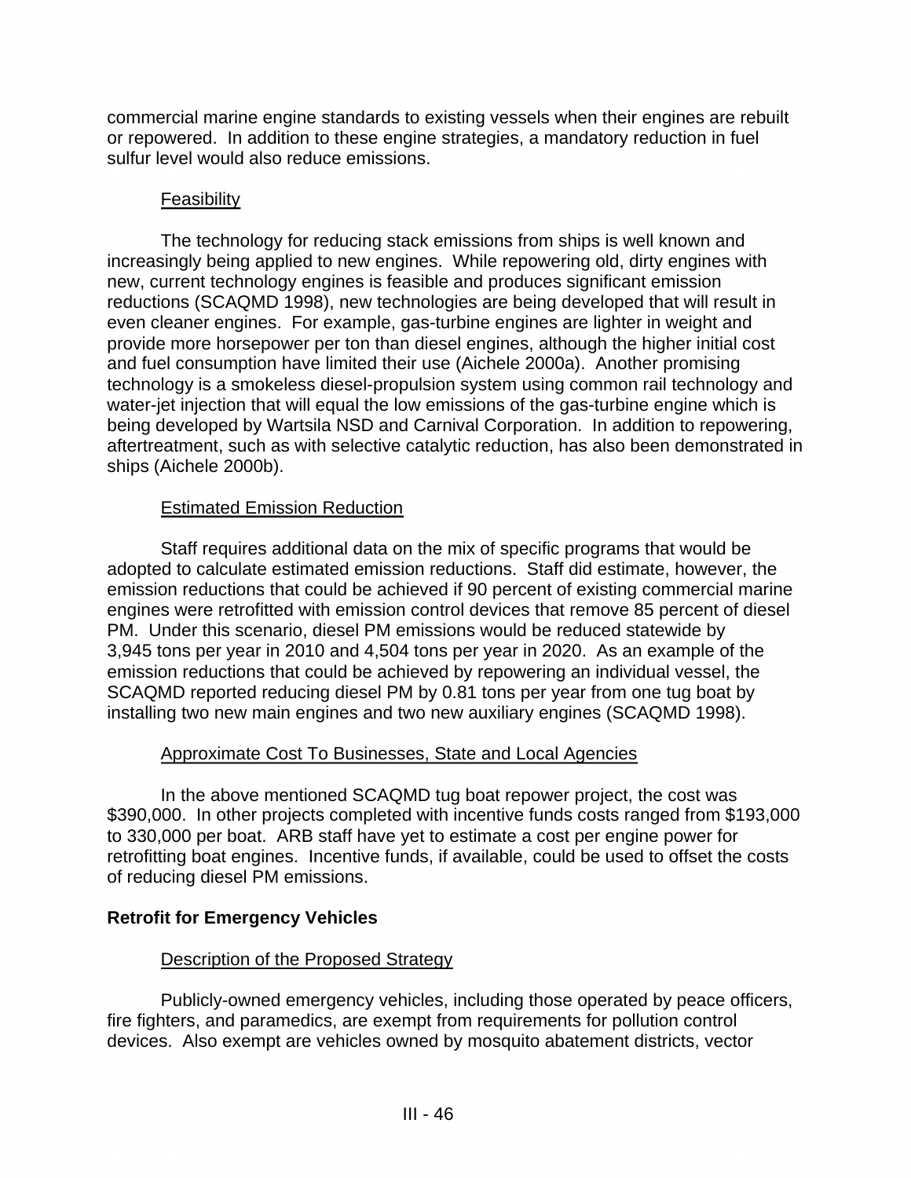commercial marine engine standards to existing vessels when their engines are rebuilt or repowered. In addition to these engine strategies, a mandatory reduction in fuel sulfur level would also reduce emissions.

Feasibility

The technology for reducing stack emissions from ships is well known and increasingly being applied to new engines. While repowering old, dirty engines with new, current technology engines is feasible and produces significant emission reductions (SCAQMD 1998), new technologies are being developed that will result in even cleaner engines. For example, gas-turbine engines are lighter in weight and provide more horsepower per ton than diesel engines, although the higher initial cost and fuel consumption have limited their use (Aichele 2000a). Another promising technology is a smokeless diesel-propulsion system using common rail technology and water-jet injection that will equal the low emissions of the gas-turbine engine which is being developed by Wartsila NSD and Carnival Corporation. In addition to repowering, aftertreatment, such as with selective catalytic reduction, has also been demonstrated in ships (Aichele 2000b).

Estimated Emission Reduction

Staff requires additional data on the mix of specific programs that would be adopted to calculate estimated emission reductions. Staff did estimate, however, the emission reductions that could be achieved if 90 percent of existing commercial marine engines were retrofitted with emission control devices that remove 85 percent of diesel PM. Under this scenario, diesel PM emissions would be reduced statewide by 3,945 tons per year in 2010 and 4,504 tons per year in 2020. As an example of the emission reductions that could be achieved by repowering an individual vessel, the SCAQMD reported reducing diesel PM by 0.81 tons per year from one tug boat by installing two new main engines and two new auxiliary engines (SCAQMD 1998).

Approximate Cost To Businesses, State and Local Agencies

In the above mentioned SCAQMD tug boat repower project, the cost was $390,000. In other projects completed with incentive funds costs ranged from $193,000 to 330,000 per boat. ARB staff have yet to estimate a cost per engine power for retrofitting boat engines. Incentive funds, if available, could be used to offset the costs of reducing diesel PM emissions.

**Retrofit for Emergency Vehicles**

Description of the Proposed Strategy

Publicly-owned emergency vehicles, including those operated by peace officers, fire fighters, and paramedics, are exempt from requirements for pollution control devices. Also exempt are vehicles owned by mosquito abatement districts, vector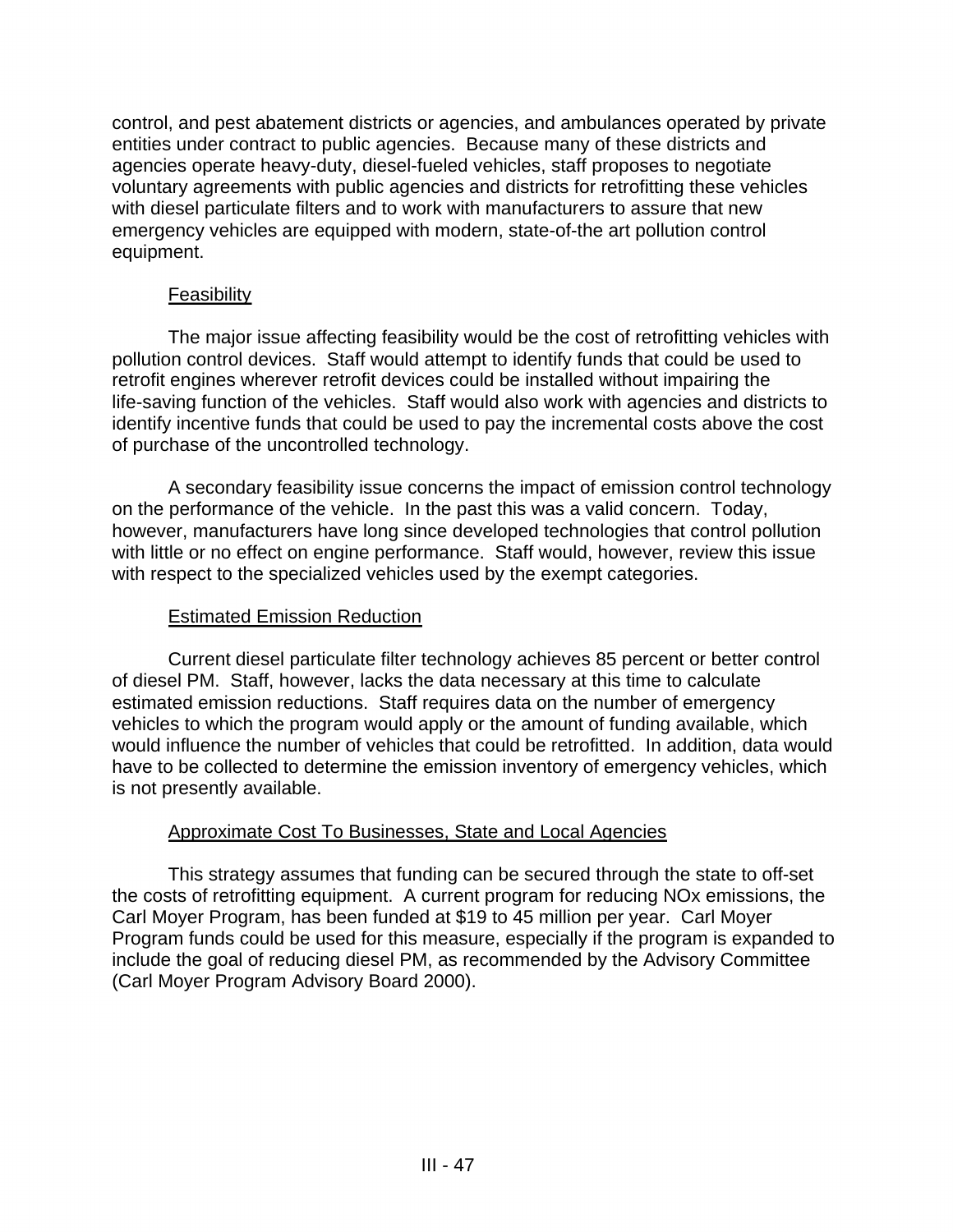control, and pest abatement districts or agencies, and ambulances operated by private entities under contract to public agencies. Because many of these districts and agencies operate heavy-duty, diesel-fueled vehicles, staff proposes to negotiate voluntary agreements with public agencies and districts for retrofitting these vehicles with diesel particulate filters and to work with manufacturers to assure that new emergency vehicles are equipped with modern, state-of-the art pollution control equipment.

<u>Feasibility</u>

The major issue affecting feasibility would be the cost of retrofitting vehicles with pollution control devices. Staff would attempt to identify funds that could be used to retrofit engines wherever retrofit devices could be installed without impairing the life-saving function of the vehicles. Staff would also work with agencies and districts to identify incentive funds that could be used to pay the incremental costs above the cost of purchase of the uncontrolled technology.

A secondary feasibility issue concerns the impact of emission control technology on the performance of the vehicle. In the past this was a valid concern. Today, however, manufacturers have long since developed technologies that control pollution with little or no effect on engine performance. Staff would, however, review this issue with respect to the specialized vehicles used by the exempt categories.

<u>Estimated Emission Reduction</u>

Current diesel particulate filter technology achieves 85 percent or better control of diesel PM. Staff, however, lacks the data necessary at this time to calculate estimated emission reductions. Staff requires data on the number of emergency vehicles to which the program would apply or the amount of funding available, which would influence the number of vehicles that could be retrofitted. In addition, data would have to be collected to determine the emission inventory of emergency vehicles, which is not presently available.

<u>Approximate Cost To Businesses, State and Local Agencies</u>

This strategy assumes that funding can be secured through the state to off-set the costs of retrofitting equipment. A current program for reducing NOx emissions, the Carl Moyer Program, has been funded at $19 to 45 million per year. Carl Moyer Program funds could be used for this measure, especially if the program is expanded to include the goal of reducing diesel PM, as recommended by the Advisory Committee (Carl Moyer Program Advisory Board 2000).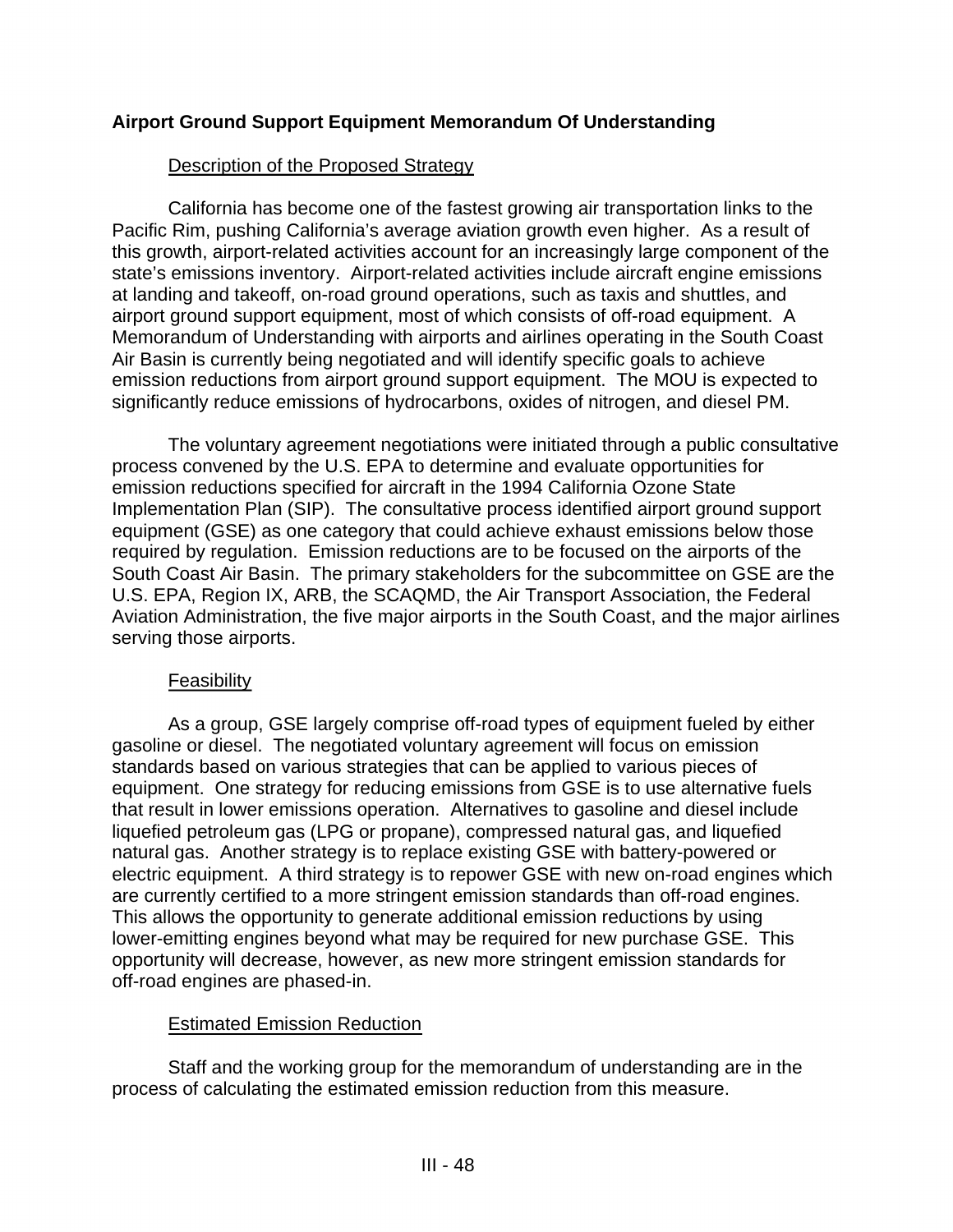## Airport Ground Support Equipment Memorandum Of Understanding

### Description of the Proposed Strategy

California has become one of the fastest growing air transportation links to the Pacific Rim, pushing California's average aviation growth even higher. As a result of this growth, airport-related activities account for an increasingly large component of the state's emissions inventory. Airport-related activities include aircraft engine emissions at landing and takeoff, on-road ground operations, such as taxis and shuttles, and airport ground support equipment, most of which consists of off-road equipment. A Memorandum of Understanding with airports and airlines operating in the South Coast Air Basin is currently being negotiated and will identify specific goals to achieve emission reductions from airport ground support equipment. The MOU is expected to significantly reduce emissions of hydrocarbons, oxides of nitrogen, and diesel PM.

The voluntary agreement negotiations were initiated through a public consultative process convened by the U.S. EPA to determine and evaluate opportunities for emission reductions specified for aircraft in the 1994 California Ozone State Implementation Plan (SIP). The consultative process identified airport ground support equipment (GSE) as one category that could achieve exhaust emissions below those required by regulation. Emission reductions are to be focused on the airports of the South Coast Air Basin. The primary stakeholders for the subcommittee on GSE are the U.S. EPA, Region IX, ARB, the SCAQMD, the Air Transport Association, the Federal Aviation Administration, the five major airports in the South Coast, and the major airlines serving those airports.

### Feasibility

As a group, GSE largely comprise off-road types of equipment fueled by either gasoline or diesel. The negotiated voluntary agreement will focus on emission standards based on various strategies that can be applied to various pieces of equipment. One strategy for reducing emissions from GSE is to use alternative fuels that result in lower emissions operation. Alternatives to gasoline and diesel include liquefied petroleum gas (LPG or propane), compressed natural gas, and liquefied natural gas. Another strategy is to replace existing GSE with battery-powered or electric equipment. A third strategy is to repower GSE with new on-road engines which are currently certified to a more stringent emission standards than off-road engines. This allows the opportunity to generate additional emission reductions by using lower-emitting engines beyond what may be required for new purchase GSE. This opportunity will decrease, however, as new more stringent emission standards for off-road engines are phased-in.

### Estimated Emission Reduction

Staff and the working group for the memorandum of understanding are in the process of calculating the estimated emission reduction from this measure.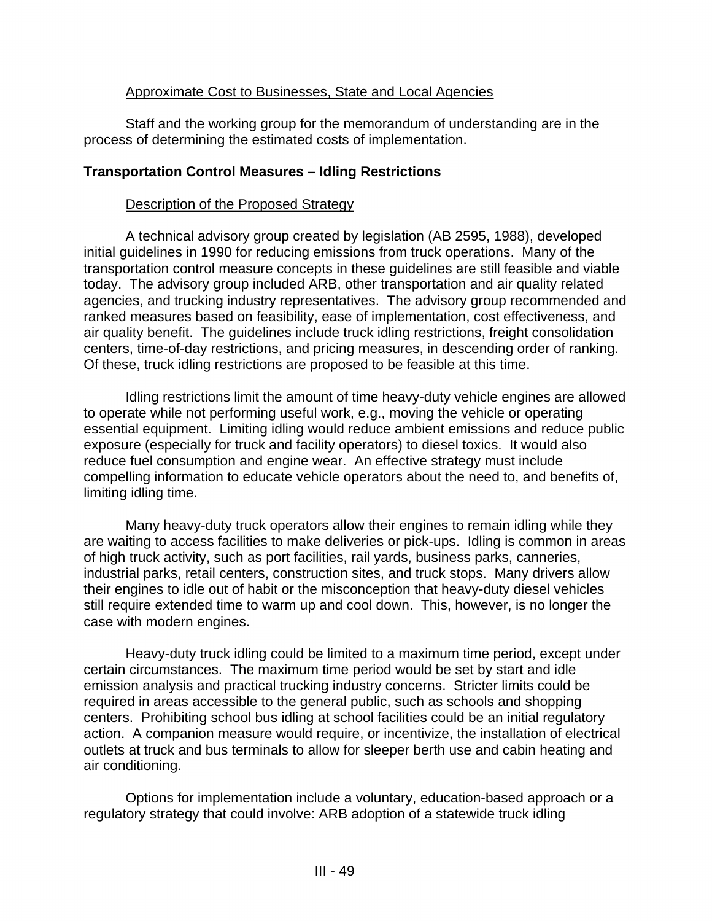Approximate Cost to Businesses, State and Local Agencies

Staff and the working group for the memorandum of understanding are in the process of determining the estimated costs of implementation.

**Transportation Control Measures – Idling Restrictions**

Description of the Proposed Strategy

A technical advisory group created by legislation (AB 2595, 1988), developed initial guidelines in 1990 for reducing emissions from truck operations. Many of the transportation control measure concepts in these guidelines are still feasible and viable today. The advisory group included ARB, other transportation and air quality related agencies, and trucking industry representatives. The advisory group recommended and ranked measures based on feasibility, ease of implementation, cost effectiveness, and air quality benefit. The guidelines include truck idling restrictions, freight consolidation centers, time-of-day restrictions, and pricing measures, in descending order of ranking. Of these, truck idling restrictions are proposed to be feasible at this time.

Idling restrictions limit the amount of time heavy-duty vehicle engines are allowed to operate while not performing useful work, e.g., moving the vehicle or operating essential equipment. Limiting idling would reduce ambient emissions and reduce public exposure (especially for truck and facility operators) to diesel toxics. It would also reduce fuel consumption and engine wear. An effective strategy must include compelling information to educate vehicle operators about the need to, and benefits of, limiting idling time.

Many heavy-duty truck operators allow their engines to remain idling while they are waiting to access facilities to make deliveries or pick-ups. Idling is common in areas of high truck activity, such as port facilities, rail yards, business parks, canneries, industrial parks, retail centers, construction sites, and truck stops. Many drivers allow their engines to idle out of habit or the misconception that heavy-duty diesel vehicles still require extended time to warm up and cool down. This, however, is no longer the case with modern engines.

Heavy-duty truck idling could be limited to a maximum time period, except under certain circumstances. The maximum time period would be set by start and idle emission analysis and practical trucking industry concerns. Stricter limits could be required in areas accessible to the general public, such as schools and shopping centers. Prohibiting school bus idling at school facilities could be an initial regulatory action. A companion measure would require, or incentivize, the installation of electrical outlets at truck and bus terminals to allow for sleeper berth use and cabin heating and air conditioning.

Options for implementation include a voluntary, education-based approach or a regulatory strategy that could involve: ARB adoption of a statewide truck idling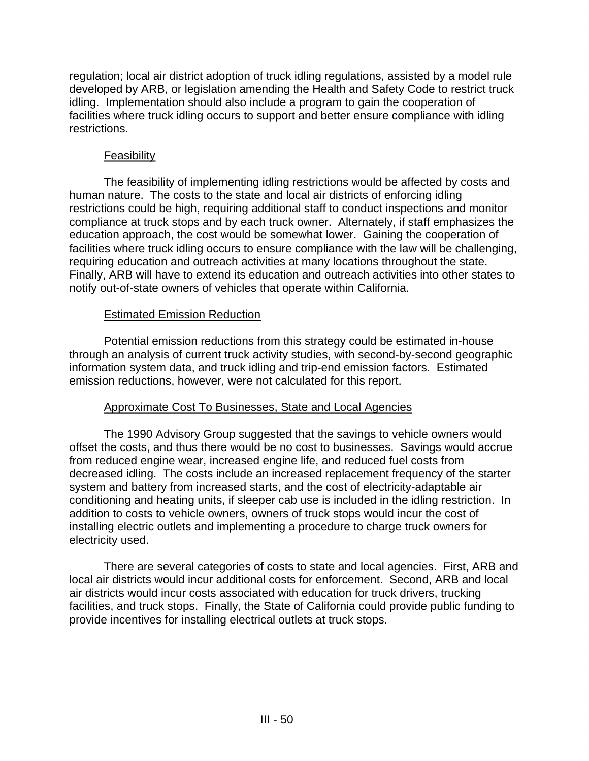regulation; local air district adoption of truck idling regulations, assisted by a model rule developed by ARB, or legislation amending the Health and Safety Code to restrict truck idling. Implementation should also include a program to gain the cooperation of facilities where truck idling occurs to support and better ensure compliance with idling restrictions.

#### Feasibility

The feasibility of implementing idling restrictions would be affected by costs and human nature. The costs to the state and local air districts of enforcing idling restrictions could be high, requiring additional staff to conduct inspections and monitor compliance at truck stops and by each truck owner. Alternately, if staff emphasizes the education approach, the cost would be somewhat lower. Gaining the cooperation of facilities where truck idling occurs to ensure compliance with the law will be challenging, requiring education and outreach activities at many locations throughout the state. Finally, ARB will have to extend its education and outreach activities into other states to notify out-of-state owners of vehicles that operate within California.

#### Estimated Emission Reduction

Potential emission reductions from this strategy could be estimated in-house through an analysis of current truck activity studies, with second-by-second geographic information system data, and truck idling and trip-end emission factors. Estimated emission reductions, however, were not calculated for this report.

#### Approximate Cost To Businesses, State and Local Agencies

The 1990 Advisory Group suggested that the savings to vehicle owners would offset the costs, and thus there would be no cost to businesses. Savings would accrue from reduced engine wear, increased engine life, and reduced fuel costs from decreased idling. The costs include an increased replacement frequency of the starter system and battery from increased starts, and the cost of electricity-adaptable air conditioning and heating units, if sleeper cab use is included in the idling restriction. In addition to costs to vehicle owners, owners of truck stops would incur the cost of installing electric outlets and implementing a procedure to charge truck owners for electricity used.

There are several categories of costs to state and local agencies. First, ARB and local air districts would incur additional costs for enforcement. Second, ARB and local air districts would incur costs associated with education for truck drivers, trucking facilities, and truck stops. Finally, the State of California could provide public funding to provide incentives for installing electrical outlets at truck stops.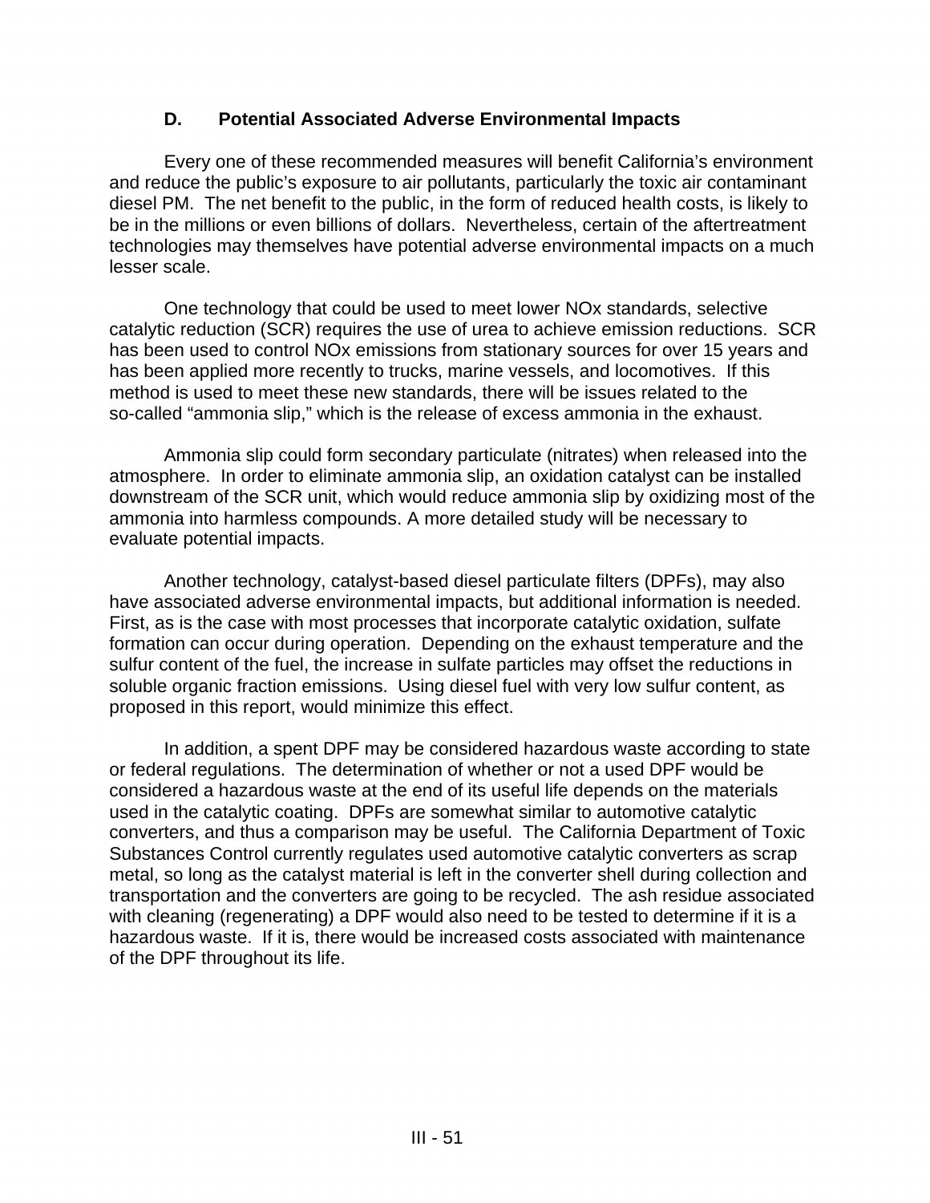### D. Potential Associated Adverse Environmental Impacts

Every one of these recommended measures will benefit California's environment and reduce the public's exposure to air pollutants, particularly the toxic air contaminant diesel PM. The net benefit to the public, in the form of reduced health costs, is likely to be in the millions or even billions of dollars. Nevertheless, certain of the aftertreatment technologies may themselves have potential adverse environmental impacts on a much lesser scale.

One technology that could be used to meet lower NOx standards, selective catalytic reduction (SCR) requires the use of urea to achieve emission reductions. SCR has been used to control NOx emissions from stationary sources for over 15 years and has been applied more recently to trucks, marine vessels, and locomotives. If this method is used to meet these new standards, there will be issues related to the so-called "ammonia slip," which is the release of excess ammonia in the exhaust.

Ammonia slip could form secondary particulate (nitrates) when released into the atmosphere. In order to eliminate ammonia slip, an oxidation catalyst can be installed downstream of the SCR unit, which would reduce ammonia slip by oxidizing most of the ammonia into harmless compounds. A more detailed study will be necessary to evaluate potential impacts.

Another technology, catalyst-based diesel particulate filters (DPFs), may also have associated adverse environmental impacts, but additional information is needed. First, as is the case with most processes that incorporate catalytic oxidation, sulfate formation can occur during operation. Depending on the exhaust temperature and the sulfur content of the fuel, the increase in sulfate particles may offset the reductions in soluble organic fraction emissions. Using diesel fuel with very low sulfur content, as proposed in this report, would minimize this effect.

In addition, a spent DPF may be considered hazardous waste according to state or federal regulations. The determination of whether or not a used DPF would be considered a hazardous waste at the end of its useful life depends on the materials used in the catalytic coating. DPFs are somewhat similar to automotive catalytic converters, and thus a comparison may be useful. The California Department of Toxic Substances Control currently regulates used automotive catalytic converters as scrap metal, so long as the catalyst material is left in the converter shell during collection and transportation and the converters are going to be recycled. The ash residue associated with cleaning (regenerating) a DPF would also need to be tested to determine if it is a hazardous waste. If it is, there would be increased costs associated with maintenance of the DPF throughout its life.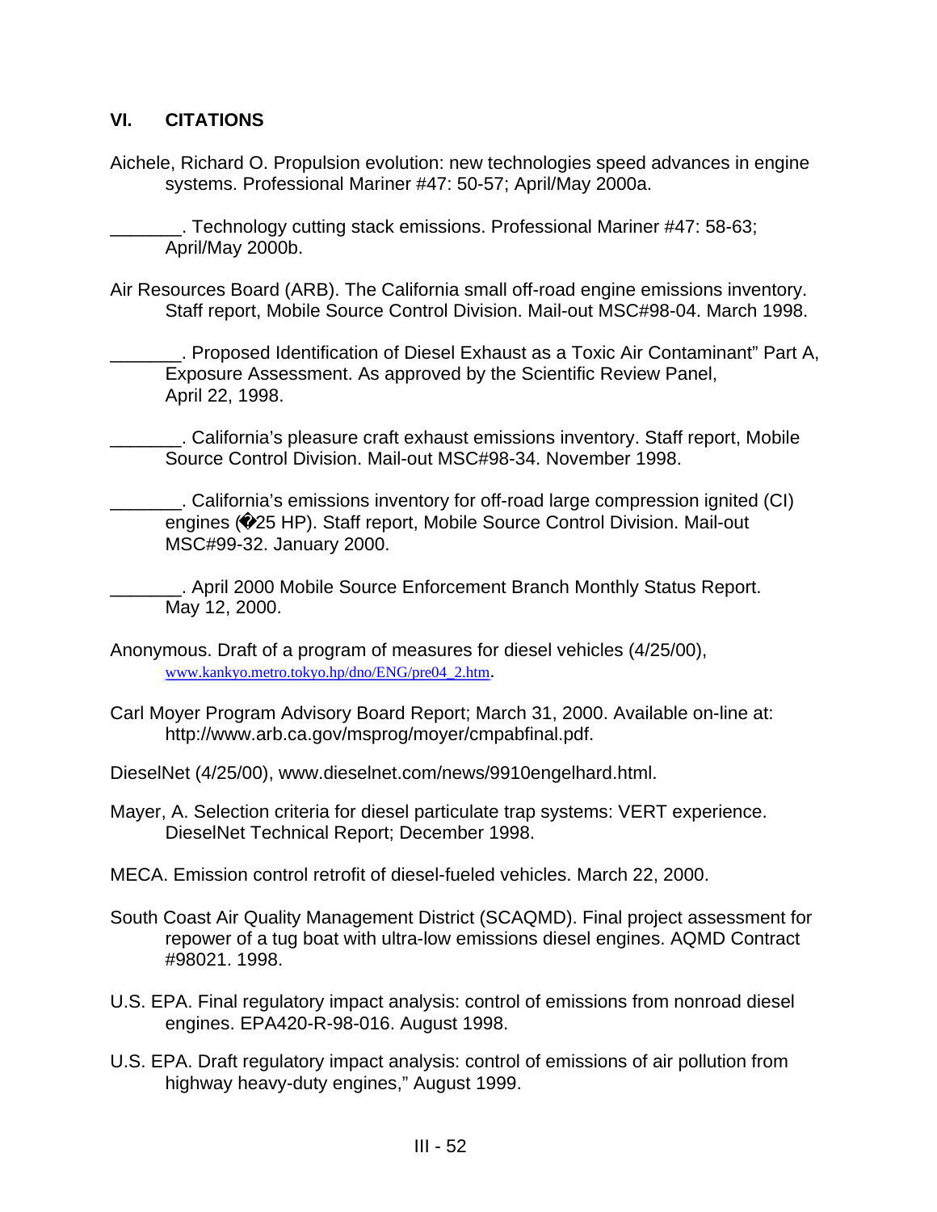## VI. CITATIONS

Aichele, Richard O. Propulsion evolution: new technologies speed advances in engine systems. Professional Mariner #47: 50-57; April/May 2000a.

_______. Technology cutting stack emissions. Professional Mariner #47: 58-63; April/May 2000b.

Air Resources Board (ARB). The California small off-road engine emissions inventory. Staff report, Mobile Source Control Division. Mail-out MSC#98-04. March 1998.

_______. Proposed Identification of Diesel Exhaust as a Toxic Air Contaminant" Part A, Exposure Assessment. As approved by the Scientific Review Panel, April 22, 1998.

_______. California's pleasure craft exhaust emissions inventory. Staff report, Mobile Source Control Division. Mail-out MSC#98-34. November 1998.

_______. California's emissions inventory for off-road large compression ignited (CI) engines (�25 HP). Staff report, Mobile Source Control Division. Mail-out MSC#99-32. January 2000.

_______. April 2000 Mobile Source Enforcement Branch Monthly Status Report. May 12, 2000.

Anonymous. Draft of a program of measures for diesel vehicles (4/25/00), www.kankyo.metro.tokyo.hp/dno/ENG/pre04_2.htm.

Carl Moyer Program Advisory Board Report; March 31, 2000. Available on-line at: http://www.arb.ca.gov/msprog/moyer/cmpabfinal.pdf.

DieselNet (4/25/00), www.dieselnet.com/news/9910engelhard.html.

Mayer, A. Selection criteria for diesel particulate trap systems: VERT experience. DieselNet Technical Report; December 1998.

MECA. Emission control retrofit of diesel-fueled vehicles. March 22, 2000.

South Coast Air Quality Management District (SCAQMD). Final project assessment for repower of a tug boat with ultra-low emissions diesel engines. AQMD Contract #98021. 1998.

U.S. EPA. Final regulatory impact analysis: control of emissions from nonroad diesel engines. EPA420-R-98-016. August 1998.

U.S. EPA. Draft regulatory impact analysis: control of emissions of air pollution from highway heavy-duty engines," August 1999.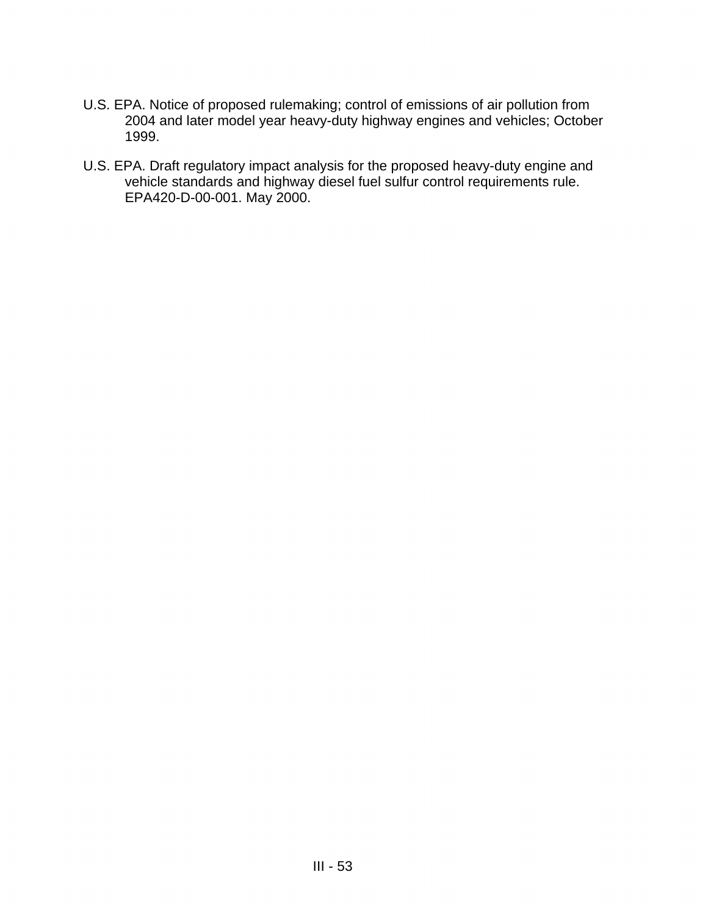U.S. EPA. Notice of proposed rulemaking; control of emissions of air pollution from 2004 and later model year heavy-duty highway engines and vehicles; October 1999.

U.S. EPA. Draft regulatory impact analysis for the proposed heavy-duty engine and vehicle standards and highway diesel fuel sulfur control requirements rule. EPA420-D-00-001. May 2000.